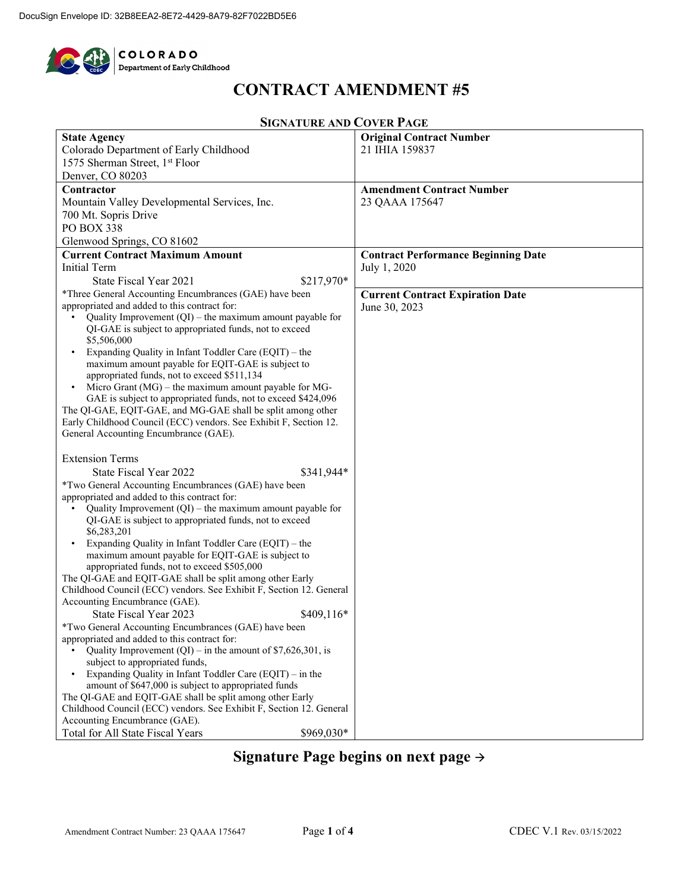DocuSign Envelope ID: 32B8EEA2-8E72-4429-8A79-82F7022BD5E6

COLORADO
Department of Early Childhood

# CONTRACT AMENDMENT #5

## SIGNATURE AND COVER PAGE

| **State Agency**<br>Colorado Department of Early Childhood<br>1575 Sherman Street, 1st Floor<br>Denver, CO 80203 | **Original Contract Number**<br>21 IHIA 159837 |
|---|---|
| **Contractor**<br>Mountain Valley Developmental Services, Inc.<br>700 Mt. Sopris Drive<br>PO BOX 338<br>Glenwood Springs, CO 81602 | **Amendment Contract Number**<br>23 QAAA 175647 |
| **Current Contract Maximum Amount**<br>Initial Term<br>State Fiscal Year 2021 $217,970*<br>*Three General Accounting Encumbrances (GAE) have been appropriated and added to this contract for:<br>• Quality Improvement (QI) – the maximum amount payable for QI-GAE is subject to appropriated funds, not to exceed $5,506,000<br>• Expanding Quality in Infant Toddler Care (EQIT) – the maximum amount payable for EQIT-GAE is subject to appropriated funds, not to exceed $511,134<br>• Micro Grant (MG) – the maximum amount payable for MG-GAE is subject to appropriated funds, not to exceed $424,096<br>The QI-GAE, EQIT-GAE, and MG-GAE shall be split among other Early Childhood Council (ECC) vendors. See Exhibit F, Section 12. General Accounting Encumbrance (GAE).<br><br>Extension Terms<br>State Fiscal Year 2022 $341,944*<br>*Two General Accounting Encumbrances (GAE) have been appropriated and added to this contract for:<br>• Quality Improvement (QI) – the maximum amount payable for QI-GAE is subject to appropriated funds, not to exceed $6,283,201<br>• Expanding Quality in Infant Toddler Care (EQIT) – the maximum amount payable for EQIT-GAE is subject to appropriated funds, not to exceed $505,000<br>The QI-GAE and EQIT-GAE shall be split among other Early Childhood Council (ECC) vendors. See Exhibit F, Section 12. General Accounting Encumbrance (GAE).<br>State Fiscal Year 2023 $409,116*<br>*Two General Accounting Encumbrances (GAE) have been appropriated and added to this contract for:<br>• Quality Improvement (QI) – in the amount of $7,626,301, is subject to appropriated funds,<br>• Expanding Quality in Infant Toddler Care (EQIT) – in the amount of $647,000 is subject to appropriated funds<br>The QI-GAE and EQIT-GAE shall be split among other Early Childhood Council (ECC) vendors. See Exhibit F, Section 12. General Accounting Encumbrance (GAE).<br>Total for All State Fiscal Years $969,030* | **Contract Performance Beginning Date**<br>July 1, 2020<br><br>**Current Contract Expiration Date**<br>June 30, 2023 |

## Signature Page begins on next page →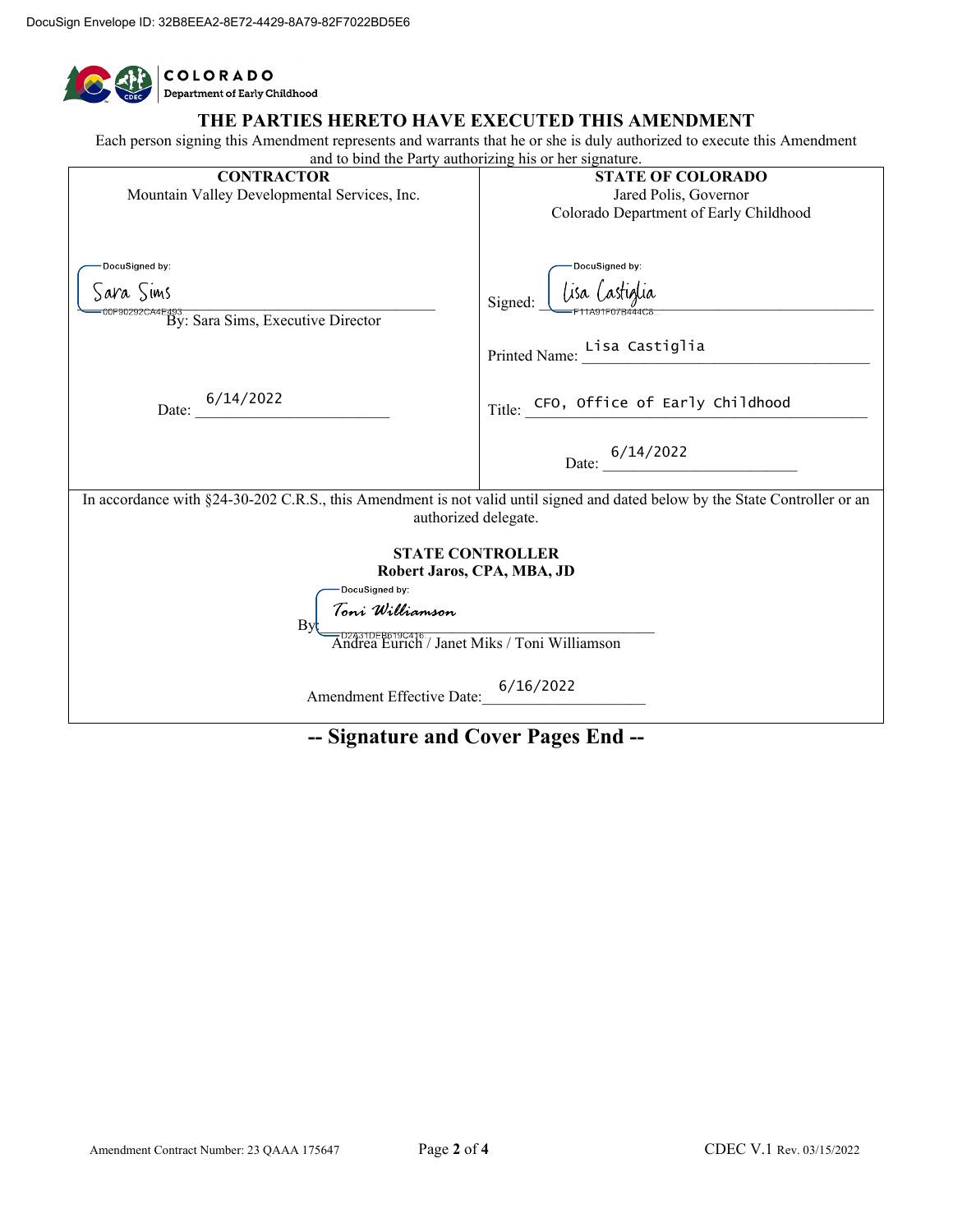DocuSign Envelope ID: 32B8EEA2-8E72-4429-8A79-82F7022BD5E6

COLORADO
Department of Early Childhood

# THE PARTIES HERETO HAVE EXECUTED THIS AMENDMENT

Each person signing this Amendment represents and warrants that he or she is duly authorized to execute this Amendment and to bind the Party authorizing his or her signature.

| **CONTRACTOR** | **STATE OF COLORADO** |
|---|---|
| Mountain Valley Developmental Services, Inc. | Jared Polis, Governor<br>Colorado Department of Early Childhood |
| DocuSigned by: Sara Sims<br>00F90292CA4E493<br>By: Sara Sims, Executive Director | Signed: DocuSigned by: Lisa Castiglia<br>F11A91F07B444C8... |
| | Printed Name: Lisa Castiglia |
| Date: 6/14/2022 | Title: CFO, Office of Early Childhood |
| | Date: 6/14/2022 |

In accordance with §24-30-202 C.R.S., this Amendment is not valid until signed and dated below by the State Controller or an authorized delegate.

**STATE CONTROLLER**
**Robert Jaros, CPA, MBA, JD**

By: DocuSigned by: Toni Williamson
D2A31DEB619C416
Andrea Eurich / Janet Miks / Toni Williamson

Amendment Effective Date: 6/16/2022

## -- Signature and Cover Pages End --

Amendment Contract Number: 23 QAAA 175647 CDEC V.1 Rev. 03/15/2022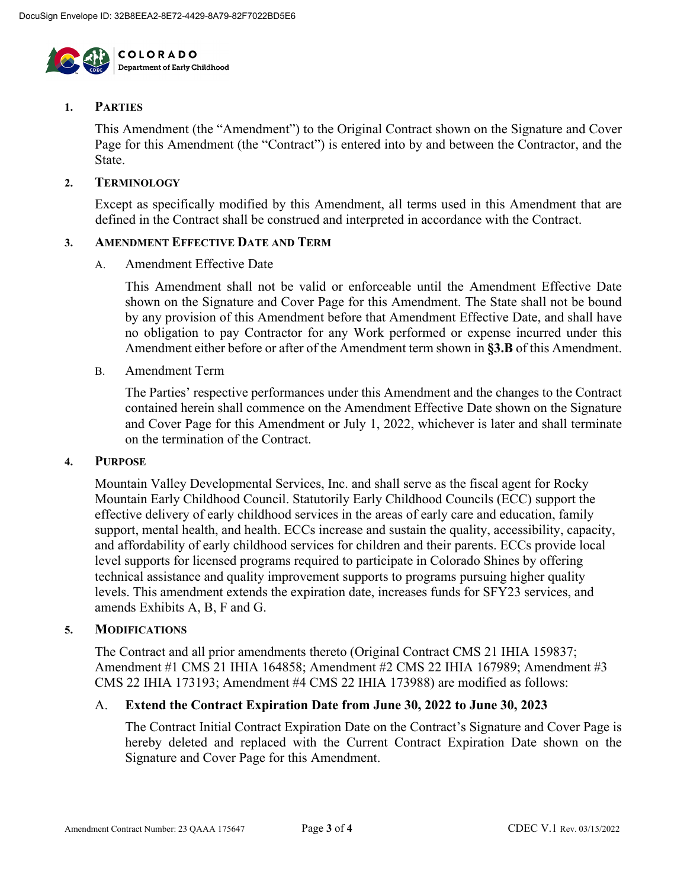## 1. PARTIES

This Amendment (the "Amendment") to the Original Contract shown on the Signature and Cover Page for this Amendment (the "Contract") is entered into by and between the Contractor, and the State.

## 2. TERMINOLOGY

Except as specifically modified by this Amendment, all terms used in this Amendment that are defined in the Contract shall be construed and interpreted in accordance with the Contract.

## 3. AMENDMENT EFFECTIVE DATE AND TERM

### A. Amendment Effective Date

This Amendment shall not be valid or enforceable until the Amendment Effective Date shown on the Signature and Cover Page for this Amendment. The State shall not be bound by any provision of this Amendment before that Amendment Effective Date, and shall have no obligation to pay Contractor for any Work performed or expense incurred under this Amendment either before or after of the Amendment term shown in **§3.B** of this Amendment.

### B. Amendment Term

The Parties' respective performances under this Amendment and the changes to the Contract contained herein shall commence on the Amendment Effective Date shown on the Signature and Cover Page for this Amendment or July 1, 2022, whichever is later and shall terminate on the termination of the Contract.

## 4. PURPOSE

Mountain Valley Developmental Services, Inc. and shall serve as the fiscal agent for Rocky Mountain Early Childhood Council. Statutorily Early Childhood Councils (ECC) support the effective delivery of early childhood services in the areas of early care and education, family support, mental health, and health. ECCs increase and sustain the quality, accessibility, capacity, and affordability of early childhood services for children and their parents. ECCs provide local level supports for licensed programs required to participate in Colorado Shines by offering technical assistance and quality improvement supports to programs pursuing higher quality levels. This amendment extends the expiration date, increases funds for SFY23 services, and amends Exhibits A, B, F and G.

## 5. MODIFICATIONS

The Contract and all prior amendments thereto (Original Contract CMS 21 IHIA 159837; Amendment #1 CMS 21 IHIA 164858; Amendment #2 CMS 22 IHIA 167989; Amendment #3 CMS 22 IHIA 173193; Amendment #4 CMS 22 IHIA 173988) are modified as follows:

### A. **Extend the Contract Expiration Date from June 30, 2022 to June 30, 2023**

The Contract Initial Contract Expiration Date on the Contract's Signature and Cover Page is hereby deleted and replaced with the Current Contract Expiration Date shown on the Signature and Cover Page for this Amendment.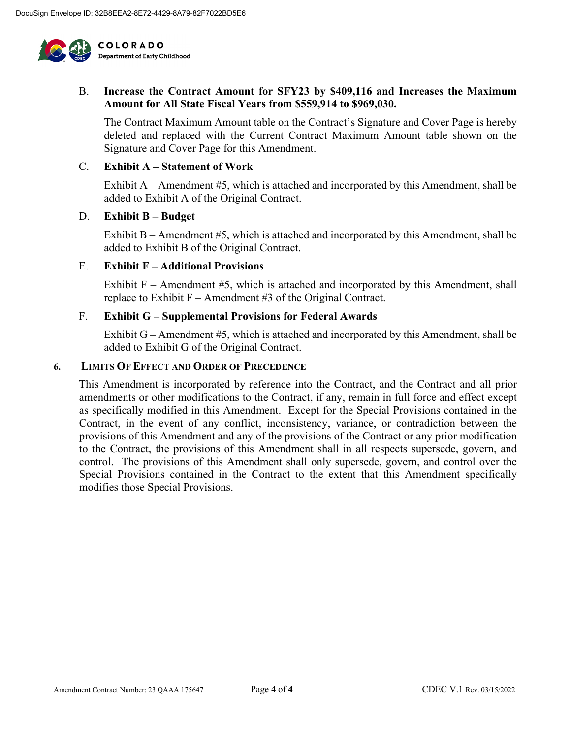B. **Increase the Contract Amount for SFY23 by $409,116 and Increases the Maximum Amount for All State Fiscal Years from $559,914 to $969,030.**

The Contract Maximum Amount table on the Contract's Signature and Cover Page is hereby deleted and replaced with the Current Contract Maximum Amount table shown on the Signature and Cover Page for this Amendment.

C. **Exhibit A – Statement of Work**

Exhibit A – Amendment #5, which is attached and incorporated by this Amendment, shall be added to Exhibit A of the Original Contract.

D. **Exhibit B – Budget**

Exhibit B – Amendment #5, which is attached and incorporated by this Amendment, shall be added to Exhibit B of the Original Contract.

E. **Exhibit F – Additional Provisions**

Exhibit F – Amendment #5, which is attached and incorporated by this Amendment, shall replace to Exhibit F – Amendment #3 of the Original Contract.

F. **Exhibit G – Supplemental Provisions for Federal Awards**

Exhibit G – Amendment #5, which is attached and incorporated by this Amendment, shall be added to Exhibit G of the Original Contract.

## 6. LIMITS OF EFFECT AND ORDER OF PRECEDENCE

This Amendment is incorporated by reference into the Contract, and the Contract and all prior amendments or other modifications to the Contract, if any, remain in full force and effect except as specifically modified in this Amendment. Except for the Special Provisions contained in the Contract, in the event of any conflict, inconsistency, variance, or contradiction between the provisions of this Amendment and any of the provisions of the Contract or any prior modification to the Contract, the provisions of this Amendment shall in all respects supersede, govern, and control. The provisions of this Amendment shall only supersede, govern, and control over the Special Provisions contained in the Contract to the extent that this Amendment specifically modifies those Special Provisions.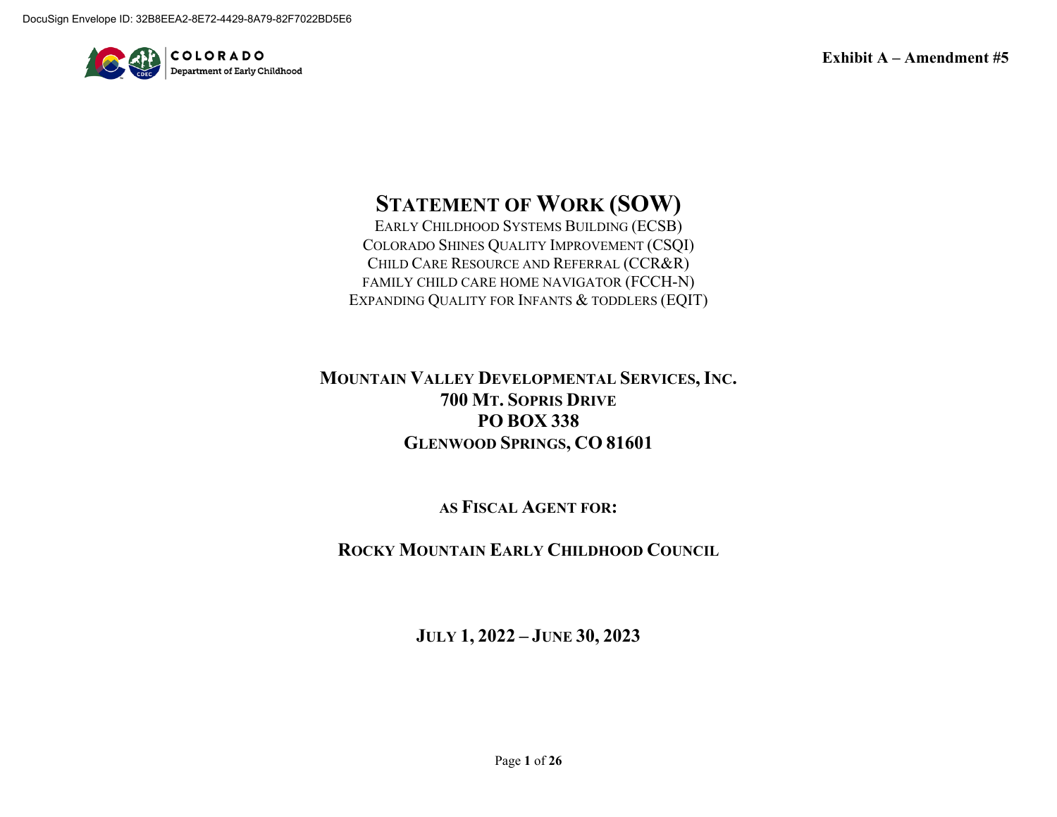Exhibit A – Amendment #5

# STATEMENT OF WORK (SOW)

EARLY CHILDHOOD SYSTEMS BUILDING (ECSB)
COLORADO SHINES QUALITY IMPROVEMENT (CSQI)
CHILD CARE RESOURCE AND REFERRAL (CCR&R)
FAMILY CHILD CARE HOME NAVIGATOR (FCCH-N)
EXPANDING QUALITY FOR INFANTS & TODDLERS (EQIT)

**MOUNTAIN VALLEY DEVELOPMENTAL SERVICES, INC.**
**700 MT. SOPRIS DRIVE**
**PO BOX 338**
**GLENWOOD SPRINGS, CO 81601**

**AS FISCAL AGENT FOR:**

**ROCKY MOUNTAIN EARLY CHILDHOOD COUNCIL**

**JULY 1, 2022 – JUNE 30, 2023**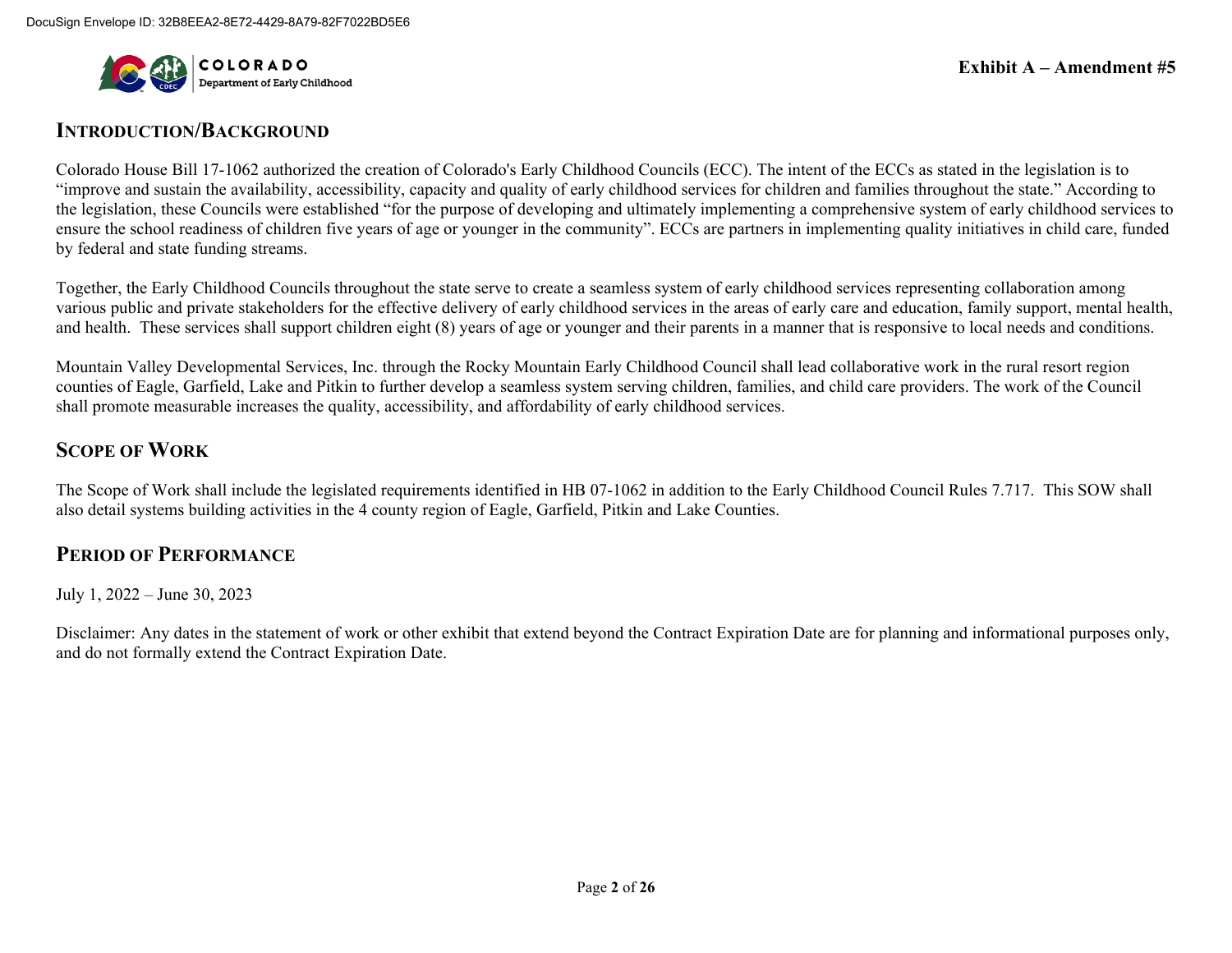**Exhibit A – Amendment #5**

## Introduction/Background

Colorado House Bill 17-1062 authorized the creation of Colorado's Early Childhood Councils (ECC). The intent of the ECCs as stated in the legislation is to "improve and sustain the availability, accessibility, capacity and quality of early childhood services for children and families throughout the state." According to the legislation, these Councils were established "for the purpose of developing and ultimately implementing a comprehensive system of early childhood services to ensure the school readiness of children five years of age or younger in the community". ECCs are partners in implementing quality initiatives in child care, funded by federal and state funding streams.

Together, the Early Childhood Councils throughout the state serve to create a seamless system of early childhood services representing collaboration among various public and private stakeholders for the effective delivery of early childhood services in the areas of early care and education, family support, mental health, and health. These services shall support children eight (8) years of age or younger and their parents in a manner that is responsive to local needs and conditions.

Mountain Valley Developmental Services, Inc. through the Rocky Mountain Early Childhood Council shall lead collaborative work in the rural resort region counties of Eagle, Garfield, Lake and Pitkin to further develop a seamless system serving children, families, and child care providers. The work of the Council shall promote measurable increases the quality, accessibility, and affordability of early childhood services.

## Scope of Work

The Scope of Work shall include the legislated requirements identified in HB 07-1062 in addition to the Early Childhood Council Rules 7.717. This SOW shall also detail systems building activities in the 4 county region of Eagle, Garfield, Pitkin and Lake Counties.

## Period of Performance

July 1, 2022 – June 30, 2023

Disclaimer: Any dates in the statement of work or other exhibit that extend beyond the Contract Expiration Date are for planning and informational purposes only, and do not formally extend the Contract Expiration Date.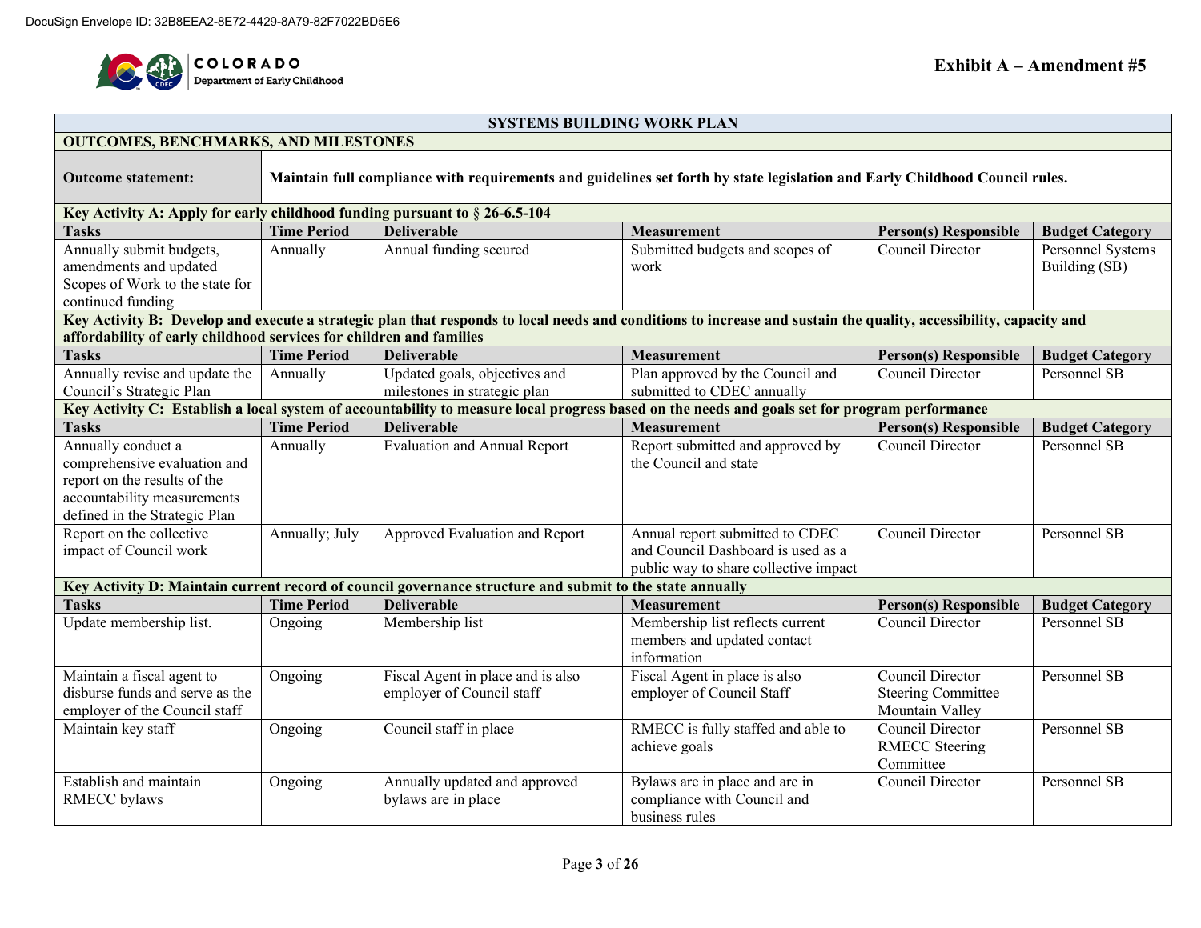Exhibit A – Amendment #5

| SYSTEMS BUILDING WORK PLAN | | | | | |
|---|---|---|---|---|---|
| **OUTCOMES, BENCHMARKS, AND MILESTONES** | | | | | |
| **Outcome statement:** | **Maintain full compliance with requirements and guidelines set forth by state legislation and Early Childhood Council rules.** | | | | |
| **Key Activity A: Apply for early childhood funding pursuant to § 26-6.5-104** | | | | | |
| **Tasks** | **Time Period** | **Deliverable** | **Measurement** | **Person(s) Responsible** | **Budget Category** |
| Annually submit budgets, amendments and updated Scopes of Work to the state for continued funding | Annually | Annual funding secured | Submitted budgets and scopes of work | Council Director | Personnel Systems Building (SB) |
| **Key Activity B: Develop and execute a strategic plan that responds to local needs and conditions to increase and sustain the quality, accessibility, capacity and affordability of early childhood services for children and families** | | | | | |
| **Tasks** | **Time Period** | **Deliverable** | **Measurement** | **Person(s) Responsible** | **Budget Category** |
| Annually revise and update the Council's Strategic Plan | Annually | Updated goals, objectives and milestones in strategic plan | Plan approved by the Council and submitted to CDEC annually | Council Director | Personnel SB |
| **Key Activity C: Establish a local system of accountability to measure local progress based on the needs and goals set for program performance** | | | | | |
| **Tasks** | **Time Period** | **Deliverable** | **Measurement** | **Person(s) Responsible** | **Budget Category** |
| Annually conduct a comprehensive evaluation and report on the results of the accountability measurements defined in the Strategic Plan | Annually | Evaluation and Annual Report | Report submitted and approved by the Council and state | Council Director | Personnel SB |
| Report on the collective impact of Council work | Annually; July | Approved Evaluation and Report | Annual report submitted to CDEC and Council Dashboard is used as a public way to share collective impact | Council Director | Personnel SB |
| **Key Activity D: Maintain current record of council governance structure and submit to the state annually** | | | | | |
| **Tasks** | **Time Period** | **Deliverable** | **Measurement** | **Person(s) Responsible** | **Budget Category** |
| Update membership list. | Ongoing | Membership list | Membership list reflects current members and updated contact information | Council Director | Personnel SB |
| Maintain a fiscal agent to disburse funds and serve as the employer of the Council staff | Ongoing | Fiscal Agent in place and is also employer of Council staff | Fiscal Agent in place is also employer of Council Staff | Council Director<br>Steering Committee<br>Mountain Valley | Personnel SB |
| Maintain key staff | Ongoing | Council staff in place | RMECC is fully staffed and able to achieve goals | Council Director<br>RMECC Steering Committee | Personnel SB |
| Establish and maintain RMECC bylaws | Ongoing | Annually updated and approved bylaws are in place | Bylaws are in place and are in compliance with Council and business rules | Council Director | Personnel SB |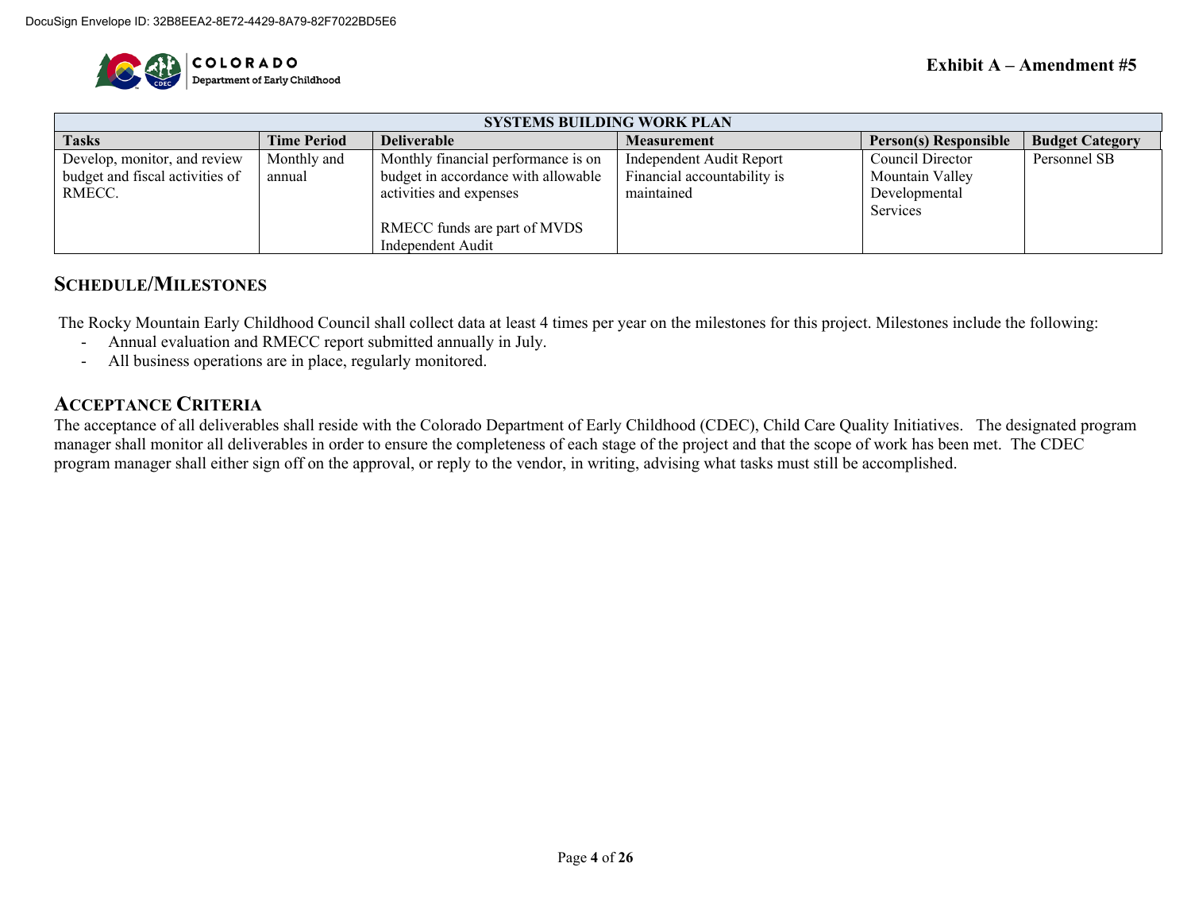Exhibit A – Amendment #5

| SYSTEMS BUILDING WORK PLAN | | | | | |
|---|---|---|---|---|---|
| **Tasks** | **Time Period** | **Deliverable** | **Measurement** | **Person(s) Responsible** | **Budget Category** |
| Develop, monitor, and review budget and fiscal activities of RMECC. | Monthly and annual | Monthly financial performance is on budget in accordance with allowable activities and expenses<br><br>RMECC funds are part of MVDS Independent Audit | Independent Audit Report Financial accountability is maintained | Council Director Mountain Valley Developmental Services | Personnel SB |

## Schedule/Milestones

The Rocky Mountain Early Childhood Council shall collect data at least 4 times per year on the milestones for this project. Milestones include the following:

- Annual evaluation and RMECC report submitted annually in July.
- All business operations are in place, regularly monitored.

## Acceptance Criteria

The acceptance of all deliverables shall reside with the Colorado Department of Early Childhood (CDEC), Child Care Quality Initiatives. The designated program manager shall monitor all deliverables in order to ensure the completeness of each stage of the project and that the scope of work has been met. The CDEC program manager shall either sign off on the approval, or reply to the vendor, in writing, advising what tasks must still be accomplished.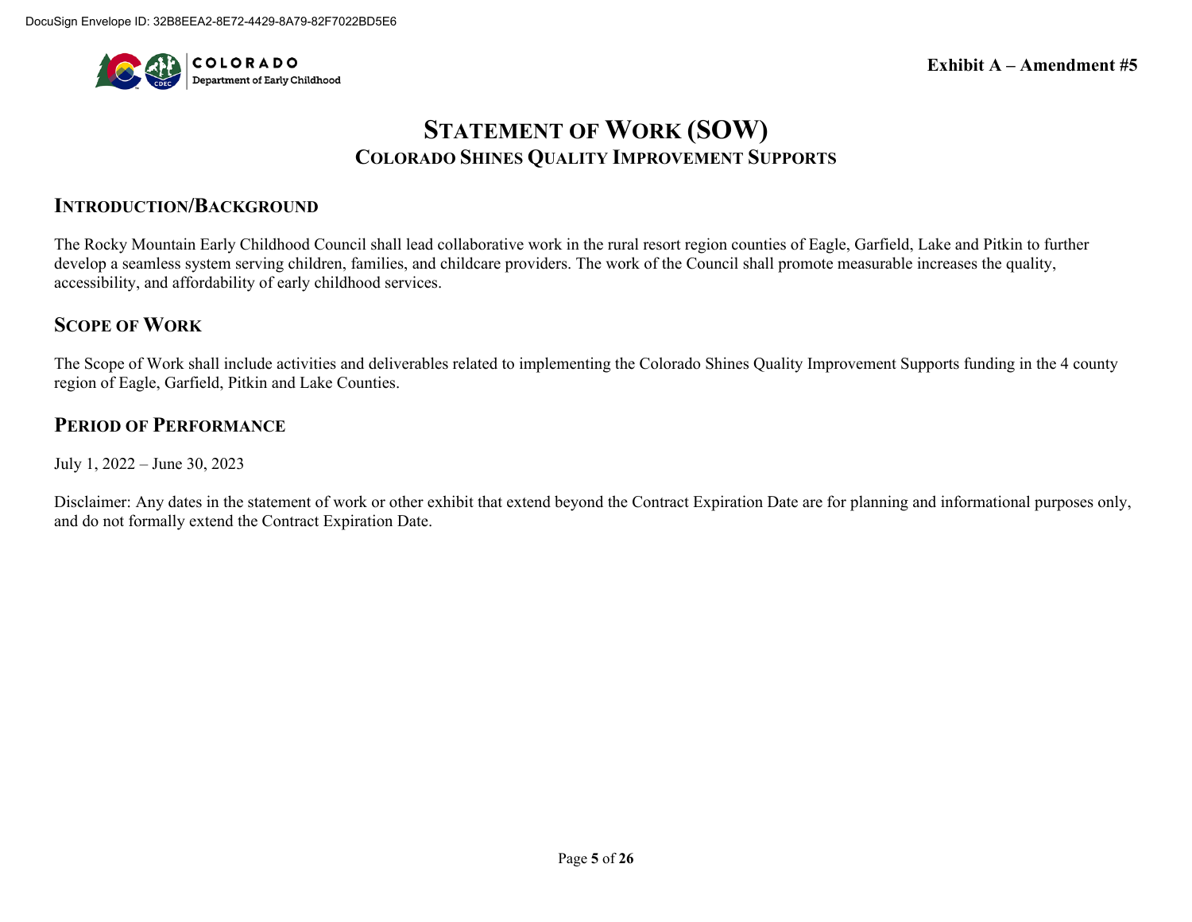Exhibit A – Amendment #5

# STATEMENT OF WORK (SOW)
## COLORADO SHINES QUALITY IMPROVEMENT SUPPORTS

### INTRODUCTION/BACKGROUND

The Rocky Mountain Early Childhood Council shall lead collaborative work in the rural resort region counties of Eagle, Garfield, Lake and Pitkin to further develop a seamless system serving children, families, and childcare providers. The work of the Council shall promote measurable increases the quality, accessibility, and affordability of early childhood services.

### SCOPE OF WORK

The Scope of Work shall include activities and deliverables related to implementing the Colorado Shines Quality Improvement Supports funding in the 4 county region of Eagle, Garfield, Pitkin and Lake Counties.

### PERIOD OF PERFORMANCE

July 1, 2022 – June 30, 2023

Disclaimer: Any dates in the statement of work or other exhibit that extend beyond the Contract Expiration Date are for planning and informational purposes only, and do not formally extend the Contract Expiration Date.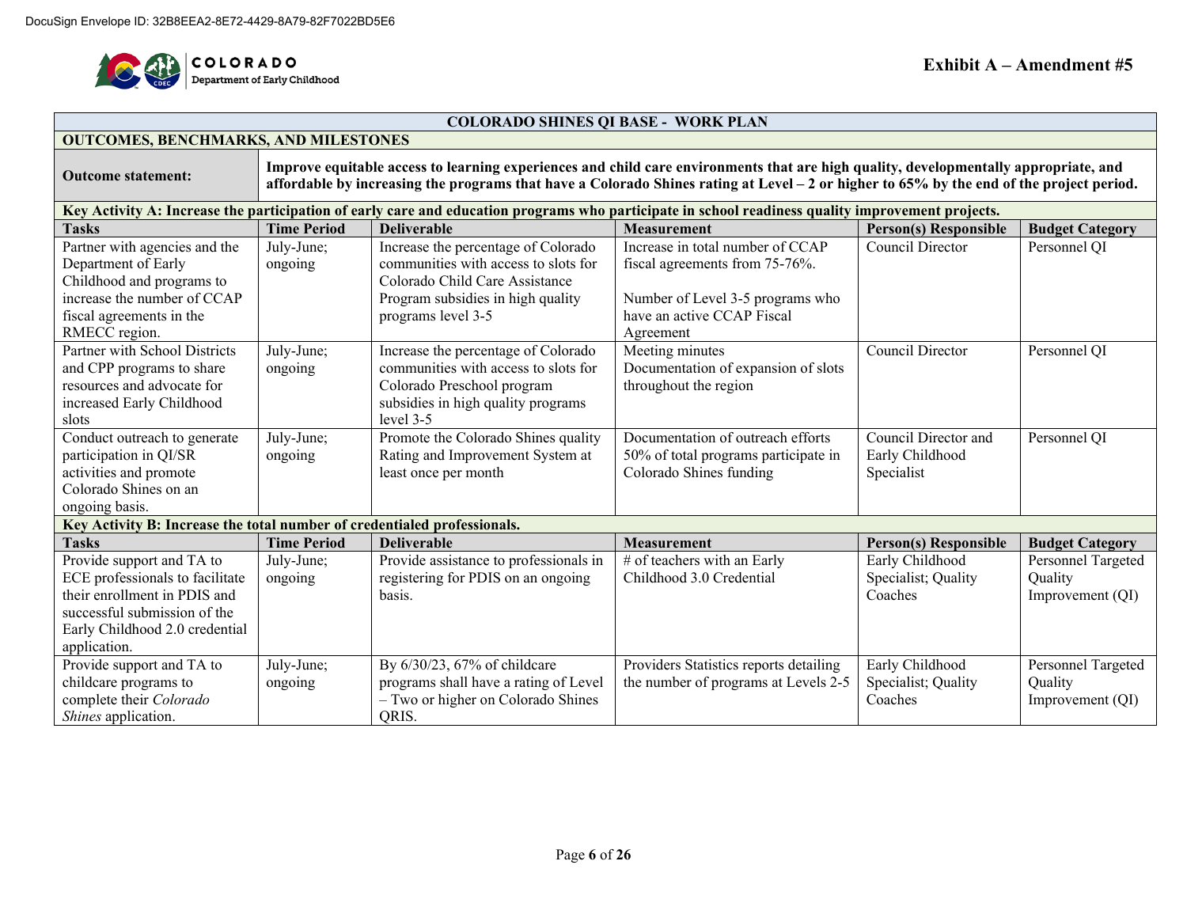Exhibit A – Amendment #5

| COLORADO SHINES QI BASE - WORK PLAN | | | | | |
|---|---|---|---|---|---|
| **OUTCOMES, BENCHMARKS, AND MILESTONES** | | | | | |
| **Outcome statement:** | **Improve equitable access to learning experiences and child care environments that are high quality, developmentally appropriate, and affordable by increasing the programs that have a Colorado Shines rating at Level – 2 or higher to 65% by the end of the project period.** | | | | |
| **Key Activity A: Increase the participation of early care and education programs who participate in school readiness quality improvement projects.** | | | | | |
| **Tasks** | **Time Period** | **Deliverable** | **Measurement** | **Person(s) Responsible** | **Budget Category** |
| Partner with agencies and the Department of Early Childhood and programs to increase the number of CCAP fiscal agreements in the RMECC region. | July-June; ongoing | Increase the percentage of Colorado communities with access to slots for Colorado Child Care Assistance Program subsidies in high quality programs level 3-5 | Increase in total number of CCAP fiscal agreements from 75-76%.<br><br>Number of Level 3-5 programs who have an active CCAP Fiscal Agreement | Council Director | Personnel QI |
| Partner with School Districts and CPP programs to share resources and advocate for increased Early Childhood slots | July-June; ongoing | Increase the percentage of Colorado communities with access to slots for Colorado Preschool program subsidies in high quality programs level 3-5 | Meeting minutes<br>Documentation of expansion of slots throughout the region | Council Director | Personnel QI |
| Conduct outreach to generate participation in QI/SR activities and promote Colorado Shines on an ongoing basis. | July-June; ongoing | Promote the Colorado Shines quality Rating and Improvement System at least once per month | Documentation of outreach efforts<br>50% of total programs participate in Colorado Shines funding | Council Director and Early Childhood Specialist | Personnel QI |
| **Key Activity B: Increase the total number of credentialed professionals.** | | | | | |
| **Tasks** | **Time Period** | **Deliverable** | **Measurement** | **Person(s) Responsible** | **Budget Category** |
| Provide support and TA to ECE professionals to facilitate their enrollment in PDIS and successful submission of the Early Childhood 2.0 credential application. | July-June; ongoing | Provide assistance to professionals in registering for PDIS on an ongoing basis. | # of teachers with an Early Childhood 3.0 Credential | Early Childhood Specialist; Quality Coaches | Personnel Targeted Quality Improvement (QI) |
| Provide support and TA to childcare programs to complete their *Colorado Shines* application. | July-June; ongoing | By 6/30/23, 67% of childcare programs shall have a rating of Level – Two or higher on Colorado Shines QRIS. | Providers Statistics reports detailing the number of programs at Levels 2-5 | Early Childhood Specialist; Quality Coaches | Personnel Targeted Quality Improvement (QI) |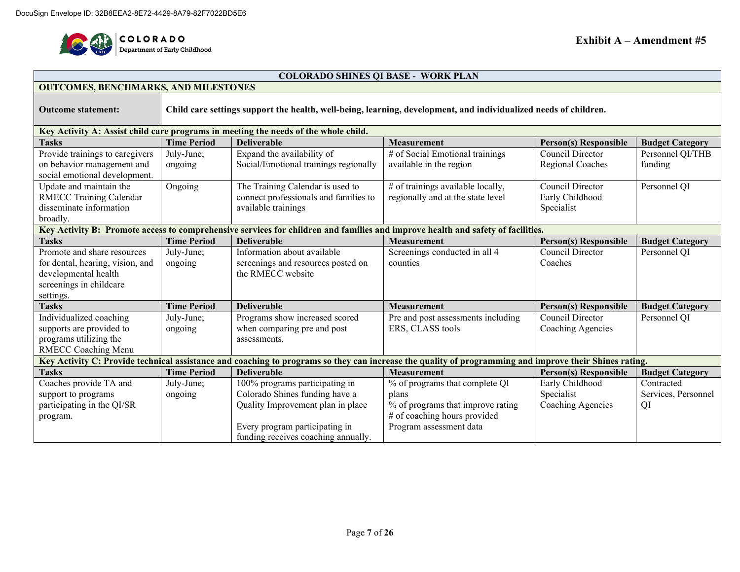DocuSign Envelope ID: 32B8EEA2-8E72-4429-8A79-82F7022BD5E6

**Exhibit A – Amendment #5**

| COLORADO SHINES QI BASE - WORK PLAN | | | | | |
|---|---|---|---|---|---|
| **OUTCOMES, BENCHMARKS, AND MILESTONES** | | | | | |
| **Outcome statement:** | **Child care settings support the health, well-being, learning, development, and individualized needs of children.** | | | | |
| **Key Activity A: Assist child care programs in meeting the needs of the whole child.** | | | | | |
| **Tasks** | **Time Period** | **Deliverable** | **Measurement** | **Person(s) Responsible** | **Budget Category** |
| Provide trainings to caregivers on behavior management and social emotional development. | July-June; ongoing | Expand the availability of Social/Emotional trainings regionally | # of Social Emotional trainings available in the region | Council Director Regional Coaches | Personnel QI/THB funding |
| Update and maintain the RMECC Training Calendar disseminate information broadly. | Ongoing | The Training Calendar is used to connect professionals and families to available trainings | # of trainings available locally, regionally and at the state level | Council Director Early Childhood Specialist | Personnel QI |
| **Key Activity B: Promote access to comprehensive services for children and families and improve health and safety of facilities.** | | | | | |
| **Tasks** | **Time Period** | **Deliverable** | **Measurement** | **Person(s) Responsible** | **Budget Category** |
| Promote and share resources for dental, hearing, vision, and developmental health screenings in childcare settings. | July-June; ongoing | Information about available screenings and resources posted on the RMECC website | Screenings conducted in all 4 counties | Council Director Coaches | Personnel QI |
| **Tasks** | **Time Period** | **Deliverable** | **Measurement** | **Person(s) Responsible** | **Budget Category** |
| Individualized coaching supports are provided to programs utilizing the RMECC Coaching Menu | July-June; ongoing | Programs show increased scored when comparing pre and post assessments. | Pre and post assessments including ERS, CLASS tools | Council Director Coaching Agencies | Personnel QI |
| **Key Activity C: Provide technical assistance and coaching to programs so they can increase the quality of programming and improve their Shines rating.** | | | | | |
| **Tasks** | **Time Period** | **Deliverable** | **Measurement** | **Person(s) Responsible** | **Budget Category** |
| Coaches provide TA and support to programs participating in the QI/SR program. | July-June; ongoing | 100% programs participating in Colorado Shines funding have a Quality Improvement plan in place<br><br>Every program participating in funding receives coaching annually. | % of programs that complete QI plans<br>% of programs that improve rating<br># of coaching hours provided<br>Program assessment data | Early Childhood Specialist Coaching Agencies | Contracted Services, Personnel QI |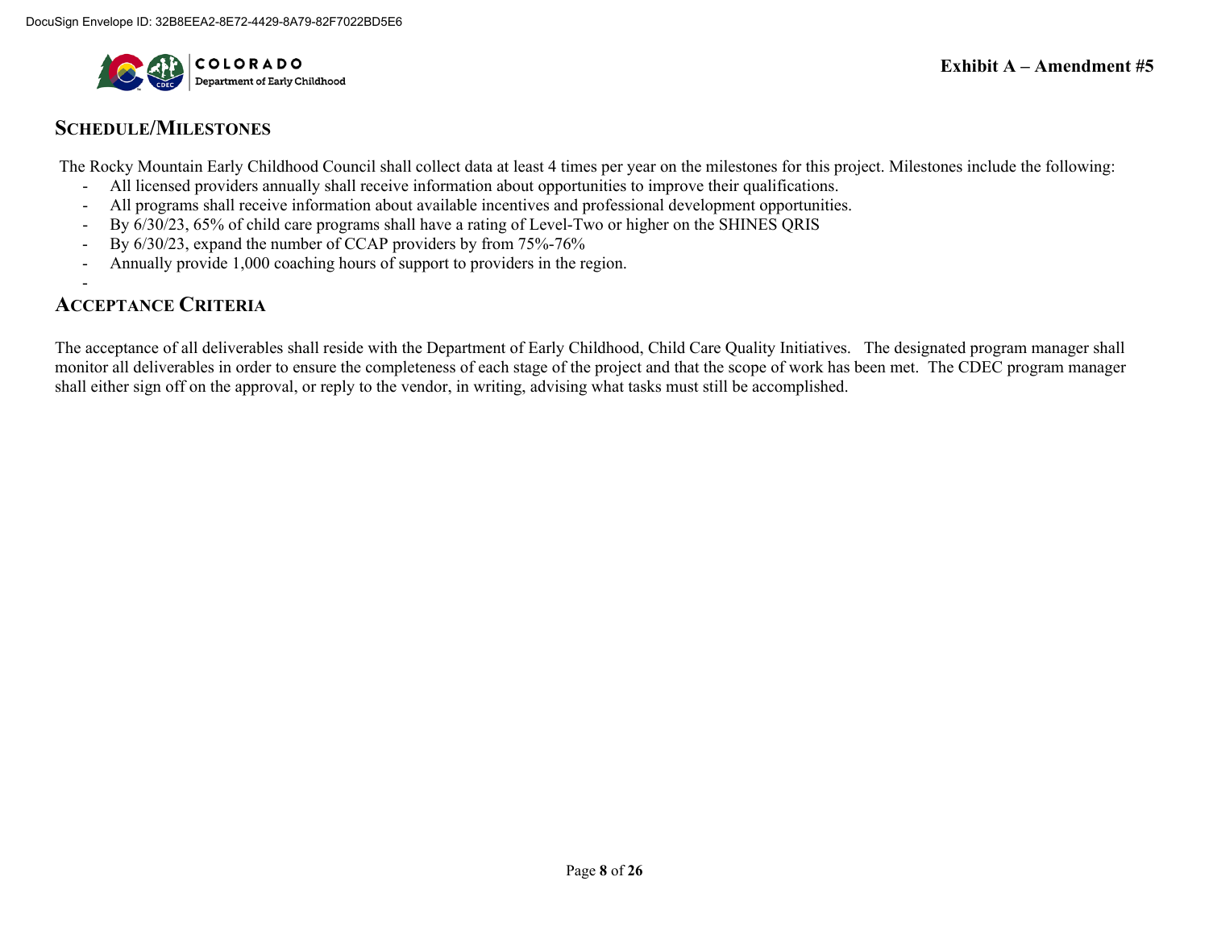## Schedule/Milestones

The Rocky Mountain Early Childhood Council shall collect data at least 4 times per year on the milestones for this project. Milestones include the following:

- All licensed providers annually shall receive information about opportunities to improve their qualifications.
- All programs shall receive information about available incentives and professional development opportunities.
- By 6/30/23, 65% of child care programs shall have a rating of Level-Two or higher on the SHINES QRIS
- By 6/30/23, expand the number of CCAP providers by from 75%-76%
- Annually provide 1,000 coaching hours of support to providers in the region.
-

## Acceptance Criteria

The acceptance of all deliverables shall reside with the Department of Early Childhood, Child Care Quality Initiatives. The designated program manager shall monitor all deliverables in order to ensure the completeness of each stage of the project and that the scope of work has been met. The CDEC program manager shall either sign off on the approval, or reply to the vendor, in writing, advising what tasks must still be accomplished.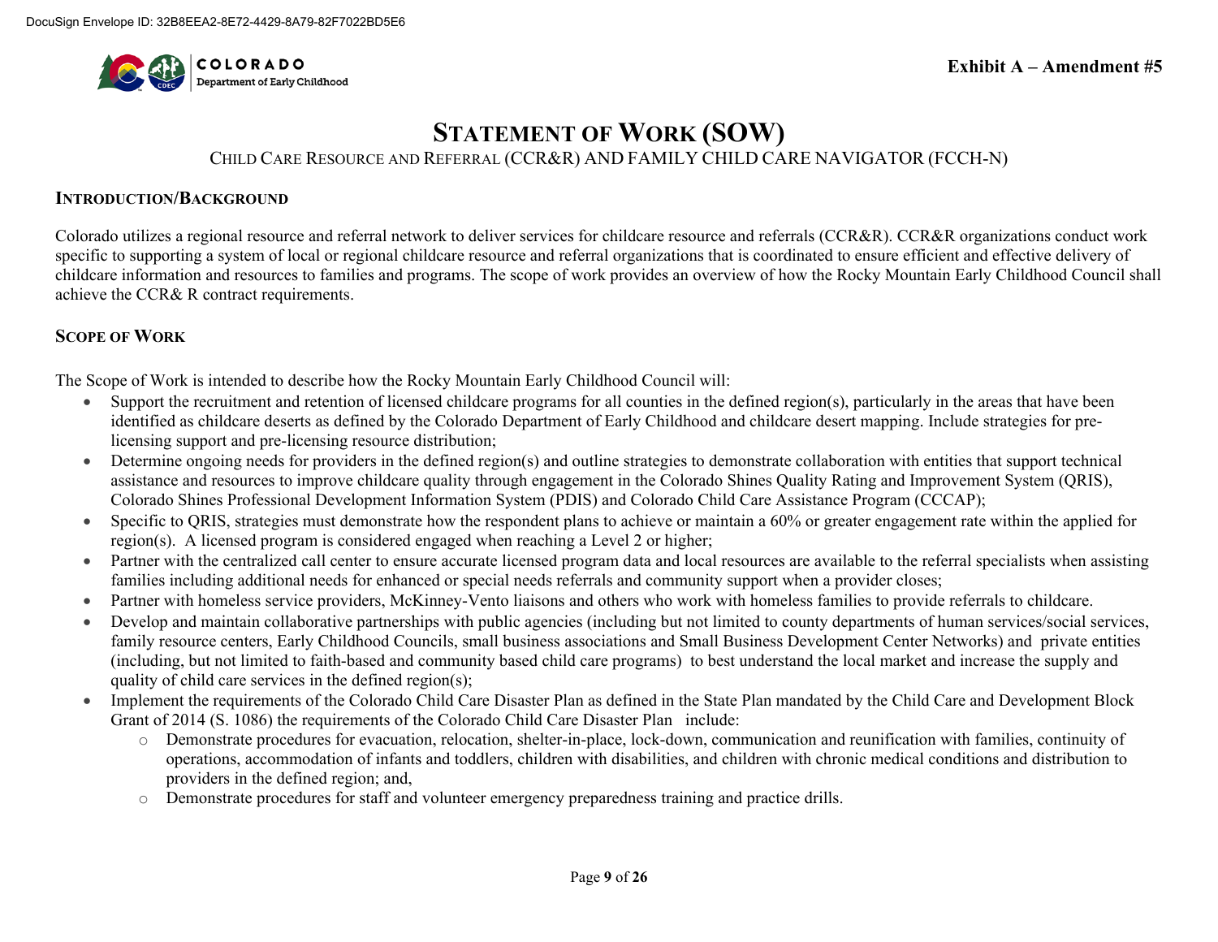Exhibit A – Amendment #5

# STATEMENT OF WORK (SOW)

CHILD CARE RESOURCE AND REFERRAL (CCR&R) AND FAMILY CHILD CARE NAVIGATOR (FCCH-N)

## INTRODUCTION/BACKGROUND

Colorado utilizes a regional resource and referral network to deliver services for childcare resource and referrals (CCR&R). CCR&R organizations conduct work specific to supporting a system of local or regional childcare resource and referral organizations that is coordinated to ensure efficient and effective delivery of childcare information and resources to families and programs. The scope of work provides an overview of how the Rocky Mountain Early Childhood Council shall achieve the CCR& R contract requirements.

## SCOPE OF WORK

The Scope of Work is intended to describe how the Rocky Mountain Early Childhood Council will:

- Support the recruitment and retention of licensed childcare programs for all counties in the defined region(s), particularly in the areas that have been identified as childcare deserts as defined by the Colorado Department of Early Childhood and childcare desert mapping. Include strategies for pre-licensing support and pre-licensing resource distribution;
- Determine ongoing needs for providers in the defined region(s) and outline strategies to demonstrate collaboration with entities that support technical assistance and resources to improve childcare quality through engagement in the Colorado Shines Quality Rating and Improvement System (QRIS), Colorado Shines Professional Development Information System (PDIS) and Colorado Child Care Assistance Program (CCCAP);
- Specific to QRIS, strategies must demonstrate how the respondent plans to achieve or maintain a 60% or greater engagement rate within the applied for region(s). A licensed program is considered engaged when reaching a Level 2 or higher;
- Partner with the centralized call center to ensure accurate licensed program data and local resources are available to the referral specialists when assisting families including additional needs for enhanced or special needs referrals and community support when a provider closes;
- Partner with homeless service providers, McKinney-Vento liaisons and others who work with homeless families to provide referrals to childcare.
- Develop and maintain collaborative partnerships with public agencies (including but not limited to county departments of human services/social services, family resource centers, Early Childhood Councils, small business associations and Small Business Development Center Networks) and private entities (including, but not limited to faith-based and community based child care programs) to best understand the local market and increase the supply and quality of child care services in the defined region(s);
- Implement the requirements of the Colorado Child Care Disaster Plan as defined in the State Plan mandated by the Child Care and Development Block Grant of 2014 (S. 1086) the requirements of the Colorado Child Care Disaster Plan include:
  - Demonstrate procedures for evacuation, relocation, shelter-in-place, lock-down, communication and reunification with families, continuity of operations, accommodation of infants and toddlers, children with disabilities, and children with chronic medical conditions and distribution to providers in the defined region; and,
  - Demonstrate procedures for staff and volunteer emergency preparedness training and practice drills.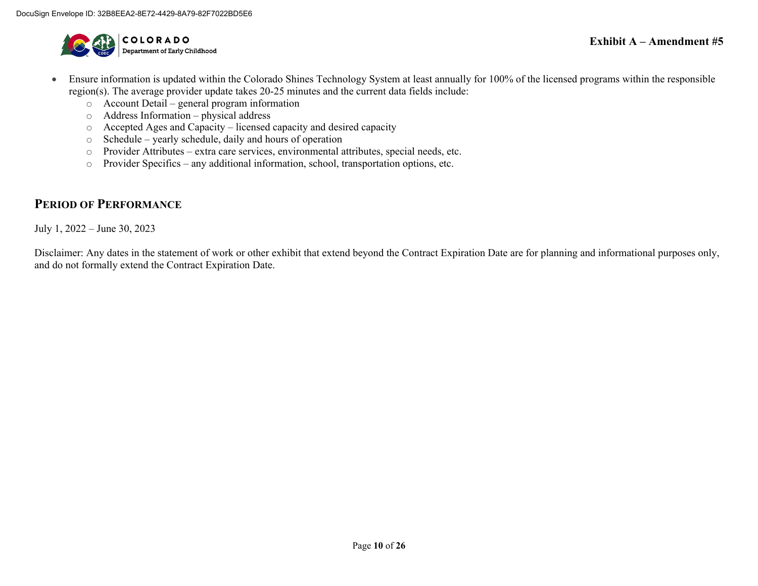- Ensure information is updated within the Colorado Shines Technology System at least annually for 100% of the licensed programs within the responsible region(s). The average provider update takes 20-25 minutes and the current data fields include:
  - Account Detail – general program information
  - Address Information – physical address
  - Accepted Ages and Capacity – licensed capacity and desired capacity
  - Schedule – yearly schedule, daily and hours of operation
  - Provider Attributes – extra care services, environmental attributes, special needs, etc.
  - Provider Specifics – any additional information, school, transportation options, etc.

## PERIOD OF PERFORMANCE

July 1, 2022 – June 30, 2023

Disclaimer: Any dates in the statement of work or other exhibit that extend beyond the Contract Expiration Date are for planning and informational purposes only, and do not formally extend the Contract Expiration Date.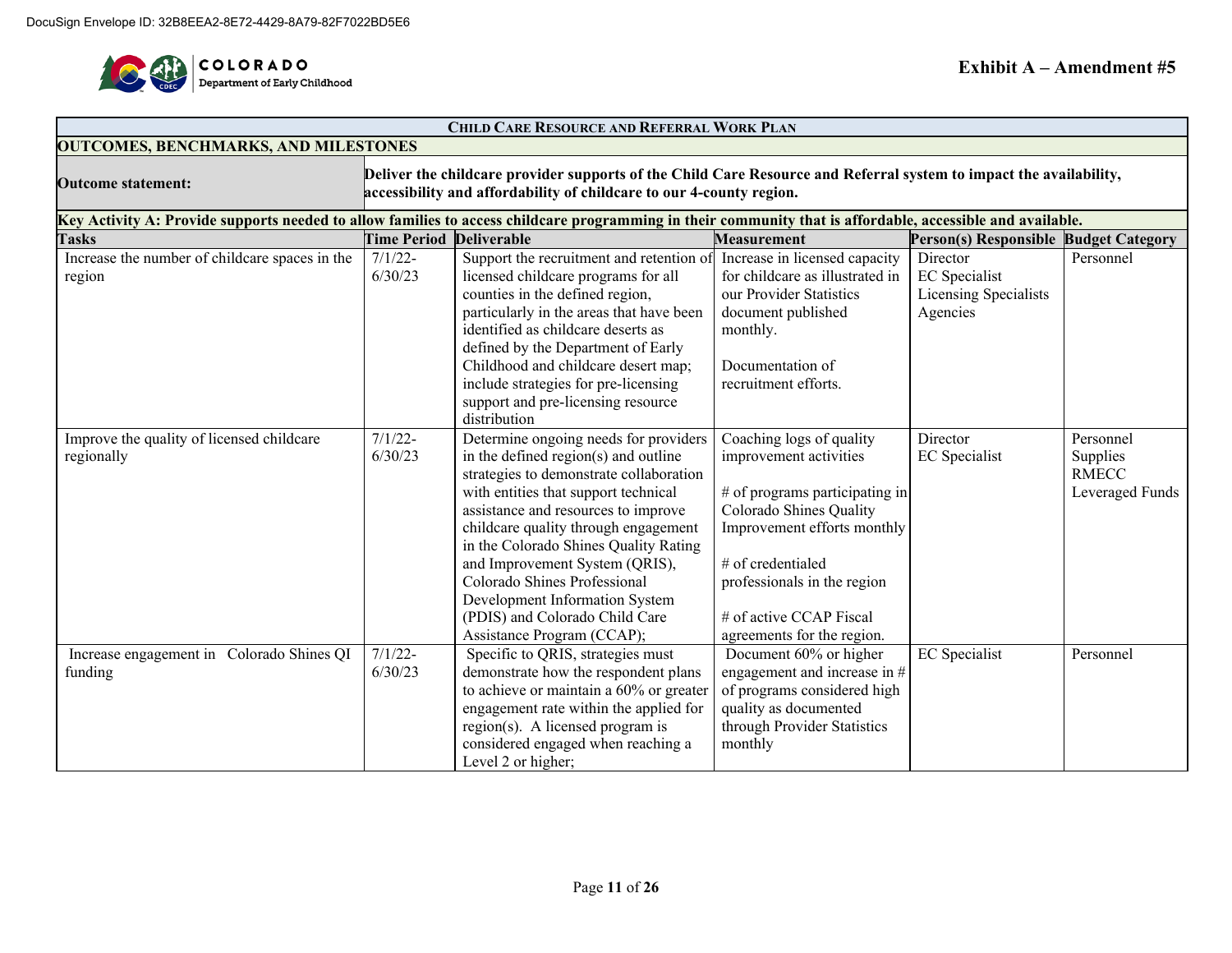DocuSign Envelope ID: 32B8EEA2-8E72-4429-8A79-82F7022BD5E6

**COLORADO**
Department of Early Childhood

**Exhibit A – Amendment #5**

**CHILD CARE RESOURCE AND REFERRAL WORK PLAN**

**OUTCOMES, BENCHMARKS, AND MILESTONES**

| **Outcome statement:** | **Deliver the childcare provider supports of the Child Care Resource and Referral system to impact the availability, accessibility and affordability of childcare to our 4-county region.** |
|---|---|

**Key Activity A: Provide supports needed to allow families to access childcare programming in their community that is affordable, accessible and available.**

| Tasks | Time Period | Deliverable | Measurement | Person(s) Responsible | Budget Category |
|---|---|---|---|---|---|
| Increase the number of childcare spaces in the region | 7/1/22-6/30/23 | Support the recruitment and retention of licensed childcare programs for all counties in the defined region, particularly in the areas that have been identified as childcare deserts as defined by the Department of Early Childhood and childcare desert map; include strategies for pre-licensing support and pre-licensing resource distribution | Increase in licensed capacity for childcare as illustrated in our Provider Statistics document published monthly.<br><br>Documentation of recruitment efforts. | Director<br>EC Specialist<br>Licensing Specialists<br>Agencies | Personnel |
| Improve the quality of licensed childcare regionally | 7/1/22-6/30/23 | Determine ongoing needs for providers in the defined region(s) and outline strategies to demonstrate collaboration with entities that support technical assistance and resources to improve childcare quality through engagement in the Colorado Shines Quality Rating and Improvement System (QRIS), Colorado Shines Professional Development Information System (PDIS) and Colorado Child Care Assistance Program (CCAP); | Coaching logs of quality improvement activities<br><br># of programs participating in Colorado Shines Quality Improvement efforts monthly<br><br># of credentialed professionals in the region<br><br># of active CCAP Fiscal agreements for the region. | Director<br>EC Specialist | Personnel<br>Supplies<br>RMECC<br>Leveraged Funds |
| Increase engagement in Colorado Shines QI funding | 7/1/22-6/30/23 | Specific to QRIS, strategies must demonstrate how the respondent plans to achieve or maintain a 60% or greater engagement rate within the applied for region(s). A licensed program is considered engaged when reaching a Level 2 or higher; | Document 60% or higher engagement and increase in # of programs considered high quality as documented through Provider Statistics monthly | EC Specialist | Personnel |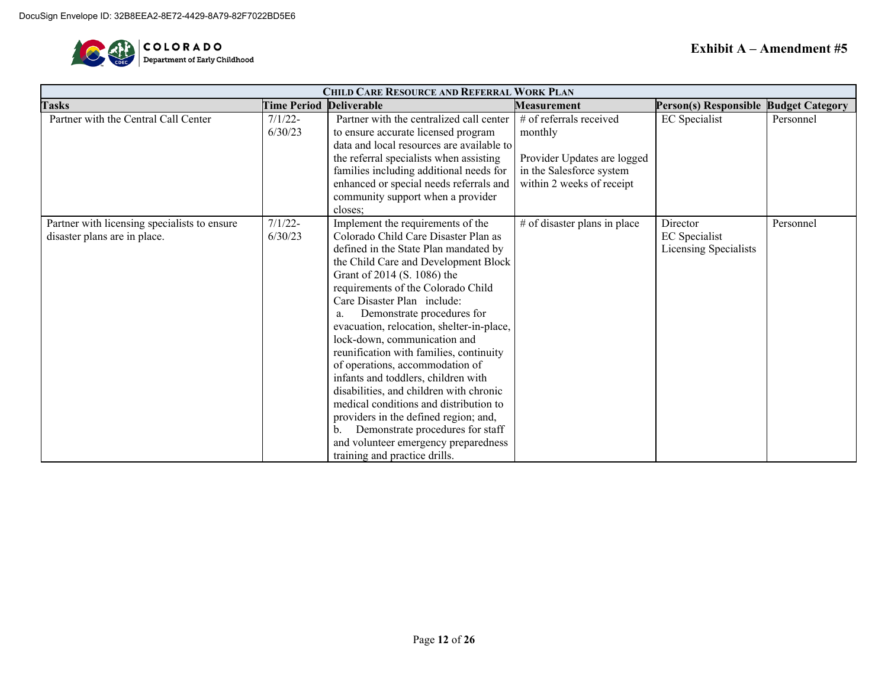Exhibit A – Amendment #5

| CHILD CARE RESOURCE AND REFERRAL WORK PLAN | | | | | |
|---|---|---|---|---|---|
| **Tasks** | **Time Period** | **Deliverable** | **Measurement** | **Person(s) Responsible** | **Budget Category** |
| Partner with the Central Call Center | 7/1/22-6/30/23 | Partner with the centralized call center to ensure accurate licensed program data and local resources are available to the referral specialists when assisting families including additional needs for enhanced or special needs referrals and community support when a provider closes; | # of referrals received monthly<br><br>Provider Updates are logged in the Salesforce system within 2 weeks of receipt | EC Specialist | Personnel |
| Partner with licensing specialists to ensure disaster plans are in place. | 7/1/22-6/30/23 | Implement the requirements of the Colorado Child Care Disaster Plan as defined in the State Plan mandated by the Child Care and Development Block Grant of 2014 (S. 1086) the requirements of the Colorado Child Care Disaster Plan include:<br>a. Demonstrate procedures for evacuation, relocation, shelter-in-place, lock-down, communication and reunification with families, continuity of operations, accommodation of infants and toddlers, children with disabilities, and children with chronic medical conditions and distribution to providers in the defined region; and,<br>b. Demonstrate procedures for staff and volunteer emergency preparedness training and practice drills. | # of disaster plans in place | Director<br>EC Specialist<br>Licensing Specialists | Personnel |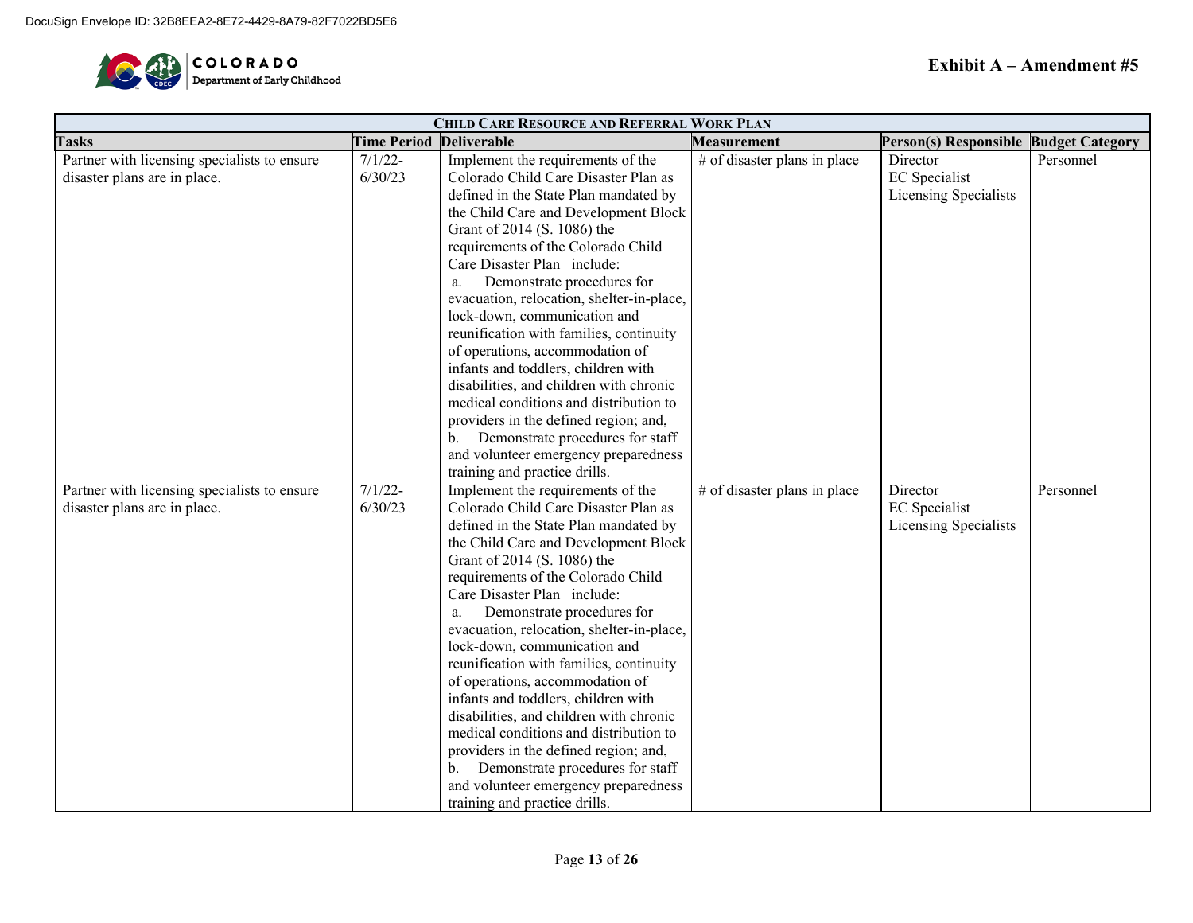DocuSign Envelope ID: 32B8EEA2-8E72-4429-8A79-82F7022BD5E6

COLORADO
Department of Early Childhood

**Exhibit A – Amendment #5**

| CHILD CARE RESOURCE AND REFERRAL WORK PLAN | | | | | |
|---|---|---|---|---|---|
| **Tasks** | **Time Period** | **Deliverable** | **Measurement** | **Person(s) Responsible** | **Budget Category** |
| Partner with licensing specialists to ensure disaster plans are in place. | 7/1/22-6/30/23 | Implement the requirements of the Colorado Child Care Disaster Plan as defined in the State Plan mandated by the Child Care and Development Block Grant of 2014 (S. 1086) the requirements of the Colorado Child Care Disaster Plan include:<br>a. Demonstrate procedures for evacuation, relocation, shelter-in-place, lock-down, communication and reunification with families, continuity of operations, accommodation of infants and toddlers, children with disabilities, and children with chronic medical conditions and distribution to providers in the defined region; and,<br>b. Demonstrate procedures for staff and volunteer emergency preparedness training and practice drills. | # of disaster plans in place | Director<br>EC Specialist<br>Licensing Specialists | Personnel |
| Partner with licensing specialists to ensure disaster plans are in place. | 7/1/22-6/30/23 | Implement the requirements of the Colorado Child Care Disaster Plan as defined in the State Plan mandated by the Child Care and Development Block Grant of 2014 (S. 1086) the requirements of the Colorado Child Care Disaster Plan include:<br>a. Demonstrate procedures for evacuation, relocation, shelter-in-place, lock-down, communication and reunification with families, continuity of operations, accommodation of infants and toddlers, children with disabilities, and children with chronic medical conditions and distribution to providers in the defined region; and,<br>b. Demonstrate procedures for staff and volunteer emergency preparedness training and practice drills. | # of disaster plans in place | Director<br>EC Specialist<br>Licensing Specialists | Personnel |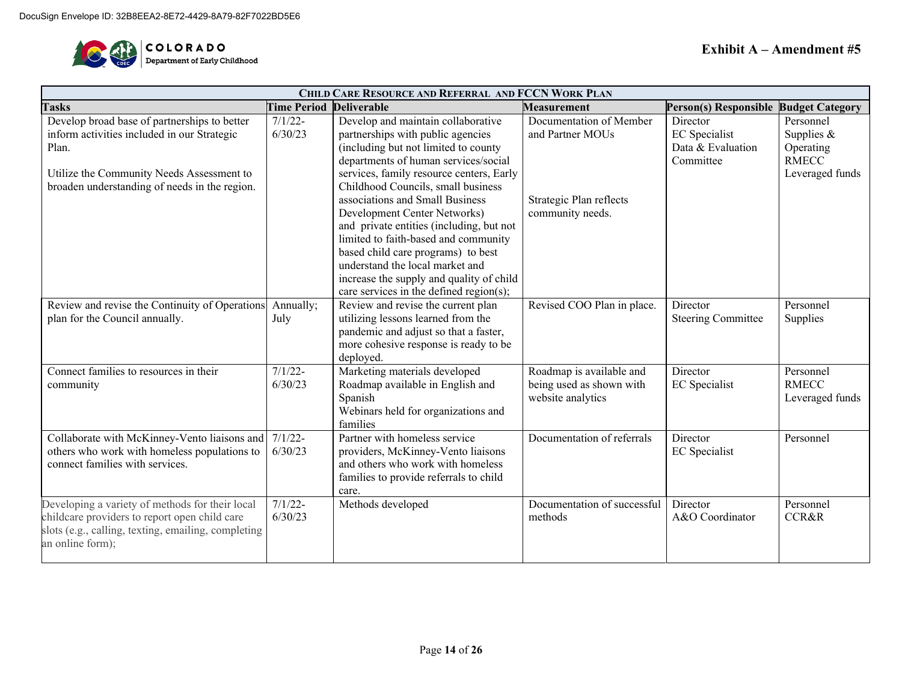**Exhibit A – Amendment #5**

| CHILD CARE RESOURCE AND REFERRAL AND FCCN WORK PLAN | | | | | |
|---|---|---|---|---|---|
| **Tasks** | **Time Period** | **Deliverable** | **Measurement** | **Person(s) Responsible** | **Budget Category** |
| Develop broad base of partnerships to better inform activities included in our Strategic Plan.<br><br>Utilize the Community Needs Assessment to broaden understanding of needs in the region. | 7/1/22-6/30/23 | Develop and maintain collaborative partnerships with public agencies (including but not limited to county departments of human services/social services, family resource centers, Early Childhood Councils, small business associations and Small Business Development Center Networks) and private entities (including, but not limited to faith-based and community based child care programs) to best understand the local market and increase the supply and quality of child care services in the defined region(s); | Documentation of Member and Partner MOUs<br><br>Strategic Plan reflects community needs. | Director<br>EC Specialist<br>Data & Evaluation Committee | Personnel<br>Supplies & Operating<br>RMECC Leveraged funds |
| Review and revise the Continuity of Operations plan for the Council annually. | Annually; July | Review and revise the current plan utilizing lessons learned from the pandemic and adjust so that a faster, more cohesive response is ready to be deployed. | Revised COO Plan in place. | Director<br>Steering Committee | Personnel<br>Supplies |
| Connect families to resources in their community | 7/1/22-6/30/23 | Marketing materials developed<br>Roadmap available in English and Spanish<br>Webinars held for organizations and families | Roadmap is available and being used as shown with website analytics | Director<br>EC Specialist | Personnel<br>RMECC Leveraged funds |
| Collaborate with McKinney-Vento liaisons and others who work with homeless populations to connect families with services. | 7/1/22-6/30/23 | Partner with homeless service providers, McKinney-Vento liaisons and others who work with homeless families to provide referrals to child care. | Documentation of referrals | Director<br>EC Specialist | Personnel |
| Developing a variety of methods for their local childcare providers to report open child care slots (e.g., calling, texting, emailing, completing an online form); | 7/1/22-6/30/23 | Methods developed | Documentation of successful methods | Director<br>A&O Coordinator | Personnel<br>CCR&R |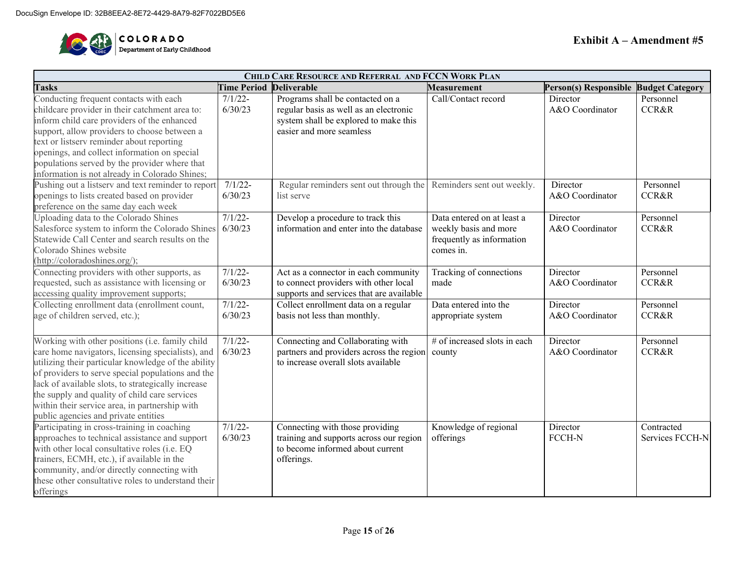DocuSign Envelope ID: 32B8EEA2-8E72-4429-8A79-82F7022BD5E6

**Exhibit A – Amendment #5**

| CHILD CARE RESOURCE AND REFERRAL AND FCCN WORK PLAN | | | | | |
|---|---|---|---|---|---|
| **Tasks** | **Time Period** | **Deliverable** | **Measurement** | **Person(s) Responsible** | **Budget Category** |
| Conducting frequent contacts with each childcare provider in their catchment area to: inform child care providers of the enhanced support, allow providers to choose between a text or listserv reminder about reporting openings, and collect information on special populations served by the provider where that information is not already in Colorado Shines; | 7/1/22- 6/30/23 | Programs shall be contacted on a regular basis as well as an electronic system shall be explored to make this easier and more seamless | Call/Contact record | Director A&O Coordinator | Personnel CCR&R |
| Pushing out a listserv and text reminder to report openings to lists created based on provider preference on the same day each week | 7/1/22- 6/30/23 | Regular reminders sent out through the list serve | Reminders sent out weekly. | Director A&O Coordinator | Personnel CCR&R |
| Uploading data to the Colorado Shines Salesforce system to inform the Colorado Shines Statewide Call Center and search results on the Colorado Shines website (http://coloradoshines.org/); | 7/1/22- 6/30/23 | Develop a procedure to track this information and enter into the database | Data entered on at least a weekly basis and more frequently as information comes in. | Director A&O Coordinator | Personnel CCR&R |
| Connecting providers with other supports, as requested, such as assistance with licensing or accessing quality improvement supports; | 7/1/22- 6/30/23 | Act as a connector in each community to connect providers with other local supports and services that are available | Tracking of connections made | Director A&O Coordinator | Personnel CCR&R |
| Collecting enrollment data (enrollment count, age of children served, etc.); | 7/1/22- 6/30/23 | Collect enrollment data on a regular basis not less than monthly. | Data entered into the appropriate system | Director A&O Coordinator | Personnel CCR&R |
| Working with other positions (i.e. family child care home navigators, licensing specialists), and utilizing their particular knowledge of the ability of providers to serve special populations and the lack of available slots, to strategically increase the supply and quality of child care services within their service area, in partnership with public agencies and private entities | 7/1/22- 6/30/23 | Connecting and Collaborating with partners and providers across the region to increase overall slots available | # of increased slots in each county | Director A&O Coordinator | Personnel CCR&R |
| Participating in cross-training in coaching approaches to technical assistance and support with other local consultative roles (i.e. EQ trainers, ECMH, etc.), if available in the community, and/or directly connecting with these other consultative roles to understand their offerings | 7/1/22- 6/30/23 | Connecting with those providing training and supports across our region to become informed about current offerings. | Knowledge of regional offerings | Director FCCH-N | Contracted Services FCCH-N |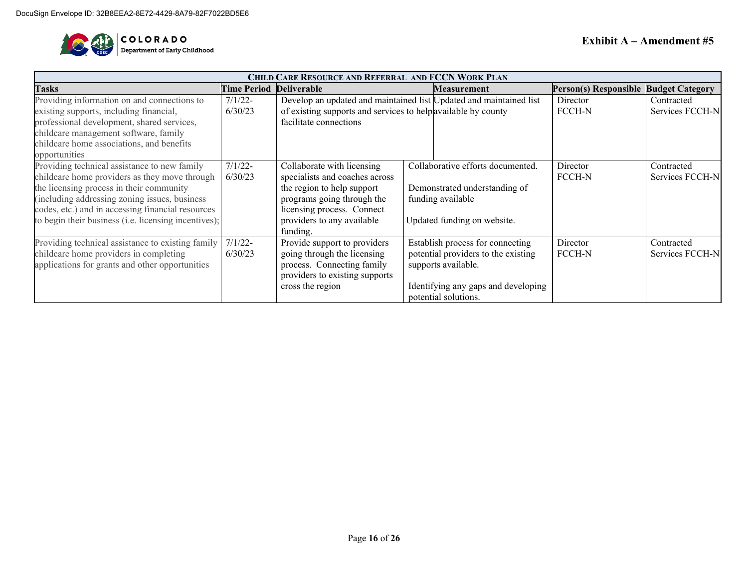DocuSign Envelope ID: 32B8EEA2-8E72-4429-8A79-82F7022BD5E6

COLORADO
Department of Early Childhood

**Exhibit A – Amendment #5**

| CHILD CARE RESOURCE AND REFERRAL AND FCCN WORK PLAN | | | | | |
|---|---|---|---|---|---|
| **Tasks** | **Time Period** | **Deliverable** | **Measurement** | **Person(s) Responsible** | **Budget Category** |
| Providing information on and connections to existing supports, including financial, professional development, shared services, childcare management software, family childcare home associations, and benefits opportunities | 7/1/22-6/30/23 | Develop an updated and maintained list of existing supports and services to help facilitate connections | Updated and maintained list available by county | Director FCCH-N | Contracted Services FCCH-N |
| Providing technical assistance to new family childcare home providers as they move through the licensing process in their community (including addressing zoning issues, business codes, etc.) and in accessing financial resources to begin their business (i.e. licensing incentives); | 7/1/22-6/30/23 | Collaborate with licensing specialists and coaches across the region to help support programs going through the licensing process. Connect providers to any available funding. | Collaborative efforts documented.<br><br>Demonstrated understanding of funding available<br><br>Updated funding on website. | Director FCCH-N | Contracted Services FCCH-N |
| Providing technical assistance to existing family childcare home providers in completing applications for grants and other opportunities | 7/1/22-6/30/23 | Provide support to providers going through the licensing process. Connecting family providers to existing supports cross the region | Establish process for connecting potential providers to the existing supports available.<br><br>Identifying any gaps and developing potential solutions. | Director FCCH-N | Contracted Services FCCH-N |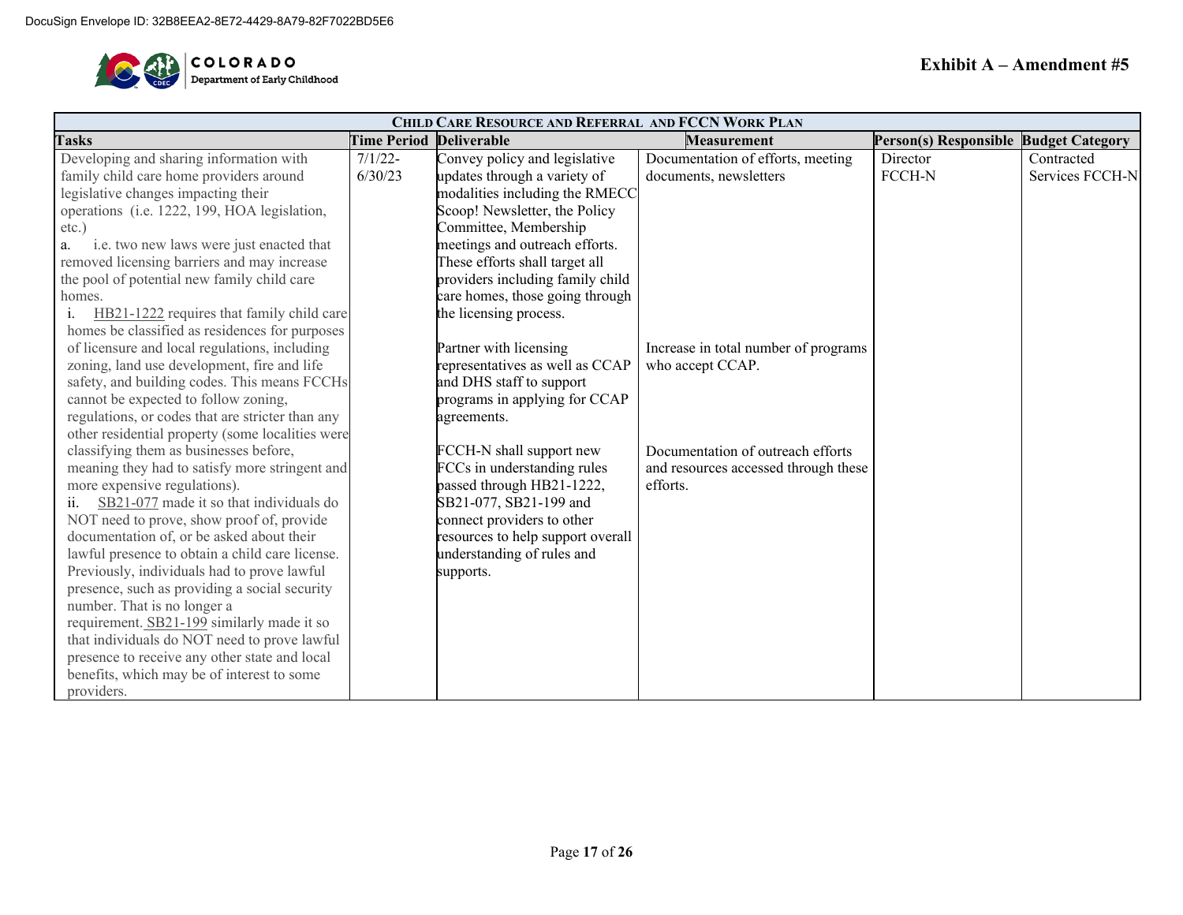Exhibit A – Amendment #5

| CHILD CARE RESOURCE AND REFERRAL AND FCCN WORK PLAN | | | | | |
|---|---|---|---|---|---|
| **Tasks** | **Time Period** | **Deliverable** | **Measurement** | **Person(s) Responsible** | **Budget Category** |
| Developing and sharing information with family child care home providers around legislative changes impacting their operations (i.e. 1222, 199, HOA legislation, etc.)<br>a. i.e. two new laws were just enacted that removed licensing barriers and may increase the pool of potential new family child care homes.<br>i. HB21-1222 requires that family child care homes be classified as residences for purposes of licensure and local regulations, including zoning, land use development, fire and life safety, and building codes. This means FCCHs cannot be expected to follow zoning, regulations, or codes that are stricter than any other residential property (some localities were classifying them as businesses before, meaning they had to satisfy more stringent and more expensive regulations).<br>ii. SB21-077 made it so that individuals do NOT need to prove, show proof of, provide documentation of, or be asked about their lawful presence to obtain a child care license. Previously, individuals had to prove lawful presence, such as providing a social security number. That is no longer a requirement. SB21-199 similarly made it so that individuals do NOT need to prove lawful presence to receive any other state and local benefits, which may be of interest to some providers. | 7/1/22-6/30/23 | Convey policy and legislative updates through a variety of modalities including the RMECC Scoop! Newsletter, the Policy Committee, Membership meetings and outreach efforts. These efforts shall target all providers including family child care homes, those going through the licensing process.<br><br>Partner with licensing representatives as well as CCAP and DHS staff to support programs in applying for CCAP agreements.<br><br>FCCH-N shall support new FCCs in understanding rules passed through HB21-1222, SB21-077, SB21-199 and connect providers to other resources to help support overall understanding of rules and supports. | Documentation of efforts, meeting documents, newsletters<br><br>Increase in total number of programs who accept CCAP.<br><br>Documentation of outreach efforts and resources accessed through these efforts. | Director FCCH-N | Contracted Services FCCH-N |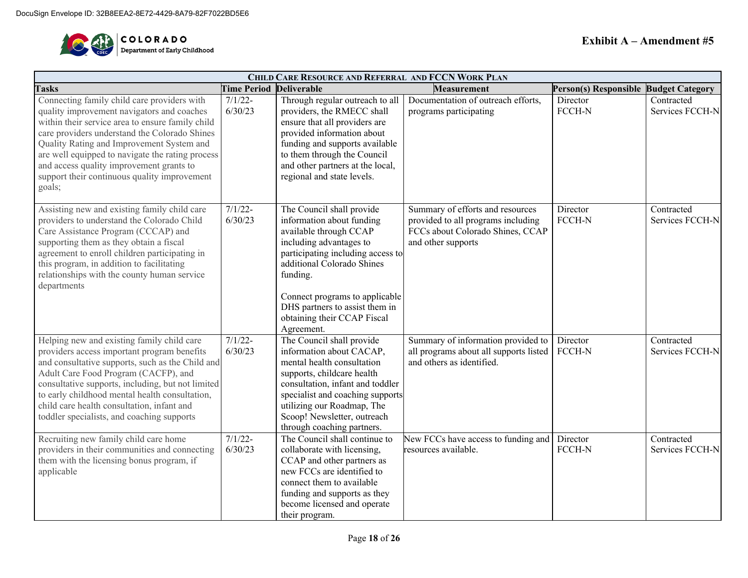Exhibit A – Amendment #5

| CHILD CARE RESOURCE AND REFERRAL AND FCCN WORK PLAN | | | | | |
|---|---|---|---|---|---|
| **Tasks** | **Time Period** | **Deliverable** | **Measurement** | **Person(s) Responsible** | **Budget Category** |
| Connecting family child care providers with quality improvement navigators and coaches within their service area to ensure family child care providers understand the Colorado Shines Quality Rating and Improvement System and are well equipped to navigate the rating process and access quality improvement grants to support their continuous quality improvement goals; | 7/1/22-6/30/23 | Through regular outreach to all providers, the RMECC shall ensure that all providers are provided information about funding and supports available to them through the Council and other partners at the local, regional and state levels. | Documentation of outreach efforts, programs participating | Director FCCH-N | Contracted Services FCCH-N |
| Assisting new and existing family child care providers to understand the Colorado Child Care Assistance Program (CCCAP) and supporting them as they obtain a fiscal agreement to enroll children participating in this program, in addition to facilitating relationships with the county human service departments | 7/1/22-6/30/23 | The Council shall provide information about funding available through CCAP including advantages to participating including access to additional Colorado Shines funding.<br><br>Connect programs to applicable DHS partners to assist them in obtaining their CCAP Fiscal Agreement. | Summary of efforts and resources provided to all programs including FCCs about Colorado Shines, CCAP and other supports | Director FCCH-N | Contracted Services FCCH-N |
| Helping new and existing family child care providers access important program benefits and consultative supports, such as the Child and Adult Care Food Program (CACFP), and consultative supports, including, but not limited to early childhood mental health consultation, child care health consultation, infant and toddler specialists, and coaching supports | 7/1/22-6/30/23 | The Council shall provide information about CACAP, mental health consultation supports, childcare health consultation, infant and toddler specialist and coaching supports utilizing our Roadmap, The Scoop! Newsletter, outreach through coaching partners. | Summary of information provided to all programs about all supports listed and others as identified. | Director FCCH-N | Contracted Services FCCH-N |
| Recruiting new family child care home providers in their communities and connecting them with the licensing bonus program, if applicable | 7/1/22-6/30/23 | The Council shall continue to collaborate with licensing, CCAP and other partners as new FCCs are identified to connect them to available funding and supports as they become licensed and operate their program. | New FCCs have access to funding and resources available. | Director FCCH-N | Contracted Services FCCH-N |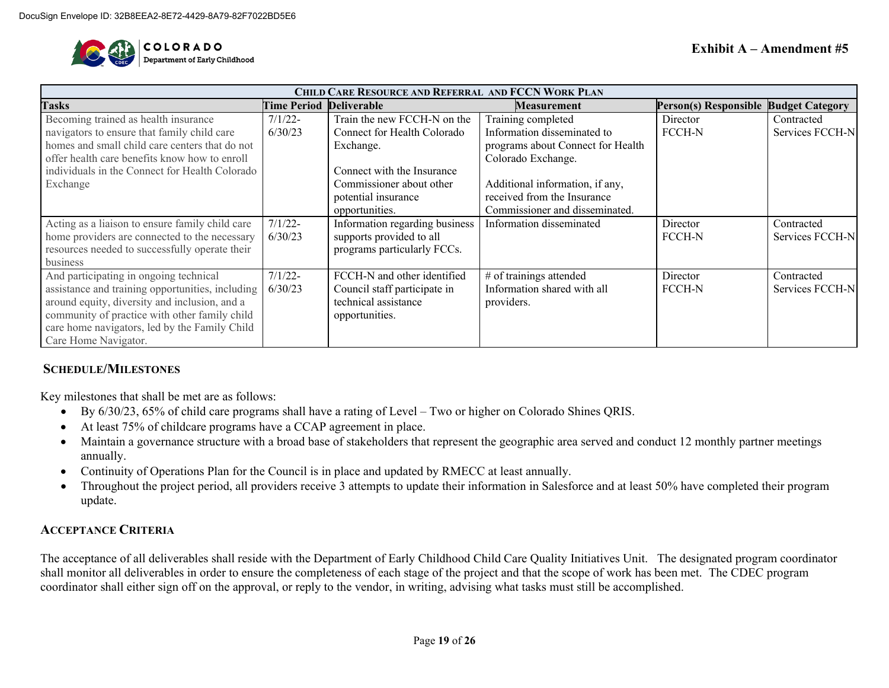Exhibit A – Amendment #5

| CHILD CARE RESOURCE AND REFERRAL AND FCCN WORK PLAN | | | | | |
|---|---|---|---|---|---|
| **Tasks** | **Time Period** | **Deliverable** | **Measurement** | **Person(s) Responsible** | **Budget Category** |
| Becoming trained as health insurance navigators to ensure that family child care homes and small child care centers that do not offer health care benefits know how to enroll individuals in the Connect for Health Colorado Exchange | 7/1/22-6/30/23 | Train the new FCCH-N on the Connect for Health Colorado Exchange.<br><br>Connect with the Insurance Commissioner about other potential insurance opportunities. | Training completed Information disseminated to programs about Connect for Health Colorado Exchange.<br><br>Additional information, if any, received from the Insurance Commissioner and disseminated. | Director FCCH-N | Contracted Services FCCH-N |
| Acting as a liaison to ensure family child care home providers are connected to the necessary resources needed to successfully operate their business | 7/1/22-6/30/23 | Information regarding business supports provided to all programs particularly FCCs. | Information disseminated | Director FCCH-N | Contracted Services FCCH-N |
| And participating in ongoing technical assistance and training opportunities, including around equity, diversity and inclusion, and a community of practice with other family child care home navigators, led by the Family Child Care Home Navigator. | 7/1/22-6/30/23 | FCCH-N and other identified Council staff participate in technical assistance opportunities. | # of trainings attended Information shared with all providers. | Director FCCH-N | Contracted Services FCCH-N |

## SCHEDULE/MILESTONES

Key milestones that shall be met are as follows:

- By 6/30/23, 65% of child care programs shall have a rating of Level – Two or higher on Colorado Shines QRIS.
- At least 75% of childcare programs have a CCAP agreement in place.
- Maintain a governance structure with a broad base of stakeholders that represent the geographic area served and conduct 12 monthly partner meetings annually.
- Continuity of Operations Plan for the Council is in place and updated by RMECC at least annually.
- Throughout the project period, all providers receive 3 attempts to update their information in Salesforce and at least 50% have completed their program update.

## ACCEPTANCE CRITERIA

The acceptance of all deliverables shall reside with the Department of Early Childhood Child Care Quality Initiatives Unit. The designated program coordinator shall monitor all deliverables in order to ensure the completeness of each stage of the project and that the scope of work has been met. The CDEC program coordinator shall either sign off on the approval, or reply to the vendor, in writing, advising what tasks must still be accomplished.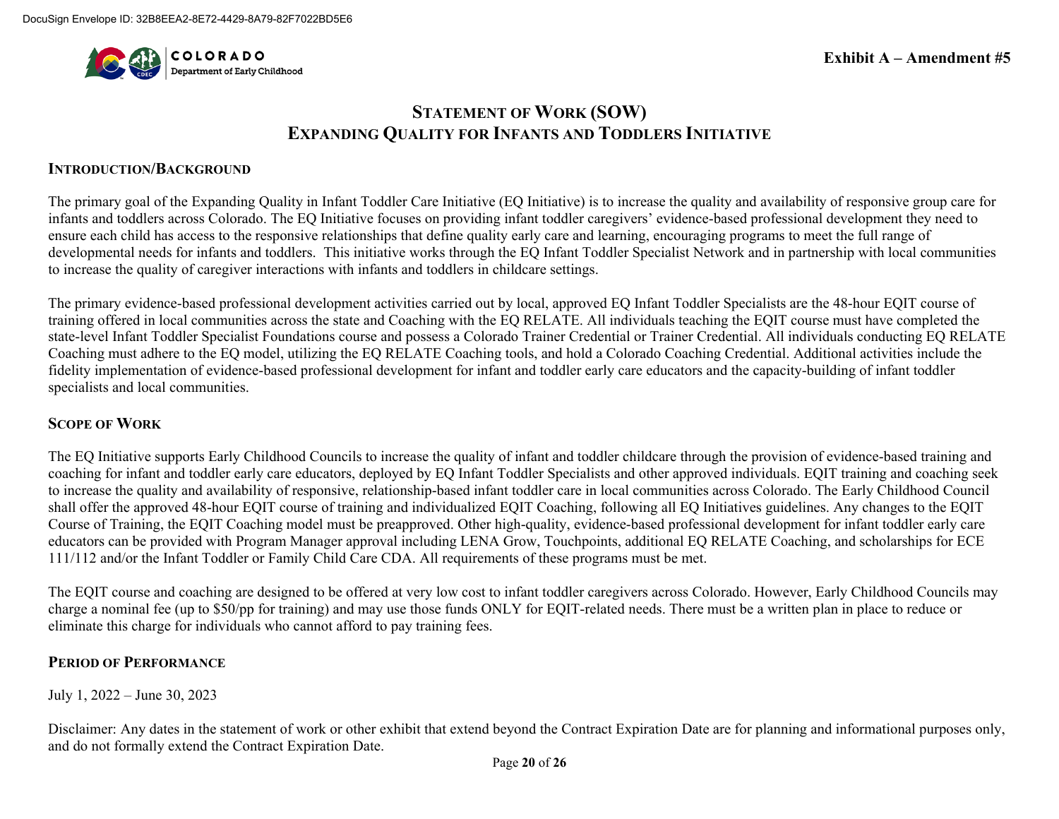**Exhibit A – Amendment #5**

# STATEMENT OF WORK (SOW)
# EXPANDING QUALITY FOR INFANTS AND TODDLERS INITIATIVE

## INTRODUCTION/BACKGROUND

The primary goal of the Expanding Quality in Infant Toddler Care Initiative (EQ Initiative) is to increase the quality and availability of responsive group care for infants and toddlers across Colorado. The EQ Initiative focuses on providing infant toddler caregivers' evidence-based professional development they need to ensure each child has access to the responsive relationships that define quality early care and learning, encouraging programs to meet the full range of developmental needs for infants and toddlers. This initiative works through the EQ Infant Toddler Specialist Network and in partnership with local communities to increase the quality of caregiver interactions with infants and toddlers in childcare settings.

The primary evidence-based professional development activities carried out by local, approved EQ Infant Toddler Specialists are the 48-hour EQIT course of training offered in local communities across the state and Coaching with the EQ RELATE. All individuals teaching the EQIT course must have completed the state-level Infant Toddler Specialist Foundations course and possess a Colorado Trainer Credential or Trainer Credential. All individuals conducting EQ RELATE Coaching must adhere to the EQ model, utilizing the EQ RELATE Coaching tools, and hold a Colorado Coaching Credential. Additional activities include the fidelity implementation of evidence-based professional development for infant and toddler early care educators and the capacity-building of infant toddler specialists and local communities.

## SCOPE OF WORK

The EQ Initiative supports Early Childhood Councils to increase the quality of infant and toddler childcare through the provision of evidence-based training and coaching for infant and toddler early care educators, deployed by EQ Infant Toddler Specialists and other approved individuals. EQIT training and coaching seek to increase the quality and availability of responsive, relationship-based infant toddler care in local communities across Colorado. The Early Childhood Council shall offer the approved 48-hour EQIT course of training and individualized EQIT Coaching, following all EQ Initiatives guidelines. Any changes to the EQIT Course of Training, the EQIT Coaching model must be preapproved. Other high-quality, evidence-based professional development for infant toddler early care educators can be provided with Program Manager approval including LENA Grow, Touchpoints, additional EQ RELATE Coaching, and scholarships for ECE 111/112 and/or the Infant Toddler or Family Child Care CDA. All requirements of these programs must be met.

The EQIT course and coaching are designed to be offered at very low cost to infant toddler caregivers across Colorado. However, Early Childhood Councils may charge a nominal fee (up to $50/pp for training) and may use those funds ONLY for EQIT-related needs. There must be a written plan in place to reduce or eliminate this charge for individuals who cannot afford to pay training fees.

## PERIOD OF PERFORMANCE

July 1, 2022 – June 30, 2023

Disclaimer: Any dates in the statement of work or other exhibit that extend beyond the Contract Expiration Date are for planning and informational purposes only, and do not formally extend the Contract Expiration Date.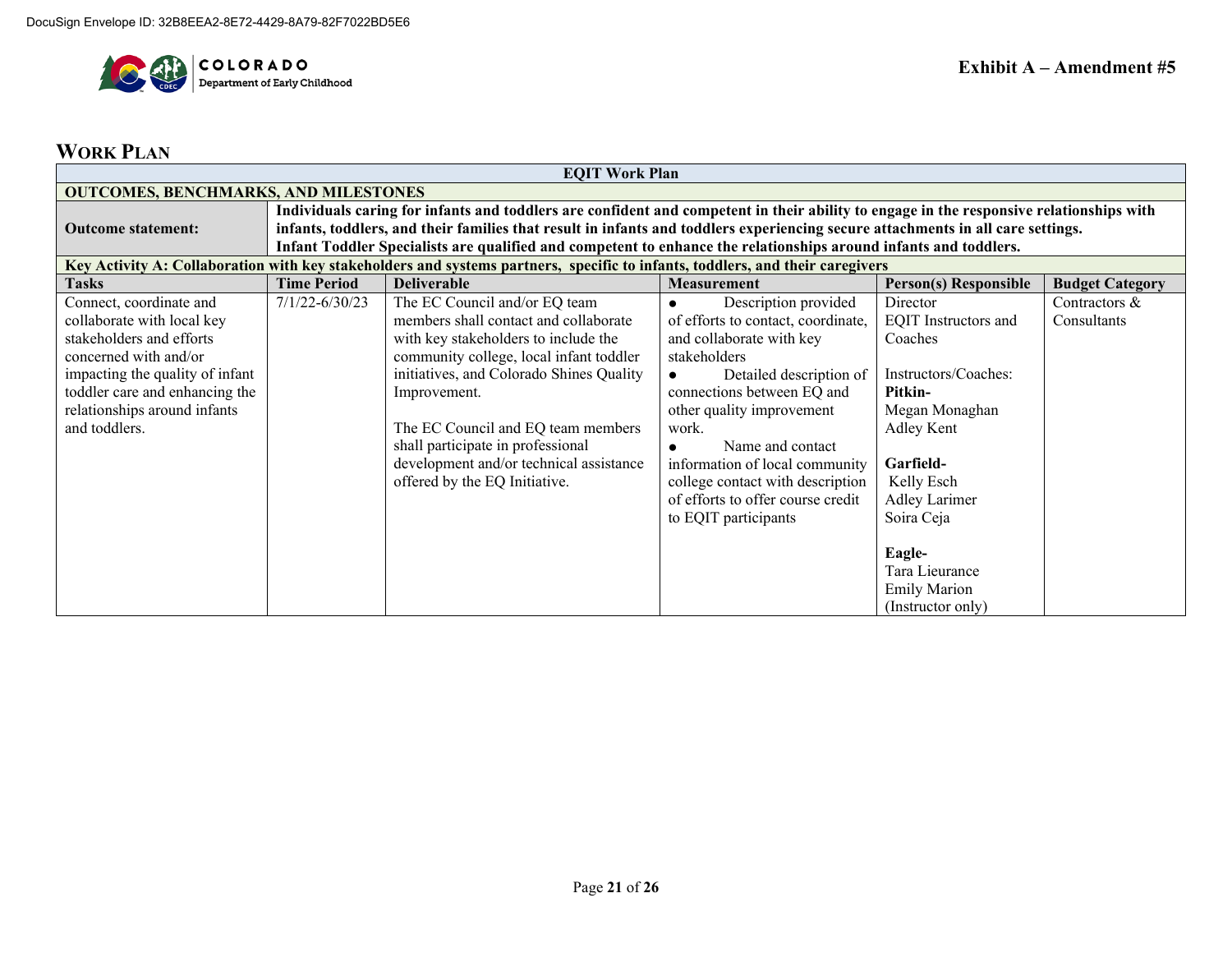DocuSign Envelope ID: 32B8EEA2-8E72-4429-8A79-82F7022BD5E6

COLORADO
Department of Early Childhood

**Exhibit A – Amendment #5**

## WORK PLAN

| EQIT Work Plan | | | | | |
|---|---|---|---|---|---|
| **OUTCOMES, BENCHMARKS, AND MILESTONES** | | | | | |
| **Outcome statement:** | **Individuals caring for infants and toddlers are confident and competent in their ability to engage in the responsive relationships with infants, toddlers, and their families that result in infants and toddlers experiencing secure attachments in all care settings. Infant Toddler Specialists are qualified and competent to enhance the relationships around infants and toddlers.** | | | | |
| **Key Activity A: Collaboration with key stakeholders and systems partners, specific to infants, toddlers, and their caregivers** | | | | | |
| **Tasks** | **Time Period** | **Deliverable** | **Measurement** | **Person(s) Responsible** | **Budget Category** |
| Connect, coordinate and collaborate with local key stakeholders and efforts concerned with and/or impacting the quality of infant toddler care and enhancing the relationships around infants and toddlers. | 7/1/22-6/30/23 | The EC Council and/or EQ team members shall contact and collaborate with key stakeholders to include the community college, local infant toddler initiatives, and Colorado Shines Quality Improvement.<br><br>The EC Council and EQ team members shall participate in professional development and/or technical assistance offered by the EQ Initiative. | ● Description provided of efforts to contact, coordinate, and collaborate with key stakeholders<br>● Detailed description of connections between EQ and other quality improvement work.<br>● Name and contact information of local community college contact with description of efforts to offer course credit to EQIT participants | Director<br>EQIT Instructors and Coaches<br><br>Instructors/Coaches:<br>**Pitkin-**<br>Megan Monaghan<br>Adley Kent<br><br>**Garfield-**<br>Kelly Esch<br>Adley Larimer<br>Soira Ceja<br><br>**Eagle-**<br>Tara Lieurance<br>Emily Marion<br>(Instructor only) | Contractors & Consultants |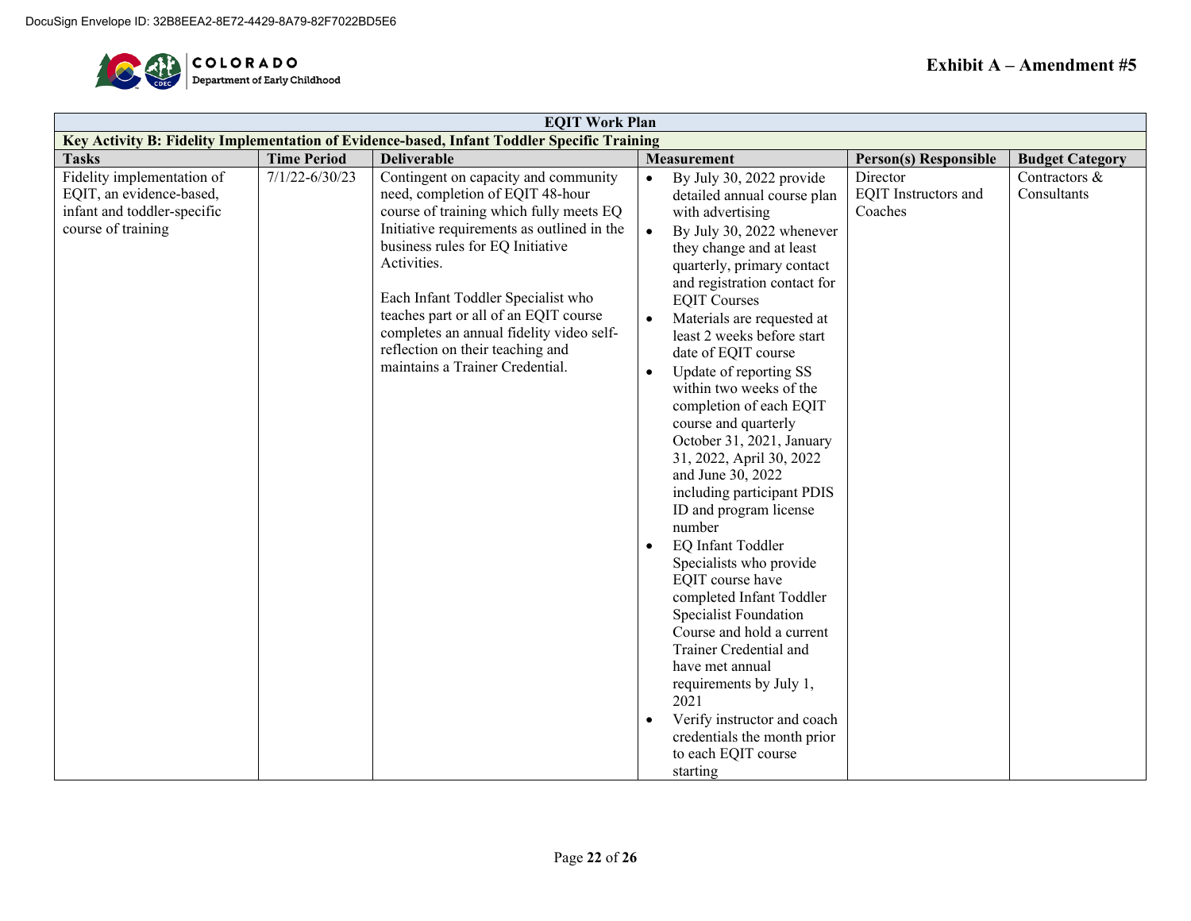DocuSign Envelope ID: 32B8EEA2-8E72-4429-8A79-82F7022BD5E6

**Exhibit A – Amendment #5**

| EQIT Work Plan | | | | | |
|---|---|---|---|---|---|
| **Key Activity B: Fidelity Implementation of Evidence-based, Infant Toddler Specific Training** | | | | | |
| **Tasks** | **Time Period** | **Deliverable** | **Measurement** | **Person(s) Responsible** | **Budget Category** |
| Fidelity implementation of EQIT, an evidence-based, infant and toddler-specific course of training | 7/1/22-6/30/23 | Contingent on capacity and community need, completion of EQIT 48-hour course of training which fully meets EQ Initiative requirements as outlined in the business rules for EQ Initiative Activities.<br><br>Each Infant Toddler Specialist who teaches part or all of an EQIT course completes an annual fidelity video self-reflection on their teaching and maintains a Trainer Credential. | • By July 30, 2022 provide detailed annual course plan with advertising<br>• By July 30, 2022 whenever they change and at least quarterly, primary contact and registration contact for EQIT Courses<br>• Materials are requested at least 2 weeks before start date of EQIT course<br>• Update of reporting SS within two weeks of the completion of each EQIT course and quarterly October 31, 2021, January 31, 2022, April 30, 2022 and June 30, 2022 including participant PDIS ID and program license number<br>• EQ Infant Toddler Specialists who provide EQIT course have completed Infant Toddler Specialist Foundation Course and hold a current Trainer Credential and have met annual requirements by July 1, 2021<br>• Verify instructor and coach credentials the month prior to each EQIT course starting | Director<br>EQIT Instructors and Coaches | Contractors & Consultants |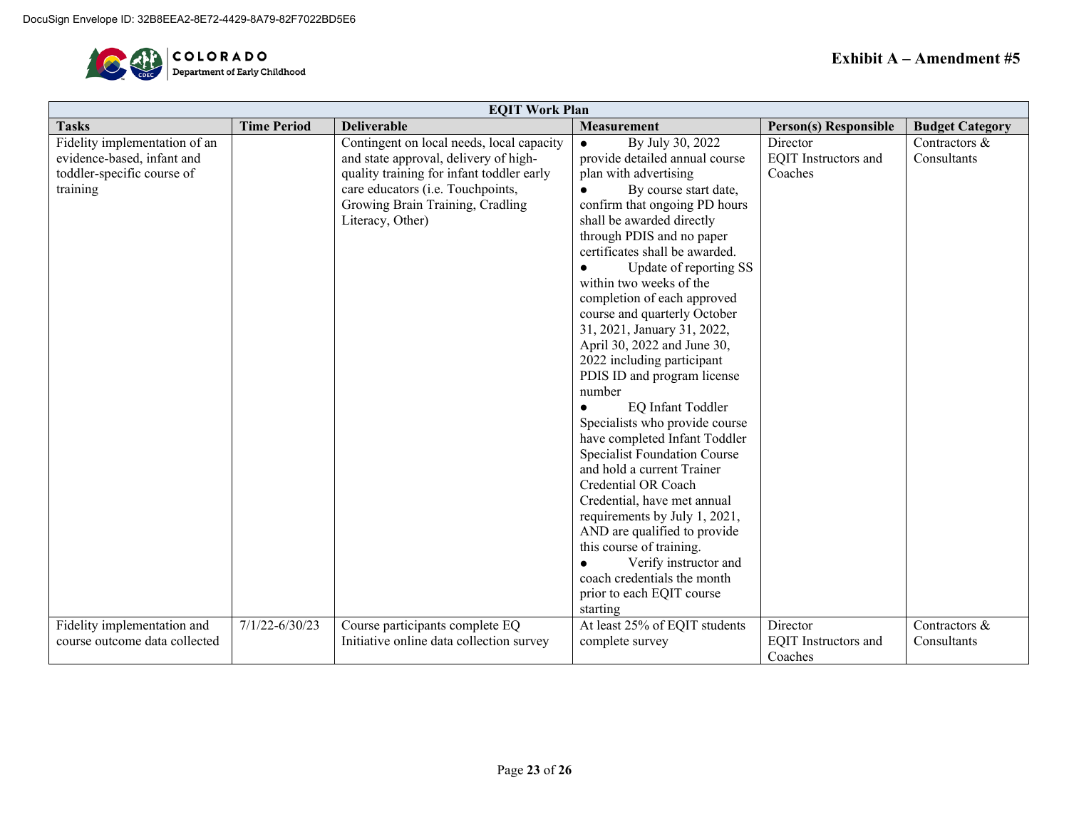DocuSign Envelope ID: 32B8EEA2-8E72-4429-8A79-82F7022BD5E6

COLORADO Department of Early Childhood

**Exhibit A – Amendment #5**

| EQIT Work Plan | | | | | |
|---|---|---|---|---|---|
| **Tasks** | **Time Period** | **Deliverable** | **Measurement** | **Person(s) Responsible** | **Budget Category** |
| Fidelity implementation of an evidence-based, infant and toddler-specific course of training | | Contingent on local needs, local capacity and state approval, delivery of high-quality training for infant toddler early care educators (i.e. Touchpoints, Growing Brain Training, Cradling Literacy, Other) | ● By July 30, 2022 provide detailed annual course plan with advertising<br>● By course start date, confirm that ongoing PD hours shall be awarded directly through PDIS and no paper certificates shall be awarded.<br>● Update of reporting SS within two weeks of the completion of each approved course and quarterly October 31, 2021, January 31, 2022, April 30, 2022 and June 30, 2022 including participant PDIS ID and program license number<br>● EQ Infant Toddler Specialists who provide course have completed Infant Toddler Specialist Foundation Course and hold a current Trainer Credential OR Coach Credential, have met annual requirements by July 1, 2021, AND are qualified to provide this course of training.<br>● Verify instructor and coach credentials the month prior to each EQIT course starting | Director<br>EQIT Instructors and Coaches | Contractors & Consultants |
| Fidelity implementation and course outcome data collected | 7/1/22-6/30/23 | Course participants complete EQ Initiative online data collection survey | At least 25% of EQIT students complete survey | Director<br>EQIT Instructors and Coaches | Contractors & Consultants |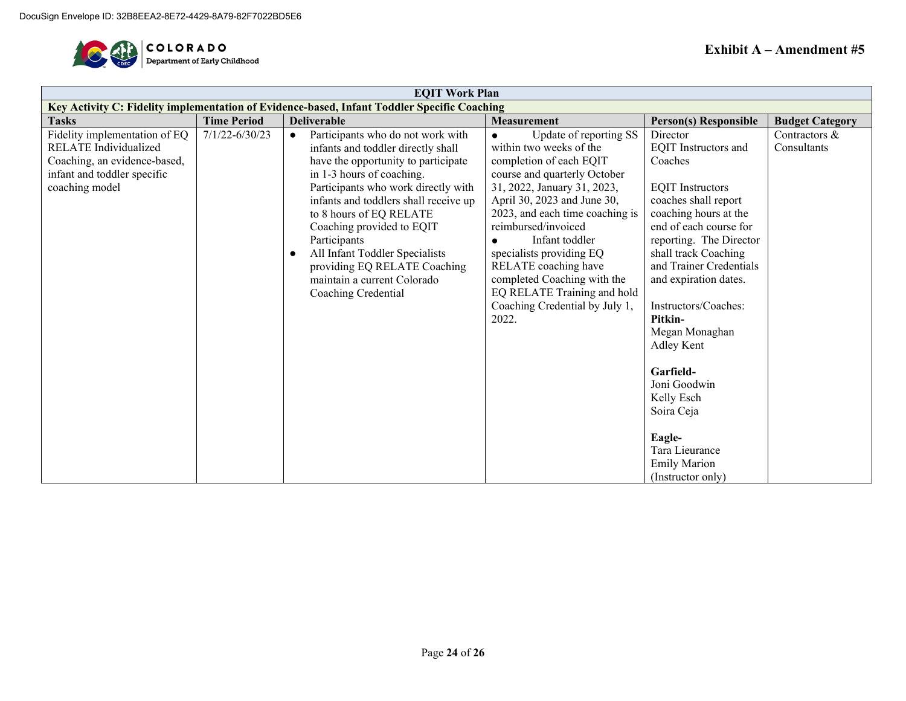DocuSign Envelope ID: 32B8EEA2-8E72-4429-8A79-82F7022BD5E6

**Exhibit A – Amendment #5**

| EQIT Work Plan | | | | | |
|---|---|---|---|---|---|
| **Key Activity C: Fidelity implementation of Evidence-based, Infant Toddler Specific Coaching** | | | | | |
| **Tasks** | **Time Period** | **Deliverable** | **Measurement** | **Person(s) Responsible** | **Budget Category** |
| Fidelity implementation of EQ RELATE Individualized Coaching, an evidence-based, infant and toddler specific coaching model | 7/1/22-6/30/23 | ● Participants who do not work with infants and toddler directly shall have the opportunity to participate in 1-3 hours of coaching. Participants who work directly with infants and toddlers shall receive up to 8 hours of EQ RELATE Coaching provided to EQIT Participants<br>● All Infant Toddler Specialists providing EQ RELATE Coaching maintain a current Colorado Coaching Credential | ● Update of reporting SS within two weeks of the completion of each EQIT course and quarterly October 31, 2022, January 31, 2023, April 30, 2023 and June 30, 2023, and each time coaching is reimbursed/invoiced<br>● Infant toddler specialists providing EQ RELATE coaching have completed Coaching with the EQ RELATE Training and hold Coaching Credential by July 1, 2022. | Director<br>EQIT Instructors and Coaches<br><br>EQIT Instructors coaches shall report coaching hours at the end of each course for reporting. The Director shall track Coaching and Trainer Credentials and expiration dates.<br><br>Instructors/Coaches:<br>**Pitkin-**<br>Megan Monaghan<br>Adley Kent<br><br>**Garfield-**<br>Joni Goodwin<br>Kelly Esch<br>Soira Ceja<br><br>**Eagle-**<br>Tara Lieurance<br>Emily Marion<br>(Instructor only) | Contractors & Consultants |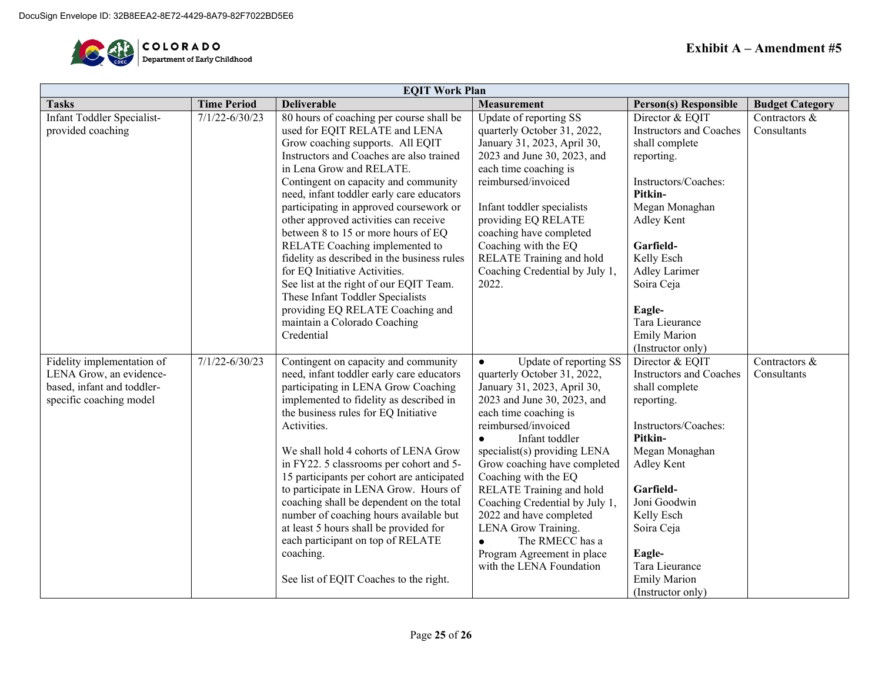DocuSign Envelope ID: 32B8EEA2-8E72-4429-8A79-82F7022BD5E6

COLORADO
Department of Early Childhood

**Exhibit A – Amendment #5**

| EQIT Work Plan | | | | | |
|---|---|---|---|---|---|
| **Tasks** | **Time Period** | **Deliverable** | **Measurement** | **Person(s) Responsible** | **Budget Category** |
| Infant Toddler Specialist-provided coaching | 7/1/22-6/30/23 | 80 hours of coaching per course shall be used for EQIT RELATE and LENA Grow coaching supports. All EQIT Instructors and Coaches are also trained in Lena Grow and RELATE. Contingent on capacity and community need, infant toddler early care educators participating in approved coursework or other approved activities can receive between 8 to 15 or more hours of EQ RELATE Coaching implemented to fidelity as described in the business rules for EQ Initiative Activities. See list at the right of our EQIT Team. These Infant Toddler Specialists providing EQ RELATE Coaching and maintain a Colorado Coaching Credential | Update of reporting SS quarterly October 31, 2022, January 31, 2023, April 30, 2023 and June 30, 2023, and each time coaching is reimbursed/invoiced<br><br>Infant toddler specialists providing EQ RELATE coaching have completed Coaching with the EQ RELATE Training and hold Coaching Credential by July 1, 2022. | Director & EQIT Instructors and Coaches shall complete reporting.<br><br>Instructors/Coaches:<br>**Pitkin-**<br>Megan Monaghan<br>Adley Kent<br><br>**Garfield-**<br>Kelly Esch<br>Adley Larimer<br>Soira Ceja<br><br>**Eagle-**<br>Tara Lieurance<br>Emily Marion (Instructor only) | Contractors & Consultants |
| Fidelity implementation of LENA Grow, an evidence-based, infant and toddler-specific coaching model | 7/1/22-6/30/23 | Contingent on capacity and community need, infant toddler early care educators participating in LENA Grow Coaching implemented to fidelity as described in the business rules for EQ Initiative Activities.<br><br>We shall hold 4 cohorts of LENA Grow in FY22. 5 classrooms per cohort and 5-15 participants per cohort are anticipated to participate in LENA Grow. Hours of coaching shall be dependent on the total number of coaching hours available but at least 5 hours shall be provided for each participant on top of RELATE coaching.<br><br>See list of EQIT Coaches to the right. | • Update of reporting SS quarterly October 31, 2022, January 31, 2023, April 30, 2023 and June 30, 2023, and each time coaching is reimbursed/invoiced<br>• Infant toddler specialist(s) providing LENA Grow coaching have completed Coaching with the EQ RELATE Training and hold Coaching Credential by July 1, 2022 and have completed LENA Grow Training.<br>• The RMECC has a Program Agreement in place with the LENA Foundation | Director & EQIT Instructors and Coaches shall complete reporting.<br><br>Instructors/Coaches:<br>**Pitkin-**<br>Megan Monaghan<br>Adley Kent<br><br>**Garfield-**<br>Joni Goodwin<br>Kelly Esch<br>Soira Ceja<br><br>**Eagle-**<br>Tara Lieurance<br>Emily Marion (Instructor only) | Contractors & Consultants |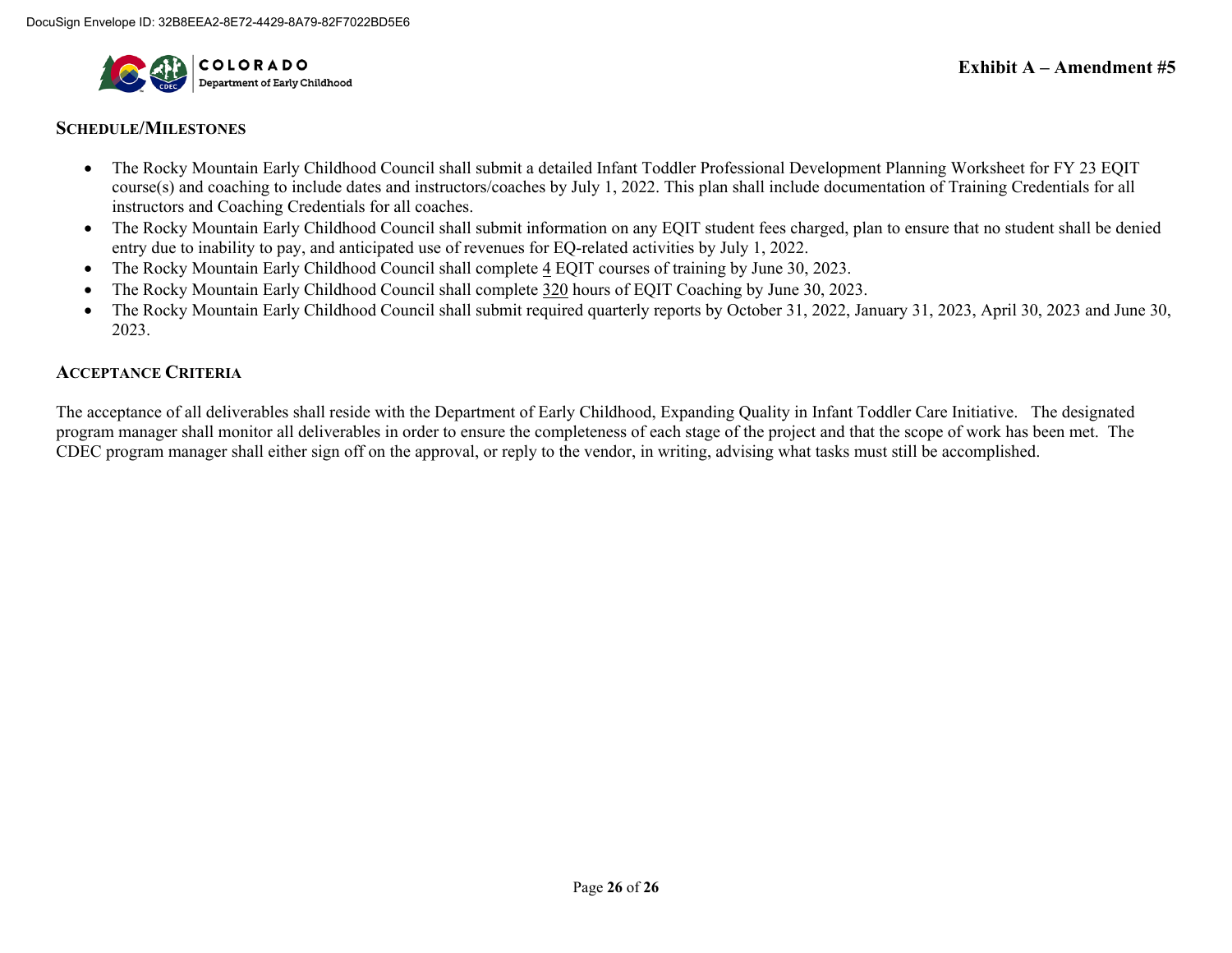## SCHEDULE/MILESTONES

- The Rocky Mountain Early Childhood Council shall submit a detailed Infant Toddler Professional Development Planning Worksheet for FY 23 EQIT course(s) and coaching to include dates and instructors/coaches by July 1, 2022. This plan shall include documentation of Training Credentials for all instructors and Coaching Credentials for all coaches.
- The Rocky Mountain Early Childhood Council shall submit information on any EQIT student fees charged, plan to ensure that no student shall be denied entry due to inability to pay, and anticipated use of revenues for EQ-related activities by July 1, 2022.
- The Rocky Mountain Early Childhood Council shall complete 4 EQIT courses of training by June 30, 2023.
- The Rocky Mountain Early Childhood Council shall complete 320 hours of EQIT Coaching by June 30, 2023.
- The Rocky Mountain Early Childhood Council shall submit required quarterly reports by October 31, 2022, January 31, 2023, April 30, 2023 and June 30, 2023.

## ACCEPTANCE CRITERIA

The acceptance of all deliverables shall reside with the Department of Early Childhood, Expanding Quality in Infant Toddler Care Initiative. The designated program manager shall monitor all deliverables in order to ensure the completeness of each stage of the project and that the scope of work has been met. The CDEC program manager shall either sign off on the approval, or reply to the vendor, in writing, advising what tasks must still be accomplished.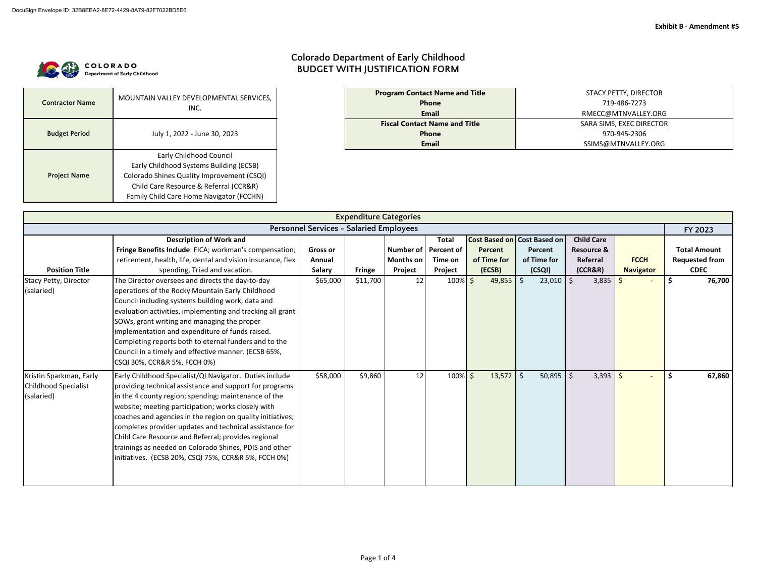DocuSign Envelope ID: 32B8EEA2-8E72-4429-8A79-82F7022BD5E6

**Exhibit B - Amendment #5**

# Colorado Department of Early Childhood
## BUDGET WITH JUSTIFICATION FORM

| | |
|---|---|
| **Contractor Name** | MOUNTAIN VALLEY DEVELOPMENTAL SERVICES, INC. |
| **Budget Period** | July 1, 2022 - June 30, 2023 |
| **Project Name** | Early Childhood Council<br>Early Childhood Systems Building (ECSB)<br>Colorado Shines Quality Improvement (CSQI)<br>Child Care Resource & Referral (CCR&R)<br>Family Child Care Home Navigator (FCCHN) |

| | |
|---|---|
| **Program Contact Name and Title** | STACY PETTY, DIRECTOR |
| **Phone** | 719-486-7273 |
| **Email** | RMECC@MTNVALLEY.ORG |
| **Fiscal Contact Name and Title** | SARA SIMS, EXEC DIRECTOR |
| **Phone** | 970-945-2306 |
| **Email** | SSIMS@MTNVALLEY.ORG |

| Expenditure Categories | | | | | | | | | | |
|---|---|---|---|---|---|---|---|---|---|---|
| Personnel Services - Salaried Employees | | | | | | | | | | FY 2023 |
| **Position Title** | **Description of Work and Fringe Benefits Include**: FICA; workman's compensation; retirement, health, life, dental and vision insurance, flex spending, Triad and vacation. | **Gross or Annual Salary** | **Fringe** | **Number of Months on Project** | **Total Percent of Time on Project** | **Cost Based on Percent of Time for (ECSB)** | **Cost Based on Percent of Time for (CSQI)** | **Child Care Resource & Referral (CCR&R)** | **FCCH Navigator** | **Total Amount Requested from CDEC** |
| Stacy Petty, Director (salaried) | The Director oversees and directs the day-to-day operations of the Rocky Mountain Early Childhood Council including systems building work, data and evaluation activities, implementing and tracking all grant SOWs, grant writing and managing the proper implementation and expenditure of funds raised. Completing reports both to eternal funders and to the Council in a timely and effective manner. (ECSB 65%, CSQI 30%, CCR&R 5%, FCCH 0%) | $65,000 | $11,700 | 12 | 100% | $ 49,855 | $ 23,010 | $ 3,835 | $ - | **$ 76,700** |
| Kristin Sparkman, Early Childhood Specialist (salaried) | Early Childhood Specialist/QI Navigator. Duties include providing technical assistance and support for programs in the 4 county region; spending; maintenance of the website; meeting participation; works closely with coaches and agencies in the region on quality initiatives; completes provider updates and technical assistance for Child Care Resource and Referral; provides regional trainings as needed on Colorado Shines, PDIS and other initiatives. (ECSB 20%, CSQI 75%, CCR&R 5%, FCCH 0%) | $58,000 | $9,860 | 12 | 100% | $ 13,572 | $ 50,895 | $ 3,393 | $ - | **$ 67,860** |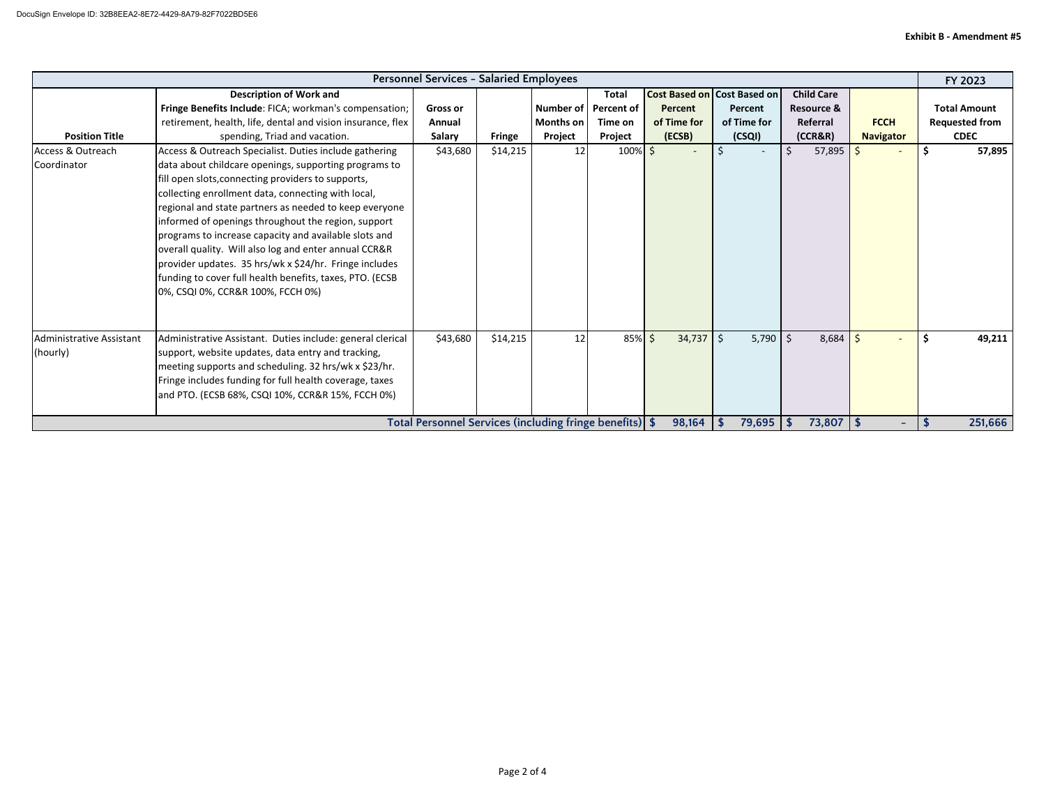**Exhibit B - Amendment #5**

| Personnel Services - Salaried Employees | | | | | | | | | | FY 2023 |
|---|---|---|---|---|---|---|---|---|---|---|
| **Position Title** | **Description of Work and Fringe Benefits Include**: FICA; workman's compensation; retirement, health, life, dental and vision insurance, flex spending, Triad and vacation. | **Gross or Annual Salary** | **Fringe** | **Number of Months on Project** | **Total Percent of Time on Project** | **Cost Based on Percent of Time for (ECSB)** | **Cost Based on Percent of Time for (CSQI)** | **Child Care Resource & Referral (CCR&R)** | **FCCH Navigator** | **Total Amount Requested from CDEC** |
| Access & Outreach Coordinator | Access & Outreach Specialist. Duties include gathering data about childcare openings, supporting programs to fill open slots,connecting providers to supports, collecting enrollment data, connecting with local, regional and state partners as needed to keep everyone informed of openings throughout the region, support programs to increase capacity and available slots and overall quality. Will also log and enter annual CCR&R provider updates. 35 hrs/wk x $24/hr. Fringe includes funding to cover full health benefits, taxes, PTO. (ECSB 0%, CSQI 0%, CCR&R 100%, FCCH 0%) | $43,680 | $14,215 | 12 | 100% | $ - | $ - | $ 57,895 | $ - | **$ 57,895** |
| Administrative Assistant (hourly) | Administrative Assistant. Duties include: general clerical support, website updates, data entry and tracking, meeting supports and scheduling. 32 hrs/wk x $23/hr. Fringe includes funding for full health coverage, taxes and PTO. (ECSB 68%, CSQI 10%, CCR&R 15%, FCCH 0%) | $43,680 | $14,215 | 12 | 85% | $ 34,737 | $ 5,790 | $ 8,684 | $ - | **$ 49,211** |
| | | | | | **Total Personnel Services (including fringe benefits)** | **$ 98,164** | **$ 79,695** | **$ 73,807** | **$ -** | **$ 251,666** |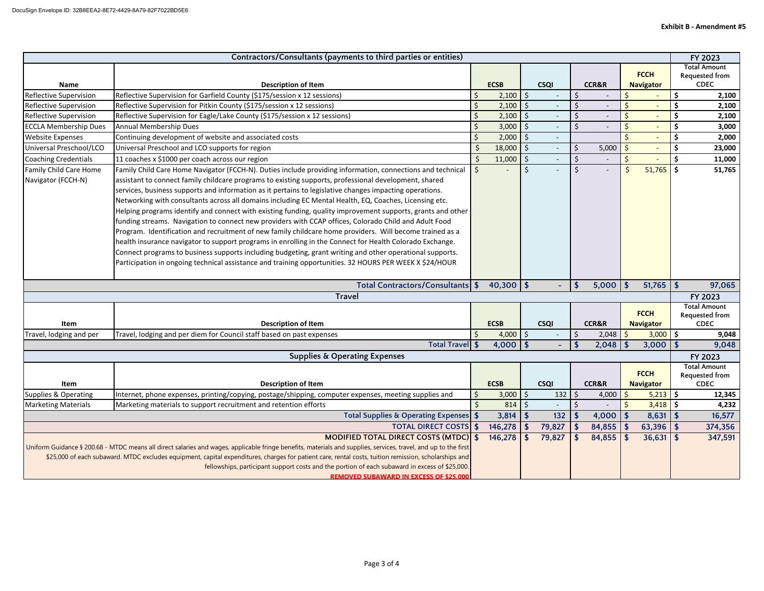Exhibit B - Amendment #5

## Contractors/Consultants (payments to third parties or entities)

| Name | Description of Item | ECSB | CSQI | CCR&R | FCCH Navigator | FY 2023 Total Amount Requested from CDEC |
|---|---|---|---|---|---|---|
| Reflective Supervision | Reflective Supervision for Garfield County ($175/session x 12 sessions) | $ 2,100 | $ - | $ - | $ - | $ 2,100 |
| Reflective Supervision | Reflective Supervision for Pitkin County ($175/session x 12 sessions) | $ 2,100 | $ - | $ - | $ - | $ 2,100 |
| Reflective Supervision | Reflective Supervision for Eagle/Lake County ($175/session x 12 sessions) | $ 2,100 | $ - | $ - | $ - | $ 2,100 |
| ECCLA Membership Dues | Annual Membership Dues | $ 3,000 | $ - | $ - | $ - | $ 3,000 |
| Website Expenses | Continuing development of website and associated costs | $ 2,000 | $ - | | $ - | $ 2,000 |
| Universal Preschool/LCO | Universal Preschool and LCO supports for region | $ 18,000 | $ - | $ 5,000 | $ - | $ 23,000 |
| Coaching Credentials | 11 coaches x $1000 per coach across our region | $ 11,000 | $ - | $ - | $ - | $ 11,000 |
| Family Child Care Home Navigator (FCCH-N) | Family Child Care Home Navigator (FCCH-N). Duties include providing information, connections and technical assistant to connect family childcare programs to existing supports, professional development, shared services, business supports and information as it pertains to legislative changes impacting operations. Networking with consultants across all domains including EC Mental Health, EQ, Coaches, Licensing etc. Helping programs identify and connect with existing funding, quality improvement supports, grants and other funding streams. Navigation to connect new providers with CCAP offices, Colorado Child and Adult Food Program. Identification and recruitment of new family childcare home providers. Will become trained as a health insurance navigator to support programs in enrolling in the Connect for Health Colorado Exchange. Connect programs to business supports including budgeting, grant writing and other operational supports. Participation in ongoing technical assistance and training opportunities. 32 HOURS PER WEEK X $24/HOUR | $ - | $ - | $ - | $ 51,765 | $ 51,765 |
| | **Total Contractors/Consultants** | **$ 40,300** | **$ -** | **$ 5,000** | **$ 51,765** | **$ 97,065** |

## Travel

| Item | Description of Item | ECSB | CSQI | CCR&R | FCCH Navigator | FY 2023 Total Amount Requested from CDEC |
|---|---|---|---|---|---|---|
| Travel, lodging and per | Travel, lodging and per diem for Council staff based on past expenses | $ 4,000 | $ - | $ 2,048 | $ 3,000 | $ 9,048 |
| | **Total Travel** | **$ 4,000** | **$ -** | **$ 2,048** | **$ 3,000** | **$ 9,048** |

## Supplies & Operating Expenses

| Item | Description of Item | ECSB | CSQI | CCR&R | FCCH Navigator | FY 2023 Total Amount Requested from CDEC |
|---|---|---|---|---|---|---|
| Supplies & Operating | Internet, phone expenses, printing/copying, postage/shipping, computer expenses, meeting supplies and | $ 3,000 | $ 132 | $ 4,000 | $ 5,213 | $ 12,345 |
| Marketing Materials | Marketing materials to support recruitment and retention efforts | $ 814 | $ - | $ - | $ 3,418 | $ 4,232 |
| | **Total Supplies & Operating Expenses** | **$ 3,814** | **$ 132** | **$ 4,000** | **$ 8,631** | **$ 16,577** |
| | **TOTAL DIRECT COSTS** | **$ 146,278** | **$ 79,827** | **$ 84,855** | **$ 63,396** | **$ 374,356** |
| | **MODIFIED TOTAL DIRECT COSTS (MTDC)** | **$ 146,278** | **$ 79,827** | **$ 84,855** | **$ 36,631** | **$ 347,591** |

Uniform Guidance § 200.68 - MTDC means all direct salaries and wages, applicable fringe benefits, materials and supplies, services, travel, and up to the first $25,000 of each subaward. MTDC excludes equipment, capital expenditures, charges for patient care, rental costs, tuition remission, scholarships and fellowships, participant support costs and the portion of each subaward in excess of $25,000.

**REMOVED SUBAWARD IN EXCESS OF $25,000**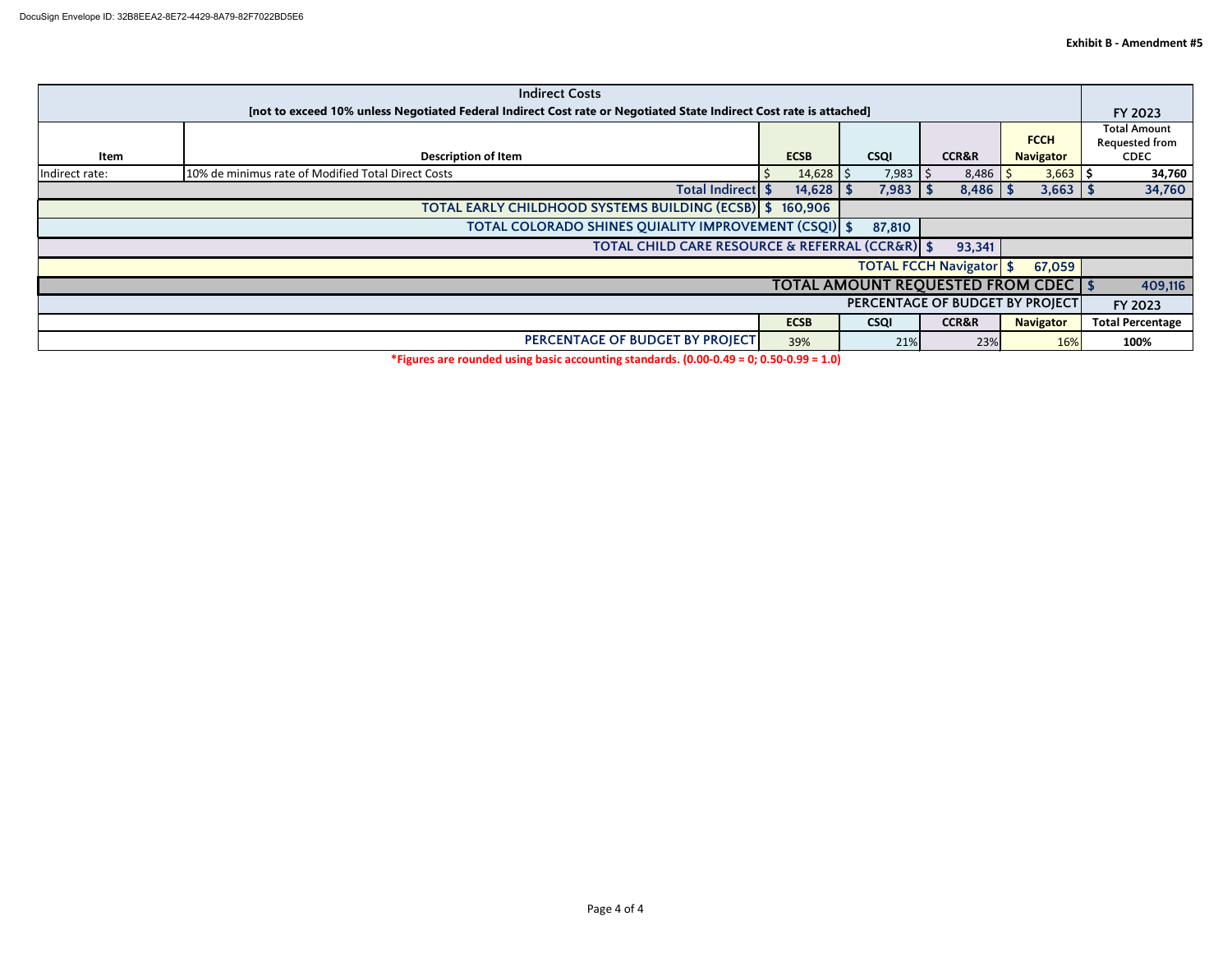Exhibit B - Amendment #5

| Indirect Costs<br>[not to exceed 10% unless Negotiated Federal Indirect Cost rate or Negotiated State Indirect Cost rate is attached] | | | | | | FY 2023 |
|---|---|---|---|---|---|---|
| **Item** | **Description of Item** | **ECSB** | **CSQI** | **CCR&R** | **FCCH Navigator** | **Total Amount Requested from CDEC** |
| Indirect rate: | 10% de minimus rate of Modified Total Direct Costs | $ 14,628 | $ 7,983 | $ 8,486 | $ 3,663 | **$ 34,760** |
| | **Total Indirect** | **$ 14,628** | **$ 7,983** | **$ 8,486** | **$ 3,663** | **$ 34,760** |
| | **TOTAL EARLY CHILDHOOD SYSTEMS BUILDING (ECSB)** | **$ 160,906** | | | | |
| | **TOTAL COLORADO SHINES QUIALITY IMPROVEMENT (CSQI)** | | **$ 87,810** | | | |
| | **TOTAL CHILD CARE RESOURCE & REFERRAL (CCR&R)** | | | **$ 93,341** | | |
| | **TOTAL FCCH Navigator** | | | | **$ 67,059** | |
| | **TOTAL AMOUNT REQUESTED FROM CDEC** | | | | | **$ 409,116** |
| | **PERCENTAGE OF BUDGET BY PROJECT** | | | | | **FY 2023** |
| | | **ECSB** | **CSQI** | **CCR&R** | **Navigator** | **Total Percentage** |
| | **PERCENTAGE OF BUDGET BY PROJECT** | 39% | 21% | 23% | 16% | **100%** |

***Figures are rounded using basic accounting standards. (0.00-0.49 = 0; 0.50-0.99 = 1.0)**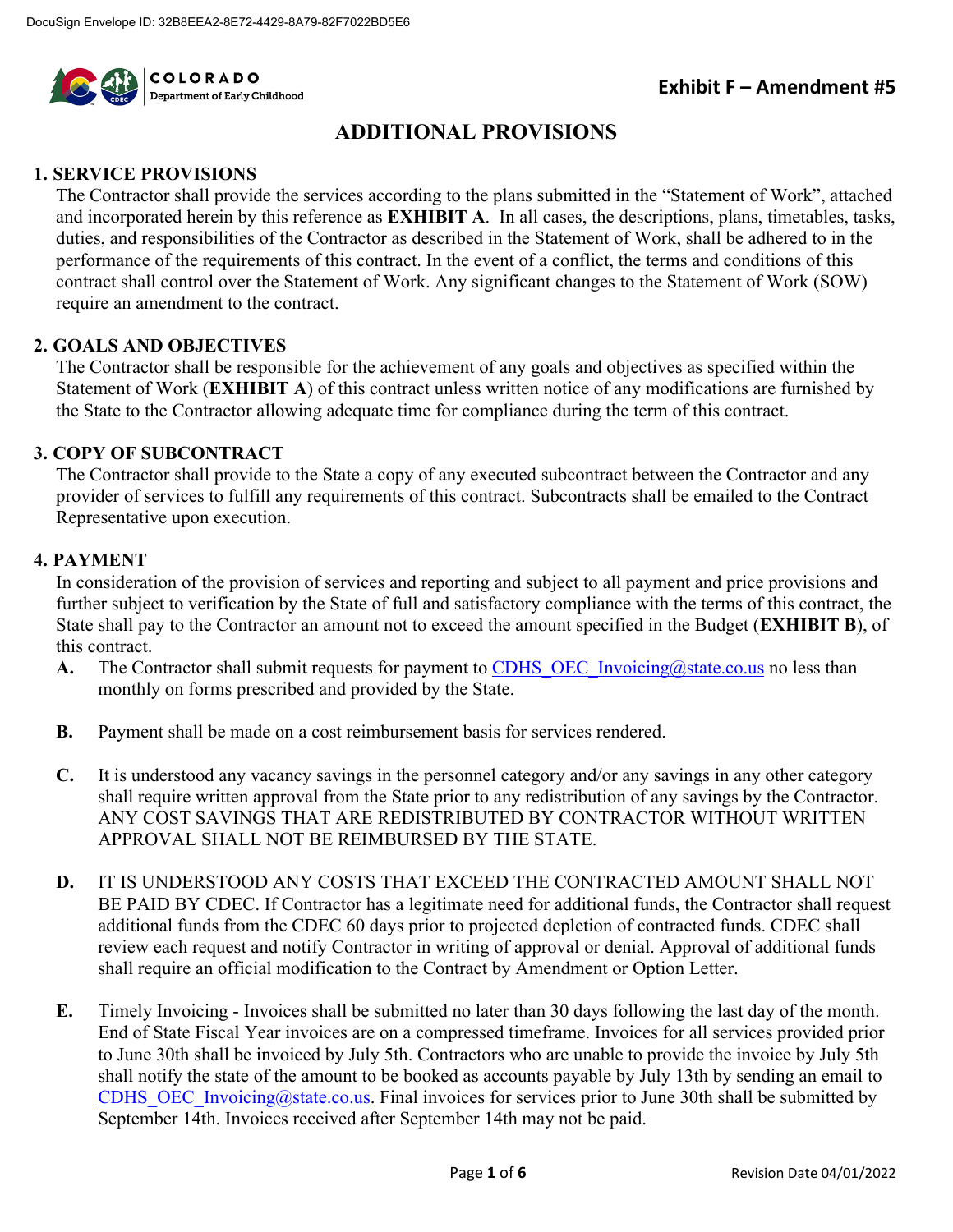Exhibit F – Amendment #5

# ADDITIONAL PROVISIONS

## 1. SERVICE PROVISIONS

The Contractor shall provide the services according to the plans submitted in the "Statement of Work", attached and incorporated herein by this reference as **EXHIBIT A**. In all cases, the descriptions, plans, timetables, tasks, duties, and responsibilities of the Contractor as described in the Statement of Work, shall be adhered to in the performance of the requirements of this contract. In the event of a conflict, the terms and conditions of this contract shall control over the Statement of Work. Any significant changes to the Statement of Work (SOW) require an amendment to the contract.

## 2. GOALS AND OBJECTIVES

The Contractor shall be responsible for the achievement of any goals and objectives as specified within the Statement of Work (**EXHIBIT A**) of this contract unless written notice of any modifications are furnished by the State to the Contractor allowing adequate time for compliance during the term of this contract.

## 3. COPY OF SUBCONTRACT

The Contractor shall provide to the State a copy of any executed subcontract between the Contractor and any provider of services to fulfill any requirements of this contract. Subcontracts shall be emailed to the Contract Representative upon execution.

## 4. PAYMENT

In consideration of the provision of services and reporting and subject to all payment and price provisions and further subject to verification by the State of full and satisfactory compliance with the terms of this contract, the State shall pay to the Contractor an amount not to exceed the amount specified in the Budget (**EXHIBIT B**), of this contract.

**A.** The Contractor shall submit requests for payment to CDHS_OEC_Invoicing@state.co.us no less than monthly on forms prescribed and provided by the State.

**B.** Payment shall be made on a cost reimbursement basis for services rendered.

**C.** It is understood any vacancy savings in the personnel category and/or any savings in any other category shall require written approval from the State prior to any redistribution of any savings by the Contractor. ANY COST SAVINGS THAT ARE REDISTRIBUTED BY CONTRACTOR WITHOUT WRITTEN APPROVAL SHALL NOT BE REIMBURSED BY THE STATE.

**D.** IT IS UNDERSTOOD ANY COSTS THAT EXCEED THE CONTRACTED AMOUNT SHALL NOT BE PAID BY CDEC. If Contractor has a legitimate need for additional funds, the Contractor shall request additional funds from the CDEC 60 days prior to projected depletion of contracted funds. CDEC shall review each request and notify Contractor in writing of approval or denial. Approval of additional funds shall require an official modification to the Contract by Amendment or Option Letter.

**E.** Timely Invoicing - Invoices shall be submitted no later than 30 days following the last day of the month. End of State Fiscal Year invoices are on a compressed timeframe. Invoices for all services provided prior to June 30th shall be invoiced by July 5th. Contractors who are unable to provide the invoice by July 5th shall notify the state of the amount to be booked as accounts payable by July 13th by sending an email to CDHS_OEC_Invoicing@state.co.us. Final invoices for services prior to June 30th shall be submitted by September 14th. Invoices received after September 14th may not be paid.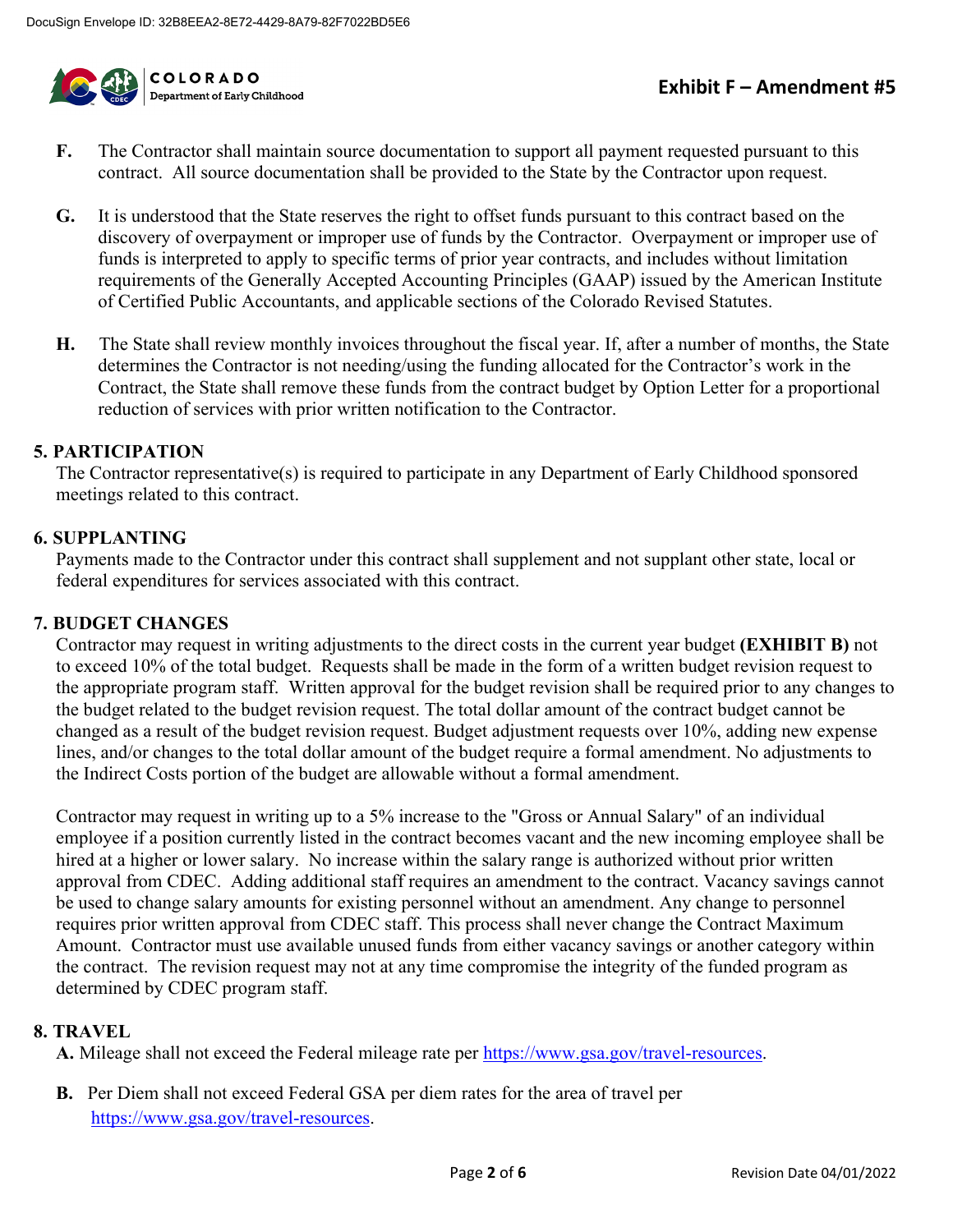**F.** The Contractor shall maintain source documentation to support all payment requested pursuant to this contract. All source documentation shall be provided to the State by the Contractor upon request.

**G.** It is understood that the State reserves the right to offset funds pursuant to this contract based on the discovery of overpayment or improper use of funds by the Contractor. Overpayment or improper use of funds is interpreted to apply to specific terms of prior year contracts, and includes without limitation requirements of the Generally Accepted Accounting Principles (GAAP) issued by the American Institute of Certified Public Accountants, and applicable sections of the Colorado Revised Statutes.

**H.** The State shall review monthly invoices throughout the fiscal year. If, after a number of months, the State determines the Contractor is not needing/using the funding allocated for the Contractor's work in the Contract, the State shall remove these funds from the contract budget by Option Letter for a proportional reduction of services with prior written notification to the Contractor.

## 5. PARTICIPATION

The Contractor representative(s) is required to participate in any Department of Early Childhood sponsored meetings related to this contract.

## 6. SUPPLANTING

Payments made to the Contractor under this contract shall supplement and not supplant other state, local or federal expenditures for services associated with this contract.

## 7. BUDGET CHANGES

Contractor may request in writing adjustments to the direct costs in the current year budget **(EXHIBIT B)** not to exceed 10% of the total budget. Requests shall be made in the form of a written budget revision request to the appropriate program staff. Written approval for the budget revision shall be required prior to any changes to the budget related to the budget revision request. The total dollar amount of the contract budget cannot be changed as a result of the budget revision request. Budget adjustment requests over 10%, adding new expense lines, and/or changes to the total dollar amount of the budget require a formal amendment. No adjustments to the Indirect Costs portion of the budget are allowable without a formal amendment.

Contractor may request in writing up to a 5% increase to the "Gross or Annual Salary" of an individual employee if a position currently listed in the contract becomes vacant and the new incoming employee shall be hired at a higher or lower salary. No increase within the salary range is authorized without prior written approval from CDEC. Adding additional staff requires an amendment to the contract. Vacancy savings cannot be used to change salary amounts for existing personnel without an amendment. Any change to personnel requires prior written approval from CDEC staff. This process shall never change the Contract Maximum Amount. Contractor must use available unused funds from either vacancy savings or another category within the contract. The revision request may not at any time compromise the integrity of the funded program as determined by CDEC program staff.

## 8. TRAVEL

**A.** Mileage shall not exceed the Federal mileage rate per https://www.gsa.gov/travel-resources.

**B.** Per Diem shall not exceed Federal GSA per diem rates for the area of travel per https://www.gsa.gov/travel-resources.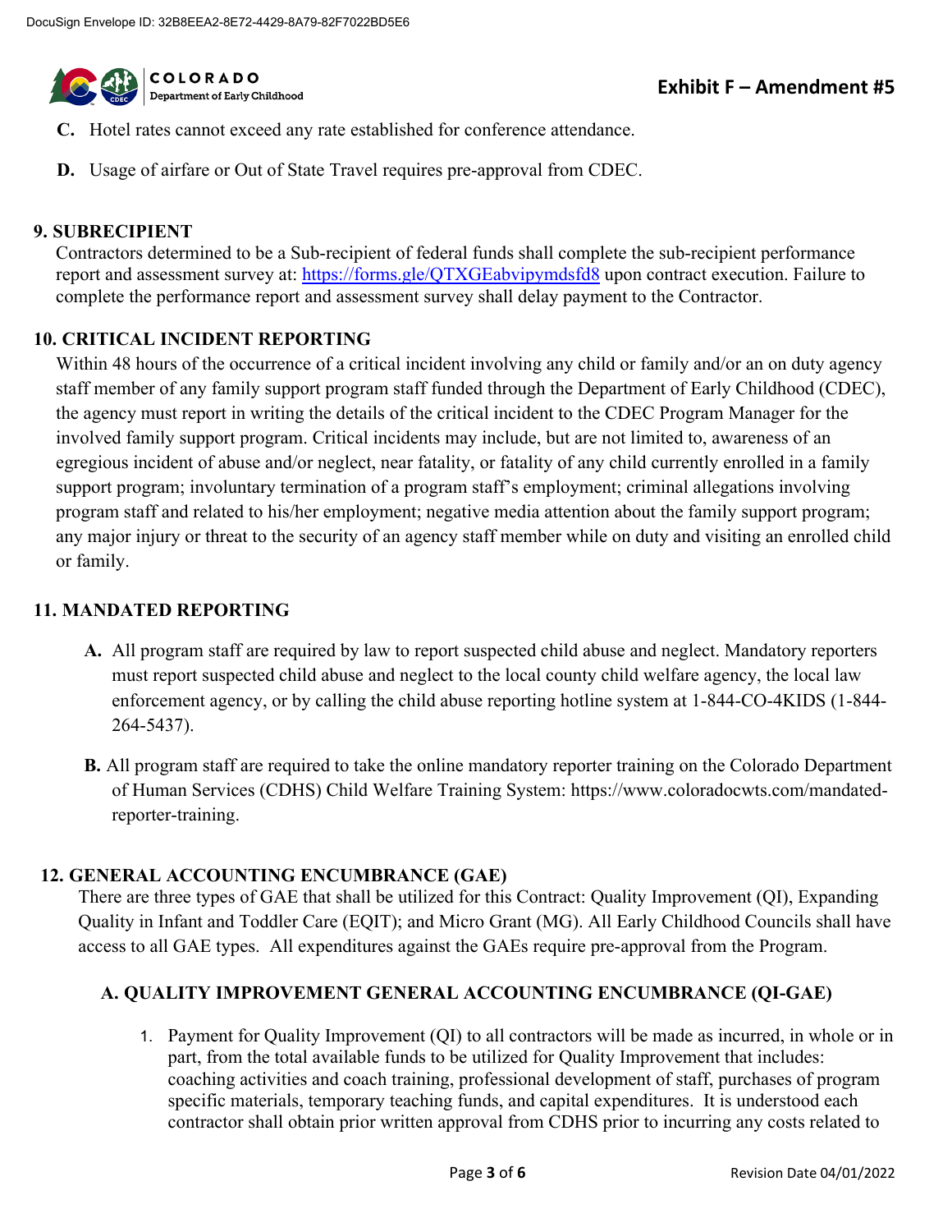**C.** Hotel rates cannot exceed any rate established for conference attendance.

**D.** Usage of airfare or Out of State Travel requires pre-approval from CDEC.

## 9. SUBRECIPIENT

Contractors determined to be a Sub-recipient of federal funds shall complete the sub-recipient performance report and assessment survey at: [https://forms.gle/QTXGEabvipymdsfd8](https://forms.gle/QTXGEabvipymdsfd8) upon contract execution. Failure to complete the performance report and assessment survey shall delay payment to the Contractor.

## 10. CRITICAL INCIDENT REPORTING

Within 48 hours of the occurrence of a critical incident involving any child or family and/or an on duty agency staff member of any family support program staff funded through the Department of Early Childhood (CDEC), the agency must report in writing the details of the critical incident to the CDEC Program Manager for the involved family support program. Critical incidents may include, but are not limited to, awareness of an egregious incident of abuse and/or neglect, near fatality, or fatality of any child currently enrolled in a family support program; involuntary termination of a program staff's employment; criminal allegations involving program staff and related to his/her employment; negative media attention about the family support program; any major injury or threat to the security of an agency staff member while on duty and visiting an enrolled child or family.

## 11. MANDATED REPORTING

**A.** All program staff are required by law to report suspected child abuse and neglect. Mandatory reporters must report suspected child abuse and neglect to the local county child welfare agency, the local law enforcement agency, or by calling the child abuse reporting hotline system at 1-844-CO-4KIDS (1-844-264-5437).

**B.** All program staff are required to take the online mandatory reporter training on the Colorado Department of Human Services (CDHS) Child Welfare Training System: https://www.coloradocwts.com/mandated-reporter-training.

## 12. GENERAL ACCOUNTING ENCUMBRANCE (GAE)

There are three types of GAE that shall be utilized for this Contract: Quality Improvement (QI), Expanding Quality in Infant and Toddler Care (EQIT); and Micro Grant (MG). All Early Childhood Councils shall have access to all GAE types. All expenditures against the GAEs require pre-approval from the Program.

### A. QUALITY IMPROVEMENT GENERAL ACCOUNTING ENCUMBRANCE (QI-GAE)

1. Payment for Quality Improvement (QI) to all contractors will be made as incurred, in whole or in part, from the total available funds to be utilized for Quality Improvement that includes: coaching activities and coach training, professional development of staff, purchases of program specific materials, temporary teaching funds, and capital expenditures. It is understood each contractor shall obtain prior written approval from CDHS prior to incurring any costs related to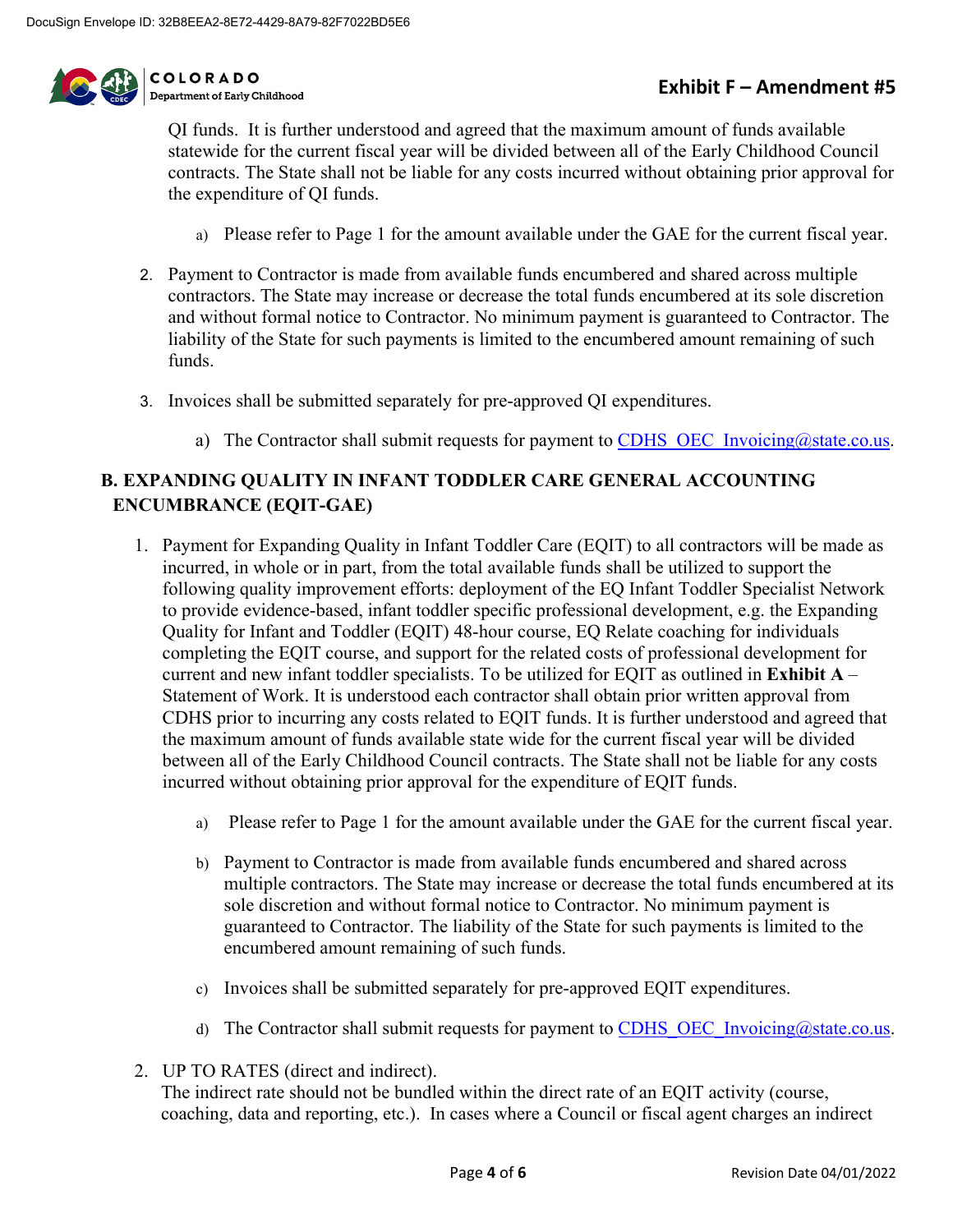QI funds. It is further understood and agreed that the maximum amount of funds available statewide for the current fiscal year will be divided between all of the Early Childhood Council contracts. The State shall not be liable for any costs incurred without obtaining prior approval for the expenditure of QI funds.

   a) Please refer to Page 1 for the amount available under the GAE for the current fiscal year.

2. Payment to Contractor is made from available funds encumbered and shared across multiple contractors. The State may increase or decrease the total funds encumbered at its sole discretion and without formal notice to Contractor. No minimum payment is guaranteed to Contractor. The liability of the State for such payments is limited to the encumbered amount remaining of such funds.

3. Invoices shall be submitted separately for pre-approved QI expenditures.

   a) The Contractor shall submit requests for payment to CDHS_OEC_Invoicing@state.co.us.

## B. EXPANDING QUALITY IN INFANT TODDLER CARE GENERAL ACCOUNTING ENCUMBRANCE (EQIT-GAE)

1. Payment for Expanding Quality in Infant Toddler Care (EQIT) to all contractors will be made as incurred, in whole or in part, from the total available funds shall be utilized to support the following quality improvement efforts: deployment of the EQ Infant Toddler Specialist Network to provide evidence-based, infant toddler specific professional development, e.g. the Expanding Quality for Infant and Toddler (EQIT) 48-hour course, EQ Relate coaching for individuals completing the EQIT course, and support for the related costs of professional development for current and new infant toddler specialists. To be utilized for EQIT as outlined in **Exhibit A** – Statement of Work. It is understood each contractor shall obtain prior written approval from CDHS prior to incurring any costs related to EQIT funds. It is further understood and agreed that the maximum amount of funds available state wide for the current fiscal year will be divided between all of the Early Childhood Council contracts. The State shall not be liable for any costs incurred without obtaining prior approval for the expenditure of EQIT funds.

   a) Please refer to Page 1 for the amount available under the GAE for the current fiscal year.

   b) Payment to Contractor is made from available funds encumbered and shared across multiple contractors. The State may increase or decrease the total funds encumbered at its sole discretion and without formal notice to Contractor. No minimum payment is guaranteed to Contractor. The liability of the State for such payments is limited to the encumbered amount remaining of such funds.

   c) Invoices shall be submitted separately for pre-approved EQIT expenditures.

   d) The Contractor shall submit requests for payment to CDHS_OEC_Invoicing@state.co.us.

2. UP TO RATES (direct and indirect).
   The indirect rate should not be bundled within the direct rate of an EQIT activity (course, coaching, data and reporting, etc.). In cases where a Council or fiscal agent charges an indirect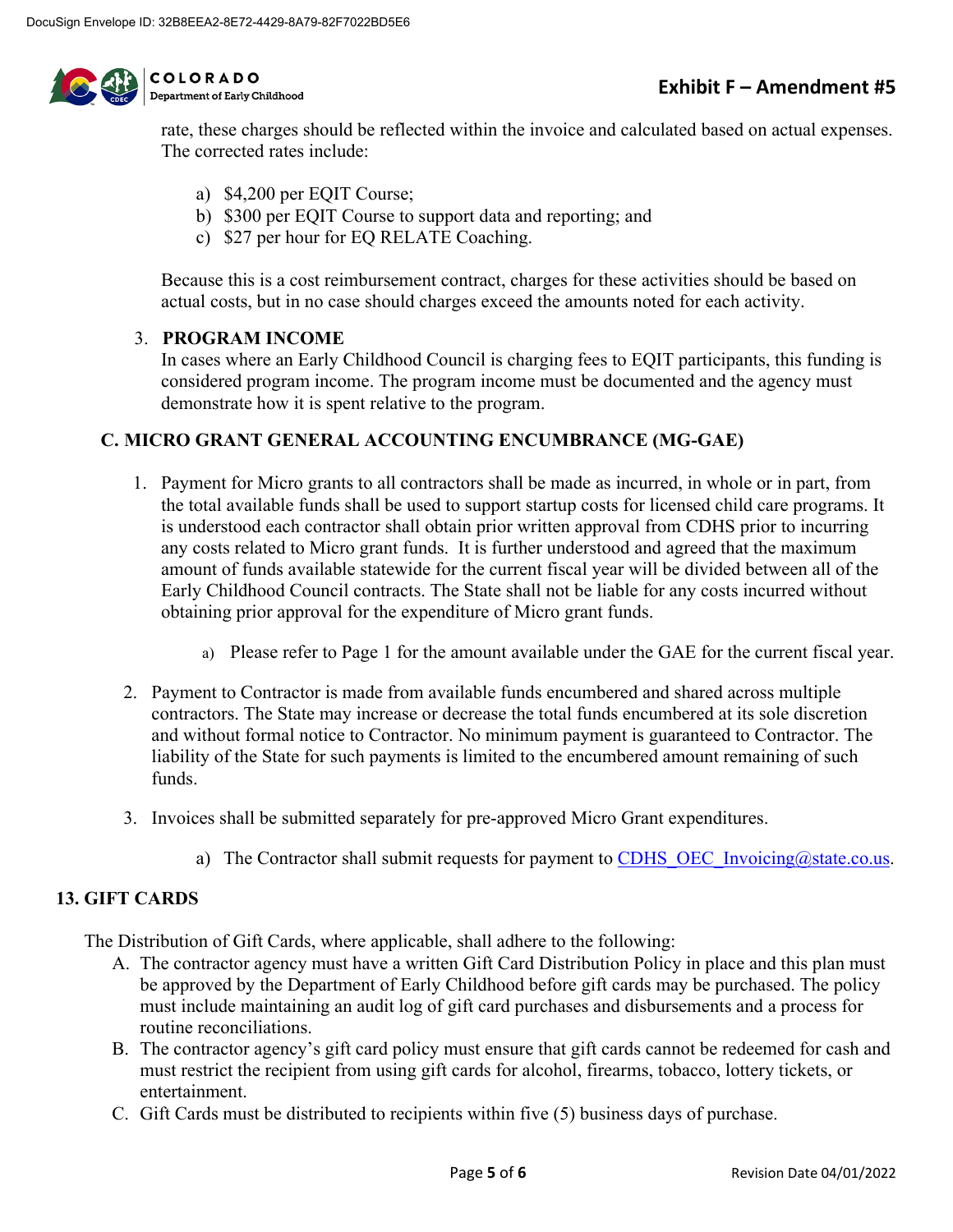rate, these charges should be reflected within the invoice and calculated based on actual expenses. The corrected rates include:

a) $4,200 per EQIT Course;
b) $300 per EQIT Course to support data and reporting; and
c) $27 per hour for EQ RELATE Coaching.

Because this is a cost reimbursement contract, charges for these activities should be based on actual costs, but in no case should charges exceed the amounts noted for each activity.

3. **PROGRAM INCOME**
   In cases where an Early Childhood Council is charging fees to EQIT participants, this funding is considered program income. The program income must be documented and the agency must demonstrate how it is spent relative to the program.

### C. MICRO GRANT GENERAL ACCOUNTING ENCUMBRANCE (MG-GAE)

1. Payment for Micro grants to all contractors shall be made as incurred, in whole or in part, from the total available funds shall be used to support startup costs for licensed child care programs. It is understood each contractor shall obtain prior written approval from CDHS prior to incurring any costs related to Micro grant funds. It is further understood and agreed that the maximum amount of funds available statewide for the current fiscal year will be divided between all of the Early Childhood Council contracts. The State shall not be liable for any costs incurred without obtaining prior approval for the expenditure of Micro grant funds.

   a) Please refer to Page 1 for the amount available under the GAE for the current fiscal year.

2. Payment to Contractor is made from available funds encumbered and shared across multiple contractors. The State may increase or decrease the total funds encumbered at its sole discretion and without formal notice to Contractor. No minimum payment is guaranteed to Contractor. The liability of the State for such payments is limited to the encumbered amount remaining of such funds.

3. Invoices shall be submitted separately for pre-approved Micro Grant expenditures.

   a) The Contractor shall submit requests for payment to CDHS_OEC_Invoicing@state.co.us.

## 13. GIFT CARDS

The Distribution of Gift Cards, where applicable, shall adhere to the following:

A. The contractor agency must have a written Gift Card Distribution Policy in place and this plan must be approved by the Department of Early Childhood before gift cards may be purchased. The policy must include maintaining an audit log of gift card purchases and disbursements and a process for routine reconciliations.
B. The contractor agency's gift card policy must ensure that gift cards cannot be redeemed for cash and must restrict the recipient from using gift cards for alcohol, firearms, tobacco, lottery tickets, or entertainment.
C. Gift Cards must be distributed to recipients within five (5) business days of purchase.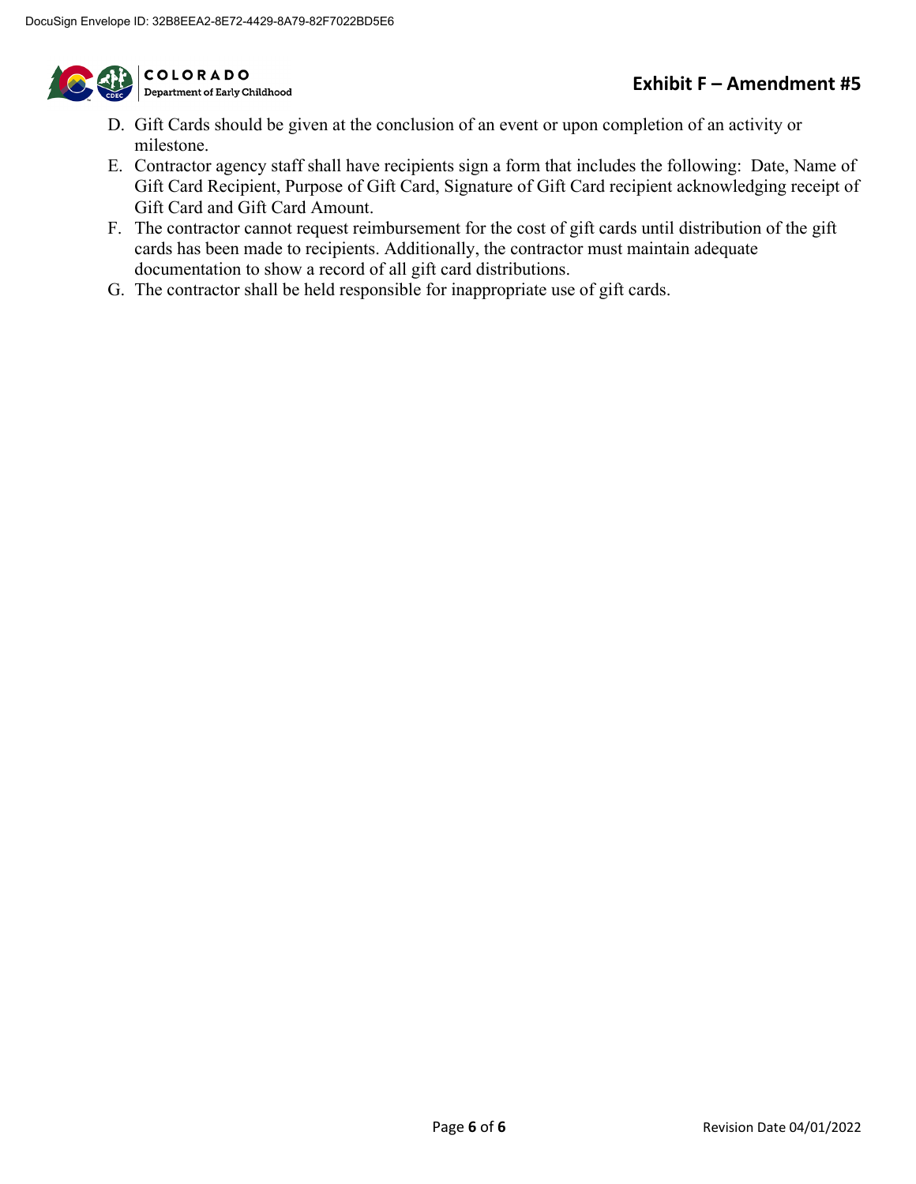D. Gift Cards should be given at the conclusion of an event or upon completion of an activity or milestone.
E. Contractor agency staff shall have recipients sign a form that includes the following: Date, Name of Gift Card Recipient, Purpose of Gift Card, Signature of Gift Card recipient acknowledging receipt of Gift Card and Gift Card Amount.
F. The contractor cannot request reimbursement for the cost of gift cards until distribution of the gift cards has been made to recipients. Additionally, the contractor must maintain adequate documentation to show a record of all gift card distributions.
G. The contractor shall be held responsible for inappropriate use of gift cards.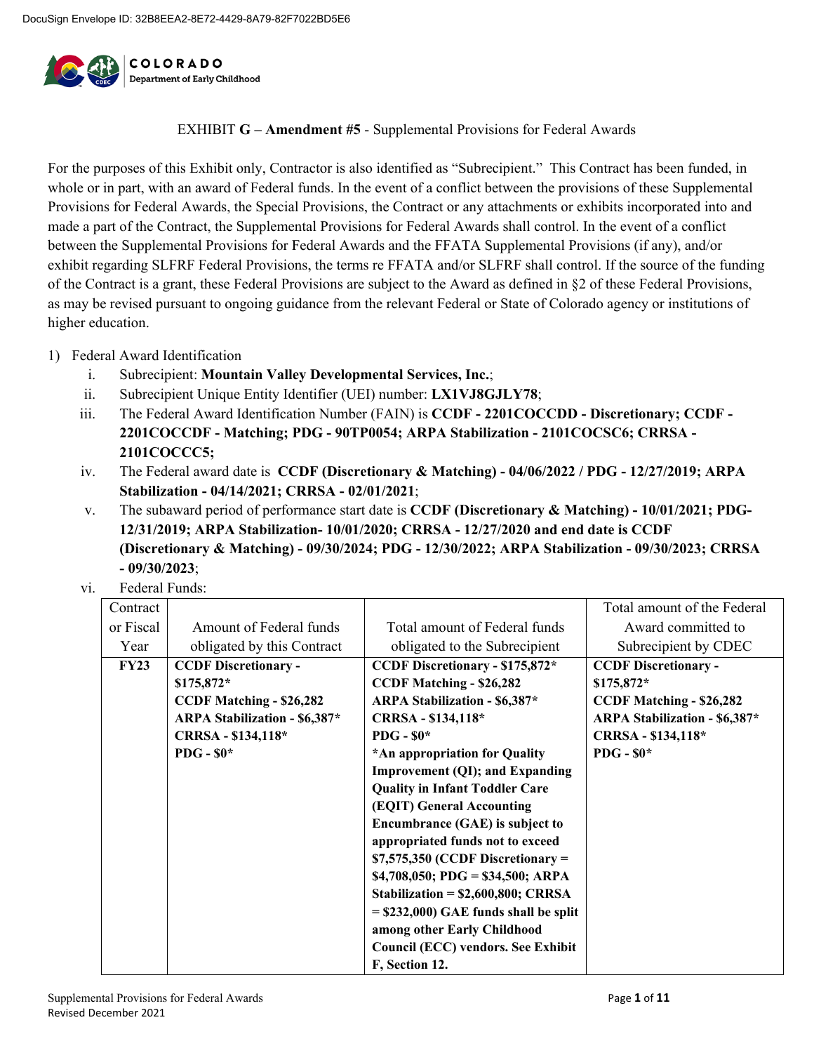DocuSign Envelope ID: 32B8EEA2-8E72-4429-8A79-82F7022BD5E6

COLORADO
Department of Early Childhood

EXHIBIT **G – Amendment #5** - Supplemental Provisions for Federal Awards

For the purposes of this Exhibit only, Contractor is also identified as "Subrecipient." This Contract has been funded, in whole or in part, with an award of Federal funds. In the event of a conflict between the provisions of these Supplemental Provisions for Federal Awards, the Special Provisions, the Contract or any attachments or exhibits incorporated into and made a part of the Contract, the Supplemental Provisions for Federal Awards shall control. In the event of a conflict between the Supplemental Provisions for Federal Awards and the FFATA Supplemental Provisions (if any), and/or exhibit regarding SLFRF Federal Provisions, the terms re FFATA and/or SLFRF shall control. If the source of the funding of the Contract is a grant, these Federal Provisions are subject to the Award as defined in §2 of these Federal Provisions, as may be revised pursuant to ongoing guidance from the relevant Federal or State of Colorado agency or institutions of higher education.

1) Federal Award Identification
   i. Subrecipient: **Mountain Valley Developmental Services, Inc.**;
   ii. Subrecipient Unique Entity Identifier (UEI) number: **LX1VJ8GJLY78**;
   iii. The Federal Award Identification Number (FAIN) is **CCDF - 2201COCCDD - Discretionary; CCDF - 2201COCCDF - Matching; PDG - 90TP0054; ARPA Stabilization - 2101COCSC6; CRRSA - 2101COCCC5;**
   iv. The Federal award date is **CCDF (Discretionary & Matching) - 04/06/2022 / PDG - 12/27/2019; ARPA Stabilization - 04/14/2021; CRRSA - 02/01/2021**;
   v. The subaward period of performance start date is **CCDF (Discretionary & Matching) - 10/01/2021; PDG-12/31/2019; ARPA Stabilization- 10/01/2020; CRRSA - 12/27/2020 and end date is CCDF (Discretionary & Matching) - 09/30/2024; PDG - 12/30/2022; ARPA Stabilization - 09/30/2023; CRRSA - 09/30/2023**;
   vi. Federal Funds:

| Contract or Fiscal Year | Amount of Federal funds obligated by this Contract | Total amount of Federal funds obligated to the Subrecipient | Total amount of the Federal Award committed to Subrecipient by CDEC |
|---|---|---|---|
| **FY23** | **CCDF Discretionary - $175,872\*<br>CCDF Matching - $26,282<br>ARPA Stabilization - $6,387\*<br>CRRSA - $134,118\*<br>PDG - $0\*** | **CCDF Discretionary - $175,872\*<br>CCDF Matching - $26,282<br>ARPA Stabilization - $6,387\*<br>CRRSA - $134,118\*<br>PDG - $0\*<br>\*An appropriation for Quality Improvement (QI); and Expanding Quality in Infant Toddler Care (EQIT) General Accounting Encumbrance (GAE) is subject to appropriated funds not to exceed $7,575,350 (CCDF Discretionary = $4,708,050; PDG = $34,500; ARPA Stabilization = $2,600,800; CRRSA = $232,000) GAE funds shall be split among other Early Childhood Council (ECC) vendors. See Exhibit F, Section 12.** | **CCDF Discretionary - $175,872\*<br>CCDF Matching - $26,282<br>ARPA Stabilization - $6,387\*<br>CRRSA - $134,118\*<br>PDG - $0\*** |

Supplemental Provisions for Federal Awards
Revised December 2021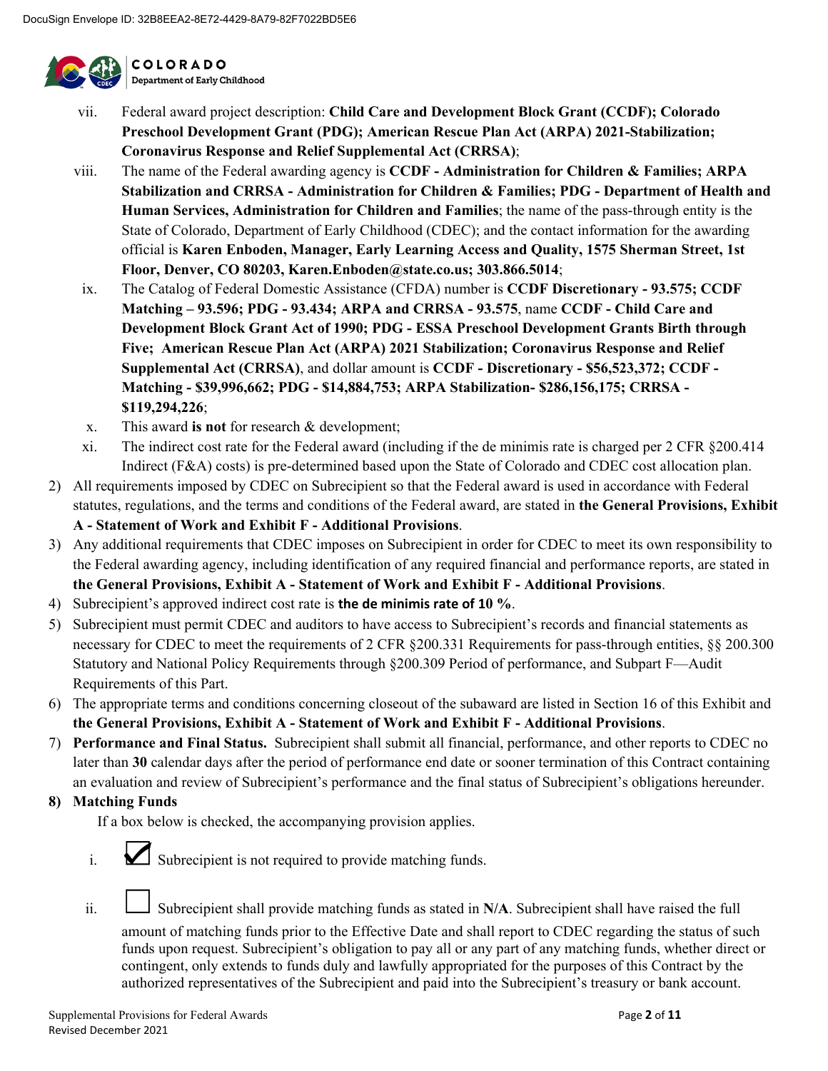vii. Federal award project description: **Child Care and Development Block Grant (CCDF); Colorado Preschool Development Grant (PDG); American Rescue Plan Act (ARPA) 2021-Stabilization; Coronavirus Response and Relief Supplemental Act (CRRSA)**;

viii. The name of the Federal awarding agency is **CCDF - Administration for Children & Families; ARPA Stabilization and CRRSA - Administration for Children & Families; PDG - Department of Health and Human Services, Administration for Children and Families**; the name of the pass-through entity is the State of Colorado, Department of Early Childhood (CDEC); and the contact information for the awarding official is **Karen Enboden, Manager, Early Learning Access and Quality, 1575 Sherman Street, 1st Floor, Denver, CO 80203, Karen.Enboden@state.co.us; 303.866.5014**;

ix. The Catalog of Federal Domestic Assistance (CFDA) number is **CCDF Discretionary - 93.575; CCDF Matching – 93.596; PDG - 93.434; ARPA and CRRSA - 93.575**, name **CCDF - Child Care and Development Block Grant Act of 1990; PDG - ESSA Preschool Development Grants Birth through Five; American Rescue Plan Act (ARPA) 2021 Stabilization; Coronavirus Response and Relief Supplemental Act (CRRSA)**, and dollar amount is **CCDF - Discretionary - $56,523,372; CCDF - Matching - $39,996,662; PDG - $14,884,753; ARPA Stabilization- $286,156,175; CRRSA - $119,294,226**;

x. This award **is not** for research & development;

xi. The indirect cost rate for the Federal award (including if the de minimis rate is charged per 2 CFR §200.414 Indirect (F&A) costs) is pre-determined based upon the State of Colorado and CDEC cost allocation plan.

2) All requirements imposed by CDEC on Subrecipient so that the Federal award is used in accordance with Federal statutes, regulations, and the terms and conditions of the Federal award, are stated in **the General Provisions, Exhibit A - Statement of Work and Exhibit F - Additional Provisions**.

3) Any additional requirements that CDEC imposes on Subrecipient in order for CDEC to meet its own responsibility to the Federal awarding agency, including identification of any required financial and performance reports, are stated in **the General Provisions, Exhibit A - Statement of Work and Exhibit F - Additional Provisions**.

4) Subrecipient's approved indirect cost rate is **the de minimis rate of 10 %**.

5) Subrecipient must permit CDEC and auditors to have access to Subrecipient's records and financial statements as necessary for CDEC to meet the requirements of 2 CFR §200.331 Requirements for pass-through entities, §§ 200.300 Statutory and National Policy Requirements through §200.309 Period of performance, and Subpart F—Audit Requirements of this Part.

6) The appropriate terms and conditions concerning closeout of the subaward are listed in Section 16 of this Exhibit and **the General Provisions, Exhibit A - Statement of Work and Exhibit F - Additional Provisions**.

7) **Performance and Final Status.** Subrecipient shall submit all financial, performance, and other reports to CDEC no later than **30** calendar days after the period of performance end date or sooner termination of this Contract containing an evaluation and review of Subrecipient's performance and the final status of Subrecipient's obligations hereunder.

8) **Matching Funds**

If a box below is checked, the accompanying provision applies.

i. ☑ Subrecipient is not required to provide matching funds.

ii. ☐ Subrecipient shall provide matching funds as stated in **N/A**. Subrecipient shall have raised the full amount of matching funds prior to the Effective Date and shall report to CDEC regarding the status of such funds upon request. Subrecipient's obligation to pay all or any part of any matching funds, whether direct or contingent, only extends to funds duly and lawfully appropriated for the purposes of this Contract by the authorized representatives of the Subrecipient and paid into the Subrecipient's treasury or bank account.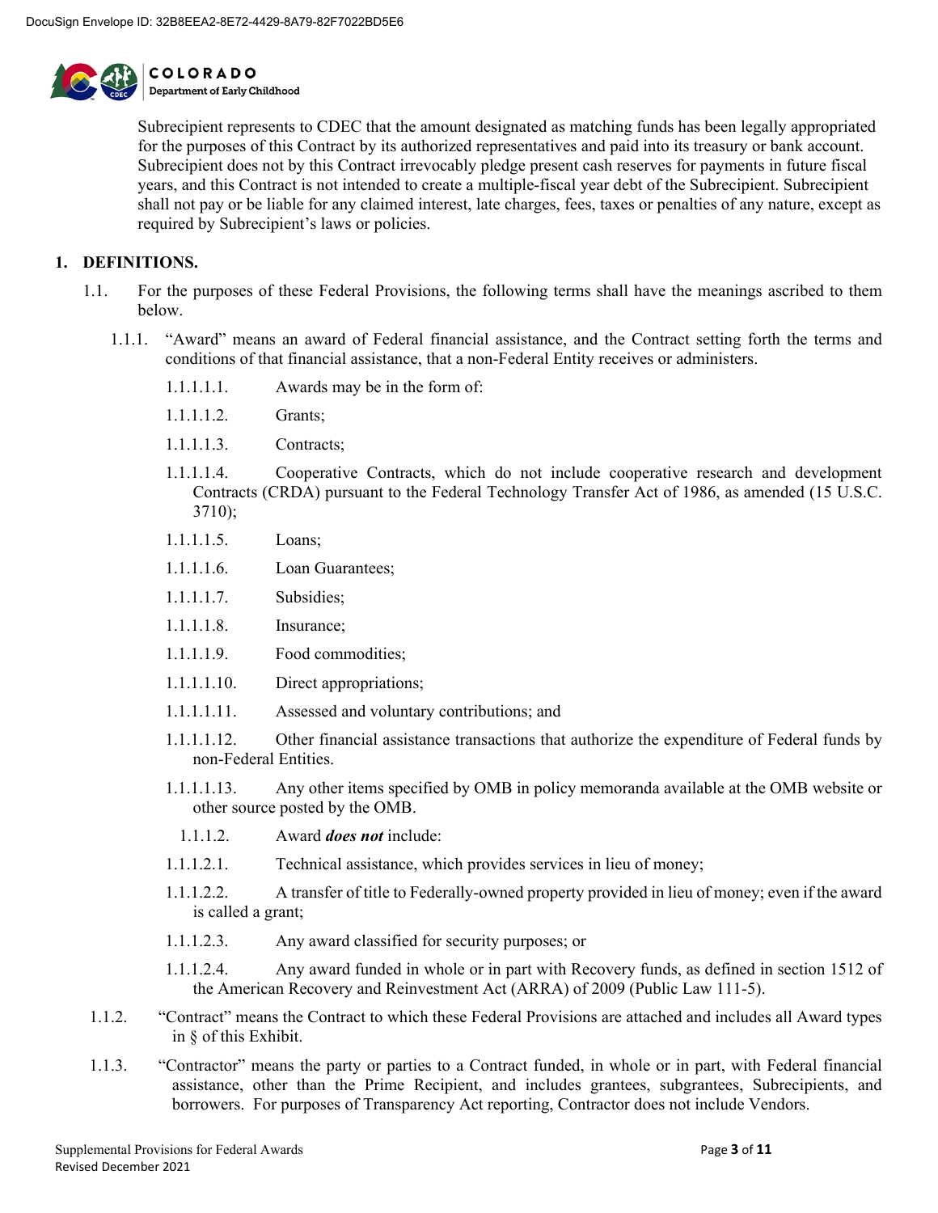Subrecipient represents to CDEC that the amount designated as matching funds has been legally appropriated for the purposes of this Contract by its authorized representatives and paid into its treasury or bank account. Subrecipient does not by this Contract irrevocably pledge present cash reserves for payments in future fiscal years, and this Contract is not intended to create a multiple-fiscal year debt of the Subrecipient. Subrecipient shall not pay or be liable for any claimed interest, late charges, fees, taxes or penalties of any nature, except as required by Subrecipient's laws or policies.

## 1. DEFINITIONS.

1.1. For the purposes of these Federal Provisions, the following terms shall have the meanings ascribed to them below.

1.1.1. "Award" means an award of Federal financial assistance, and the Contract setting forth the terms and conditions of that financial assistance, that a non-Federal Entity receives or administers.

1.1.1.1.1. Awards may be in the form of:

1.1.1.1.2. Grants;

1.1.1.1.3. Contracts;

1.1.1.1.4. Cooperative Contracts, which do not include cooperative research and development Contracts (CRDA) pursuant to the Federal Technology Transfer Act of 1986, as amended (15 U.S.C. 3710);

1.1.1.1.5. Loans;

1.1.1.1.6. Loan Guarantees;

1.1.1.1.7. Subsidies;

1.1.1.1.8. Insurance;

1.1.1.1.9. Food commodities;

1.1.1.1.10. Direct appropriations;

1.1.1.1.11. Assessed and voluntary contributions; and

1.1.1.1.12. Other financial assistance transactions that authorize the expenditure of Federal funds by non-Federal Entities.

1.1.1.1.13. Any other items specified by OMB in policy memoranda available at the OMB website or other source posted by the OMB.

1.1.1.2. Award ***does not*** include:

1.1.1.2.1. Technical assistance, which provides services in lieu of money;

1.1.1.2.2. A transfer of title to Federally-owned property provided in lieu of money; even if the award is called a grant;

1.1.1.2.3. Any award classified for security purposes; or

1.1.1.2.4. Any award funded in whole or in part with Recovery funds, as defined in section 1512 of the American Recovery and Reinvestment Act (ARRA) of 2009 (Public Law 111-5).

1.1.2. "Contract" means the Contract to which these Federal Provisions are attached and includes all Award types in § of this Exhibit.

1.1.3. "Contractor" means the party or parties to a Contract funded, in whole or in part, with Federal financial assistance, other than the Prime Recipient, and includes grantees, subgrantees, Subrecipients, and borrowers. For purposes of Transparency Act reporting, Contractor does not include Vendors.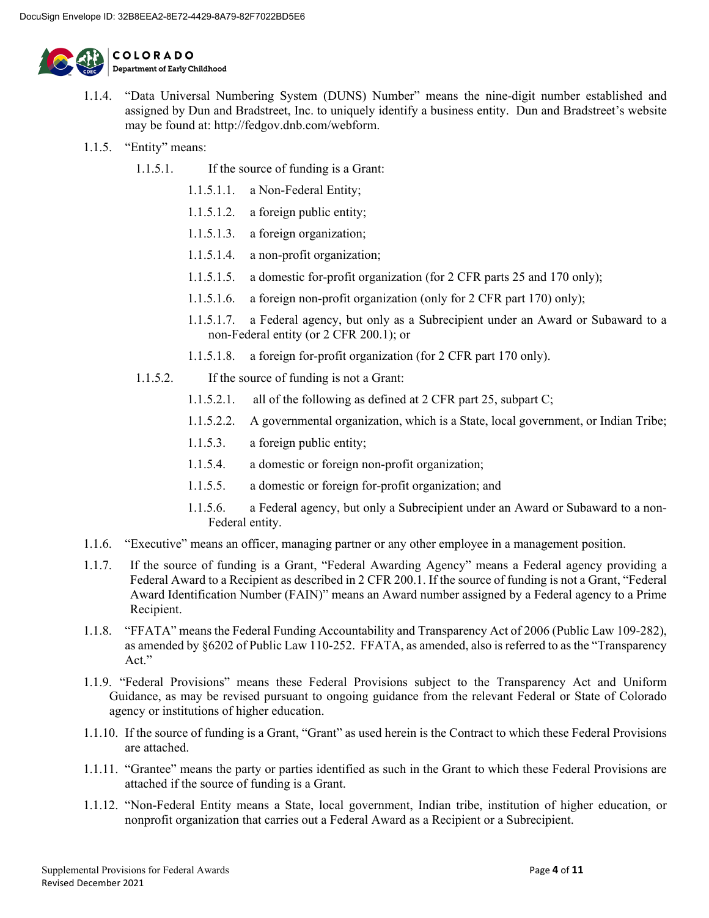1.1.4. "Data Universal Numbering System (DUNS) Number" means the nine-digit number established and assigned by Dun and Bradstreet, Inc. to uniquely identify a business entity. Dun and Bradstreet's website may be found at: http://fedgov.dnb.com/webform.

1.1.5. "Entity" means:

- 1.1.5.1. If the source of funding is a Grant:
  - 1.1.5.1.1. a Non-Federal Entity;
  - 1.1.5.1.2. a foreign public entity;
  - 1.1.5.1.3. a foreign organization;
  - 1.1.5.1.4. a non-profit organization;
  - 1.1.5.1.5. a domestic for-profit organization (for 2 CFR parts 25 and 170 only);
  - 1.1.5.1.6. a foreign non-profit organization (only for 2 CFR part 170) only);
  - 1.1.5.1.7. a Federal agency, but only as a Subrecipient under an Award or Subaward to a non-Federal entity (or 2 CFR 200.1); or
  - 1.1.5.1.8. a foreign for-profit organization (for 2 CFR part 170 only).
- 1.1.5.2. If the source of funding is not a Grant:
  - 1.1.5.2.1. all of the following as defined at 2 CFR part 25, subpart C;
  - 1.1.5.2.2. A governmental organization, which is a State, local government, or Indian Tribe;
  - 1.1.5.3. a foreign public entity;
  - 1.1.5.4. a domestic or foreign non-profit organization;
  - 1.1.5.5. a domestic or foreign for-profit organization; and
  - 1.1.5.6. a Federal agency, but only a Subrecipient under an Award or Subaward to a non-Federal entity.

1.1.6. "Executive" means an officer, managing partner or any other employee in a management position.

1.1.7. If the source of funding is a Grant, "Federal Awarding Agency" means a Federal agency providing a Federal Award to a Recipient as described in 2 CFR 200.1. If the source of funding is not a Grant, "Federal Award Identification Number (FAIN)" means an Award number assigned by a Federal agency to a Prime Recipient.

1.1.8. "FFATA" means the Federal Funding Accountability and Transparency Act of 2006 (Public Law 109-282), as amended by §6202 of Public Law 110-252. FFATA, as amended, also is referred to as the "Transparency Act."

1.1.9. "Federal Provisions" means these Federal Provisions subject to the Transparency Act and Uniform Guidance, as may be revised pursuant to ongoing guidance from the relevant Federal or State of Colorado agency or institutions of higher education.

1.1.10. If the source of funding is a Grant, "Grant" as used herein is the Contract to which these Federal Provisions are attached.

1.1.11. "Grantee" means the party or parties identified as such in the Grant to which these Federal Provisions are attached if the source of funding is a Grant.

1.1.12. "Non-Federal Entity means a State, local government, Indian tribe, institution of higher education, or nonprofit organization that carries out a Federal Award as a Recipient or a Subrecipient.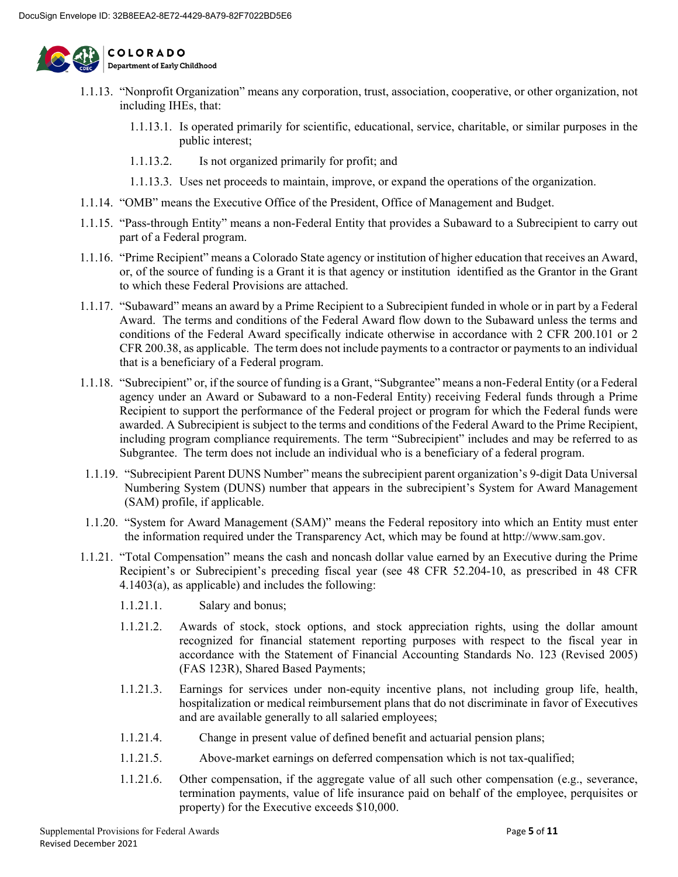1.1.13. "Nonprofit Organization" means any corporation, trust, association, cooperative, or other organization, not including IHEs, that:

1.1.13.1. Is operated primarily for scientific, educational, service, charitable, or similar purposes in the public interest;

1.1.13.2. Is not organized primarily for profit; and

1.1.13.3. Uses net proceeds to maintain, improve, or expand the operations of the organization.

1.1.14. "OMB" means the Executive Office of the President, Office of Management and Budget.

1.1.15. "Pass-through Entity" means a non-Federal Entity that provides a Subaward to a Subrecipient to carry out part of a Federal program.

1.1.16. "Prime Recipient" means a Colorado State agency or institution of higher education that receives an Award, or, of the source of funding is a Grant it is that agency or institution identified as the Grantor in the Grant to which these Federal Provisions are attached.

1.1.17. "Subaward" means an award by a Prime Recipient to a Subrecipient funded in whole or in part by a Federal Award. The terms and conditions of the Federal Award flow down to the Subaward unless the terms and conditions of the Federal Award specifically indicate otherwise in accordance with 2 CFR 200.101 or 2 CFR 200.38, as applicable. The term does not include payments to a contractor or payments to an individual that is a beneficiary of a Federal program.

1.1.18. "Subrecipient" or, if the source of funding is a Grant, "Subgrantee" means a non-Federal Entity (or a Federal agency under an Award or Subaward to a non-Federal Entity) receiving Federal funds through a Prime Recipient to support the performance of the Federal project or program for which the Federal funds were awarded. A Subrecipient is subject to the terms and conditions of the Federal Award to the Prime Recipient, including program compliance requirements. The term "Subrecipient" includes and may be referred to as Subgrantee. The term does not include an individual who is a beneficiary of a federal program.

1.1.19. "Subrecipient Parent DUNS Number" means the subrecipient parent organization's 9-digit Data Universal Numbering System (DUNS) number that appears in the subrecipient's System for Award Management (SAM) profile, if applicable.

1.1.20. "System for Award Management (SAM)" means the Federal repository into which an Entity must enter the information required under the Transparency Act, which may be found at http://www.sam.gov.

1.1.21. "Total Compensation" means the cash and noncash dollar value earned by an Executive during the Prime Recipient's or Subrecipient's preceding fiscal year (see 48 CFR 52.204-10, as prescribed in 48 CFR 4.1403(a), as applicable) and includes the following:

1.1.21.1. Salary and bonus;

1.1.21.2. Awards of stock, stock options, and stock appreciation rights, using the dollar amount recognized for financial statement reporting purposes with respect to the fiscal year in accordance with the Statement of Financial Accounting Standards No. 123 (Revised 2005) (FAS 123R), Shared Based Payments;

1.1.21.3. Earnings for services under non-equity incentive plans, not including group life, health, hospitalization or medical reimbursement plans that do not discriminate in favor of Executives and are available generally to all salaried employees;

1.1.21.4. Change in present value of defined benefit and actuarial pension plans;

1.1.21.5. Above-market earnings on deferred compensation which is not tax-qualified;

1.1.21.6. Other compensation, if the aggregate value of all such other compensation (e.g., severance, termination payments, value of life insurance paid on behalf of the employee, perquisites or property) for the Executive exceeds $10,000.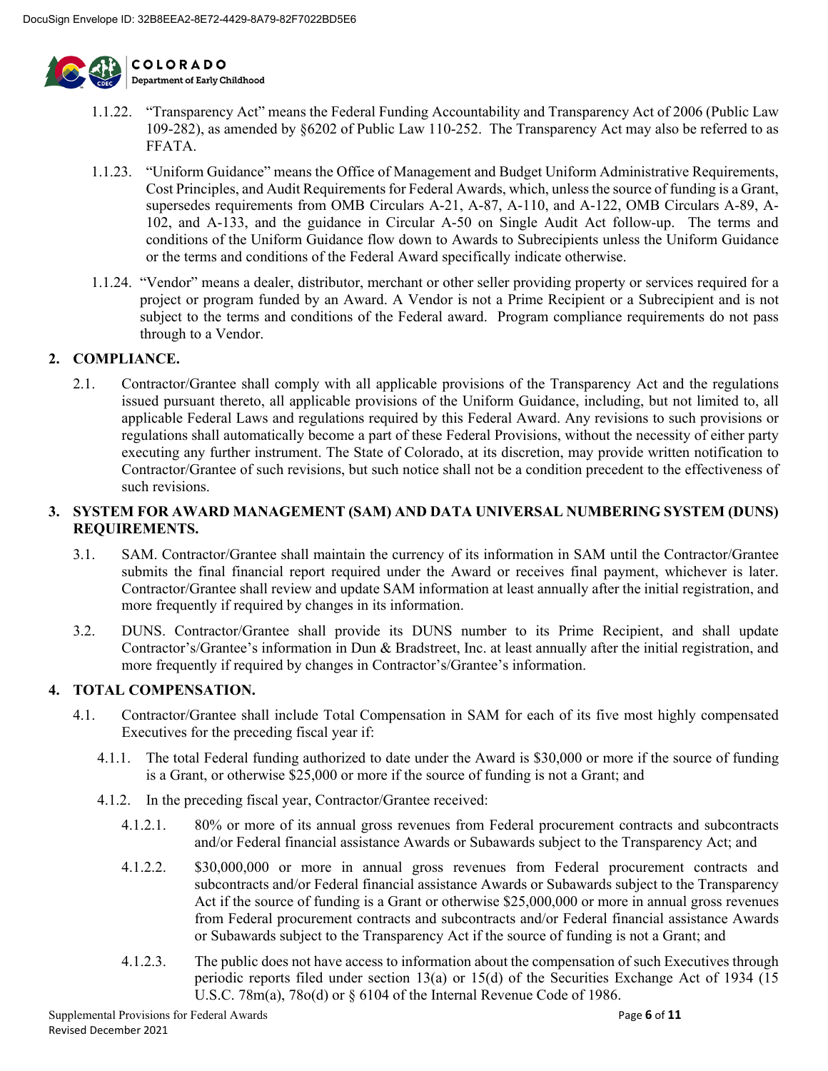1.1.22. "Transparency Act" means the Federal Funding Accountability and Transparency Act of 2006 (Public Law 109-282), as amended by §6202 of Public Law 110-252. The Transparency Act may also be referred to as FFATA.

1.1.23. "Uniform Guidance" means the Office of Management and Budget Uniform Administrative Requirements, Cost Principles, and Audit Requirements for Federal Awards, which, unless the source of funding is a Grant, supersedes requirements from OMB Circulars A-21, A-87, A-110, and A-122, OMB Circulars A-89, A-102, and A-133, and the guidance in Circular A-50 on Single Audit Act follow-up. The terms and conditions of the Uniform Guidance flow down to Awards to Subrecipients unless the Uniform Guidance or the terms and conditions of the Federal Award specifically indicate otherwise.

1.1.24. "Vendor" means a dealer, distributor, merchant or other seller providing property or services required for a project or program funded by an Award. A Vendor is not a Prime Recipient or a Subrecipient and is not subject to the terms and conditions of the Federal award. Program compliance requirements do not pass through to a Vendor.

## 2. COMPLIANCE.

2.1. Contractor/Grantee shall comply with all applicable provisions of the Transparency Act and the regulations issued pursuant thereto, all applicable provisions of the Uniform Guidance, including, but not limited to, all applicable Federal Laws and regulations required by this Federal Award. Any revisions to such provisions or regulations shall automatically become a part of these Federal Provisions, without the necessity of either party executing any further instrument. The State of Colorado, at its discretion, may provide written notification to Contractor/Grantee of such revisions, but such notice shall not be a condition precedent to the effectiveness of such revisions.

## 3. SYSTEM FOR AWARD MANAGEMENT (SAM) AND DATA UNIVERSAL NUMBERING SYSTEM (DUNS) REQUIREMENTS.

3.1. SAM. Contractor/Grantee shall maintain the currency of its information in SAM until the Contractor/Grantee submits the final financial report required under the Award or receives final payment, whichever is later. Contractor/Grantee shall review and update SAM information at least annually after the initial registration, and more frequently if required by changes in its information.

3.2. DUNS. Contractor/Grantee shall provide its DUNS number to its Prime Recipient, and shall update Contractor's/Grantee's information in Dun & Bradstreet, Inc. at least annually after the initial registration, and more frequently if required by changes in Contractor's/Grantee's information.

## 4. TOTAL COMPENSATION.

4.1. Contractor/Grantee shall include Total Compensation in SAM for each of its five most highly compensated Executives for the preceding fiscal year if:

4.1.1. The total Federal funding authorized to date under the Award is $30,000 or more if the source of funding is a Grant, or otherwise $25,000 or more if the source of funding is not a Grant; and

4.1.2. In the preceding fiscal year, Contractor/Grantee received:

4.1.2.1. 80% or more of its annual gross revenues from Federal procurement contracts and subcontracts and/or Federal financial assistance Awards or Subawards subject to the Transparency Act; and

4.1.2.2. $30,000,000 or more in annual gross revenues from Federal procurement contracts and subcontracts and/or Federal financial assistance Awards or Subawards subject to the Transparency Act if the source of funding is a Grant or otherwise $25,000,000 or more in annual gross revenues from Federal procurement contracts and subcontracts and/or Federal financial assistance Awards or Subawards subject to the Transparency Act if the source of funding is not a Grant; and

4.1.2.3. The public does not have access to information about the compensation of such Executives through periodic reports filed under section 13(a) or 15(d) of the Securities Exchange Act of 1934 (15 U.S.C. 78m(a), 78o(d) or § 6104 of the Internal Revenue Code of 1986.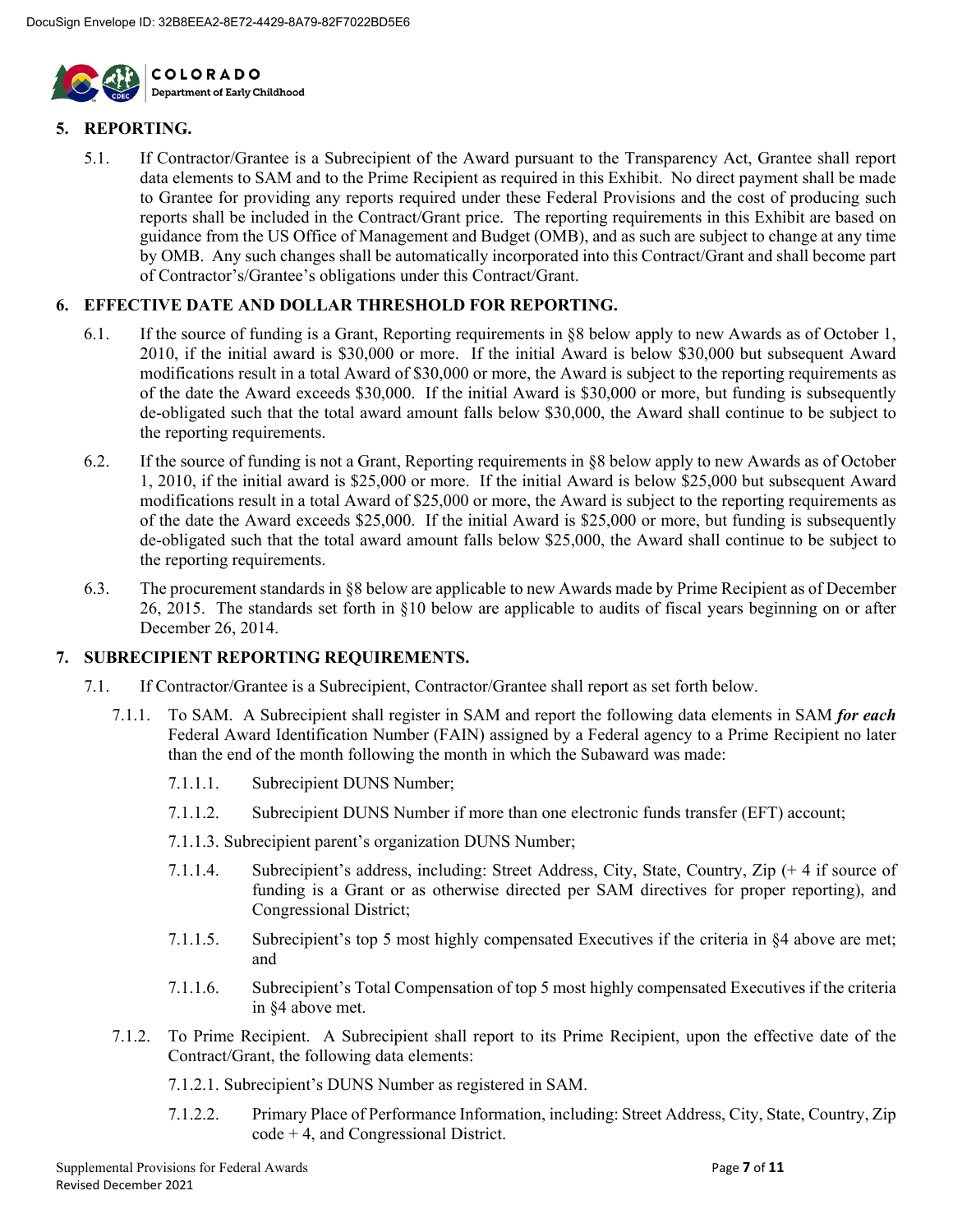## 5. REPORTING.

5.1. If Contractor/Grantee is a Subrecipient of the Award pursuant to the Transparency Act, Grantee shall report data elements to SAM and to the Prime Recipient as required in this Exhibit. No direct payment shall be made to Grantee for providing any reports required under these Federal Provisions and the cost of producing such reports shall be included in the Contract/Grant price. The reporting requirements in this Exhibit are based on guidance from the US Office of Management and Budget (OMB), and as such are subject to change at any time by OMB. Any such changes shall be automatically incorporated into this Contract/Grant and shall become part of Contractor's/Grantee's obligations under this Contract/Grant.

## 6. EFFECTIVE DATE AND DOLLAR THRESHOLD FOR REPORTING.

6.1. If the source of funding is a Grant, Reporting requirements in §8 below apply to new Awards as of October 1, 2010, if the initial award is $30,000 or more. If the initial Award is below $30,000 but subsequent Award modifications result in a total Award of $30,000 or more, the Award is subject to the reporting requirements as of the date the Award exceeds $30,000. If the initial Award is $30,000 or more, but funding is subsequently de-obligated such that the total award amount falls below $30,000, the Award shall continue to be subject to the reporting requirements.

6.2. If the source of funding is not a Grant, Reporting requirements in §8 below apply to new Awards as of October 1, 2010, if the initial award is $25,000 or more. If the initial Award is below $25,000 but subsequent Award modifications result in a total Award of $25,000 or more, the Award is subject to the reporting requirements as of the date the Award exceeds $25,000. If the initial Award is $25,000 or more, but funding is subsequently de-obligated such that the total award amount falls below $25,000, the Award shall continue to be subject to the reporting requirements.

6.3. The procurement standards in §8 below are applicable to new Awards made by Prime Recipient as of December 26, 2015. The standards set forth in §10 below are applicable to audits of fiscal years beginning on or after December 26, 2014.

## 7. SUBRECIPIENT REPORTING REQUIREMENTS.

7.1. If Contractor/Grantee is a Subrecipient, Contractor/Grantee shall report as set forth below.

7.1.1. To SAM. A Subrecipient shall register in SAM and report the following data elements in SAM ***for each*** Federal Award Identification Number (FAIN) assigned by a Federal agency to a Prime Recipient no later than the end of the month following the month in which the Subaward was made:

7.1.1.1. Subrecipient DUNS Number;

7.1.1.2. Subrecipient DUNS Number if more than one electronic funds transfer (EFT) account;

7.1.1.3. Subrecipient parent's organization DUNS Number;

7.1.1.4. Subrecipient's address, including: Street Address, City, State, Country, Zip (+ 4 if source of funding is a Grant or as otherwise directed per SAM directives for proper reporting), and Congressional District;

7.1.1.5. Subrecipient's top 5 most highly compensated Executives if the criteria in §4 above are met; and

7.1.1.6. Subrecipient's Total Compensation of top 5 most highly compensated Executives if the criteria in §4 above met.

7.1.2. To Prime Recipient. A Subrecipient shall report to its Prime Recipient, upon the effective date of the Contract/Grant, the following data elements:

7.1.2.1. Subrecipient's DUNS Number as registered in SAM.

7.1.2.2. Primary Place of Performance Information, including: Street Address, City, State, Country, Zip code + 4, and Congressional District.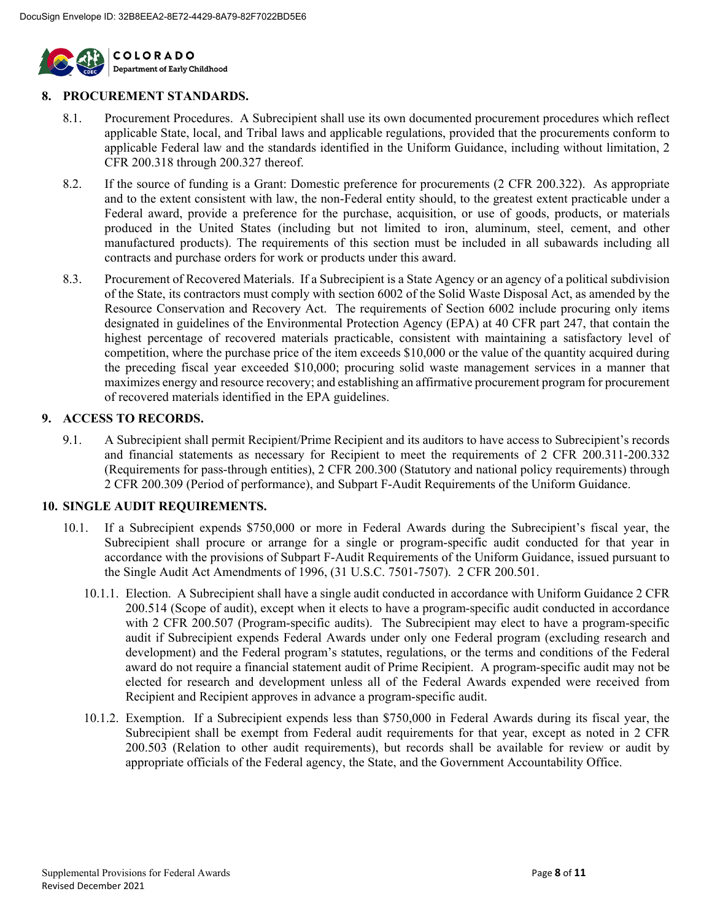## 8. PROCUREMENT STANDARDS.

8.1. Procurement Procedures. A Subrecipient shall use its own documented procurement procedures which reflect applicable State, local, and Tribal laws and applicable regulations, provided that the procurements conform to applicable Federal law and the standards identified in the Uniform Guidance, including without limitation, 2 CFR 200.318 through 200.327 thereof.

8.2. If the source of funding is a Grant: Domestic preference for procurements (2 CFR 200.322). As appropriate and to the extent consistent with law, the non-Federal entity should, to the greatest extent practicable under a Federal award, provide a preference for the purchase, acquisition, or use of goods, products, or materials produced in the United States (including but not limited to iron, aluminum, steel, cement, and other manufactured products). The requirements of this section must be included in all subawards including all contracts and purchase orders for work or products under this award.

8.3. Procurement of Recovered Materials. If a Subrecipient is a State Agency or an agency of a political subdivision of the State, its contractors must comply with section 6002 of the Solid Waste Disposal Act, as amended by the Resource Conservation and Recovery Act. The requirements of Section 6002 include procuring only items designated in guidelines of the Environmental Protection Agency (EPA) at 40 CFR part 247, that contain the highest percentage of recovered materials practicable, consistent with maintaining a satisfactory level of competition, where the purchase price of the item exceeds $10,000 or the value of the quantity acquired during the preceding fiscal year exceeded $10,000; procuring solid waste management services in a manner that maximizes energy and resource recovery; and establishing an affirmative procurement program for procurement of recovered materials identified in the EPA guidelines.

## 9. ACCESS TO RECORDS.

9.1. A Subrecipient shall permit Recipient/Prime Recipient and its auditors to have access to Subrecipient's records and financial statements as necessary for Recipient to meet the requirements of 2 CFR 200.311-200.332 (Requirements for pass-through entities), 2 CFR 200.300 (Statutory and national policy requirements) through 2 CFR 200.309 (Period of performance), and Subpart F-Audit Requirements of the Uniform Guidance.

## 10. SINGLE AUDIT REQUIREMENTS.

10.1. If a Subrecipient expends $750,000 or more in Federal Awards during the Subrecipient's fiscal year, the Subrecipient shall procure or arrange for a single or program-specific audit conducted for that year in accordance with the provisions of Subpart F-Audit Requirements of the Uniform Guidance, issued pursuant to the Single Audit Act Amendments of 1996, (31 U.S.C. 7501-7507). 2 CFR 200.501.

10.1.1. Election. A Subrecipient shall have a single audit conducted in accordance with Uniform Guidance 2 CFR 200.514 (Scope of audit), except when it elects to have a program-specific audit conducted in accordance with 2 CFR 200.507 (Program-specific audits). The Subrecipient may elect to have a program-specific audit if Subrecipient expends Federal Awards under only one Federal program (excluding research and development) and the Federal program's statutes, regulations, or the terms and conditions of the Federal award do not require a financial statement audit of Prime Recipient. A program-specific audit may not be elected for research and development unless all of the Federal Awards expended were received from Recipient and Recipient approves in advance a program-specific audit.

10.1.2. Exemption. If a Subrecipient expends less than $750,000 in Federal Awards during its fiscal year, the Subrecipient shall be exempt from Federal audit requirements for that year, except as noted in 2 CFR 200.503 (Relation to other audit requirements), but records shall be available for review or audit by appropriate officials of the Federal agency, the State, and the Government Accountability Office.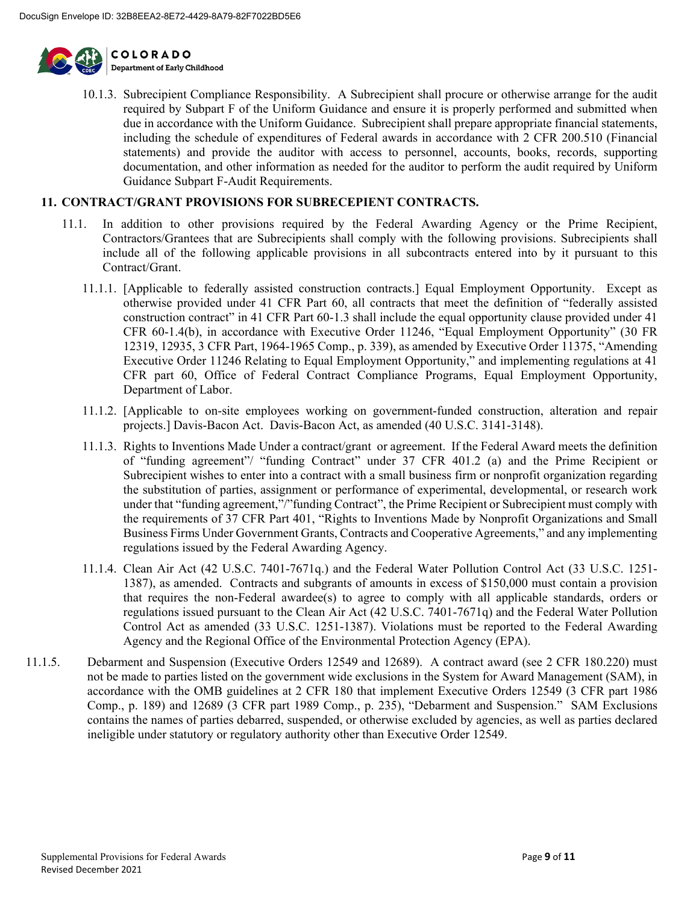10.1.3. Subrecipient Compliance Responsibility. A Subrecipient shall procure or otherwise arrange for the audit required by Subpart F of the Uniform Guidance and ensure it is properly performed and submitted when due in accordance with the Uniform Guidance. Subrecipient shall prepare appropriate financial statements, including the schedule of expenditures of Federal awards in accordance with 2 CFR 200.510 (Financial statements) and provide the auditor with access to personnel, accounts, books, records, supporting documentation, and other information as needed for the auditor to perform the audit required by Uniform Guidance Subpart F-Audit Requirements.

## 11. CONTRACT/GRANT PROVISIONS FOR SUBRECEPIENT CONTRACTS.

11.1. In addition to other provisions required by the Federal Awarding Agency or the Prime Recipient, Contractors/Grantees that are Subrecipients shall comply with the following provisions. Subrecipients shall include all of the following applicable provisions in all subcontracts entered into by it pursuant to this Contract/Grant.

11.1.1. [Applicable to federally assisted construction contracts.] Equal Employment Opportunity. Except as otherwise provided under 41 CFR Part 60, all contracts that meet the definition of "federally assisted construction contract" in 41 CFR Part 60-1.3 shall include the equal opportunity clause provided under 41 CFR 60-1.4(b), in accordance with Executive Order 11246, "Equal Employment Opportunity" (30 FR 12319, 12935, 3 CFR Part, 1964-1965 Comp., p. 339), as amended by Executive Order 11375, "Amending Executive Order 11246 Relating to Equal Employment Opportunity," and implementing regulations at 41 CFR part 60, Office of Federal Contract Compliance Programs, Equal Employment Opportunity, Department of Labor.

11.1.2. [Applicable to on-site employees working on government-funded construction, alteration and repair projects.] Davis-Bacon Act. Davis-Bacon Act, as amended (40 U.S.C. 3141-3148).

11.1.3. Rights to Inventions Made Under a contract/grant or agreement. If the Federal Award meets the definition of "funding agreement"/ "funding Contract" under 37 CFR 401.2 (a) and the Prime Recipient or Subrecipient wishes to enter into a contract with a small business firm or nonprofit organization regarding the substitution of parties, assignment or performance of experimental, developmental, or research work under that "funding agreement,"/"funding Contract", the Prime Recipient or Subrecipient must comply with the requirements of 37 CFR Part 401, "Rights to Inventions Made by Nonprofit Organizations and Small Business Firms Under Government Grants, Contracts and Cooperative Agreements," and any implementing regulations issued by the Federal Awarding Agency.

11.1.4. Clean Air Act (42 U.S.C. 7401-7671q.) and the Federal Water Pollution Control Act (33 U.S.C. 1251-1387), as amended. Contracts and subgrants of amounts in excess of $150,000 must contain a provision that requires the non-Federal awardee(s) to agree to comply with all applicable standards, orders or regulations issued pursuant to the Clean Air Act (42 U.S.C. 7401-7671q) and the Federal Water Pollution Control Act as amended (33 U.S.C. 1251-1387). Violations must be reported to the Federal Awarding Agency and the Regional Office of the Environmental Protection Agency (EPA).

11.1.5. Debarment and Suspension (Executive Orders 12549 and 12689). A contract award (see 2 CFR 180.220) must not be made to parties listed on the government wide exclusions in the System for Award Management (SAM), in accordance with the OMB guidelines at 2 CFR 180 that implement Executive Orders 12549 (3 CFR part 1986 Comp., p. 189) and 12689 (3 CFR part 1989 Comp., p. 235), "Debarment and Suspension." SAM Exclusions contains the names of parties debarred, suspended, or otherwise excluded by agencies, as well as parties declared ineligible under statutory or regulatory authority other than Executive Order 12549.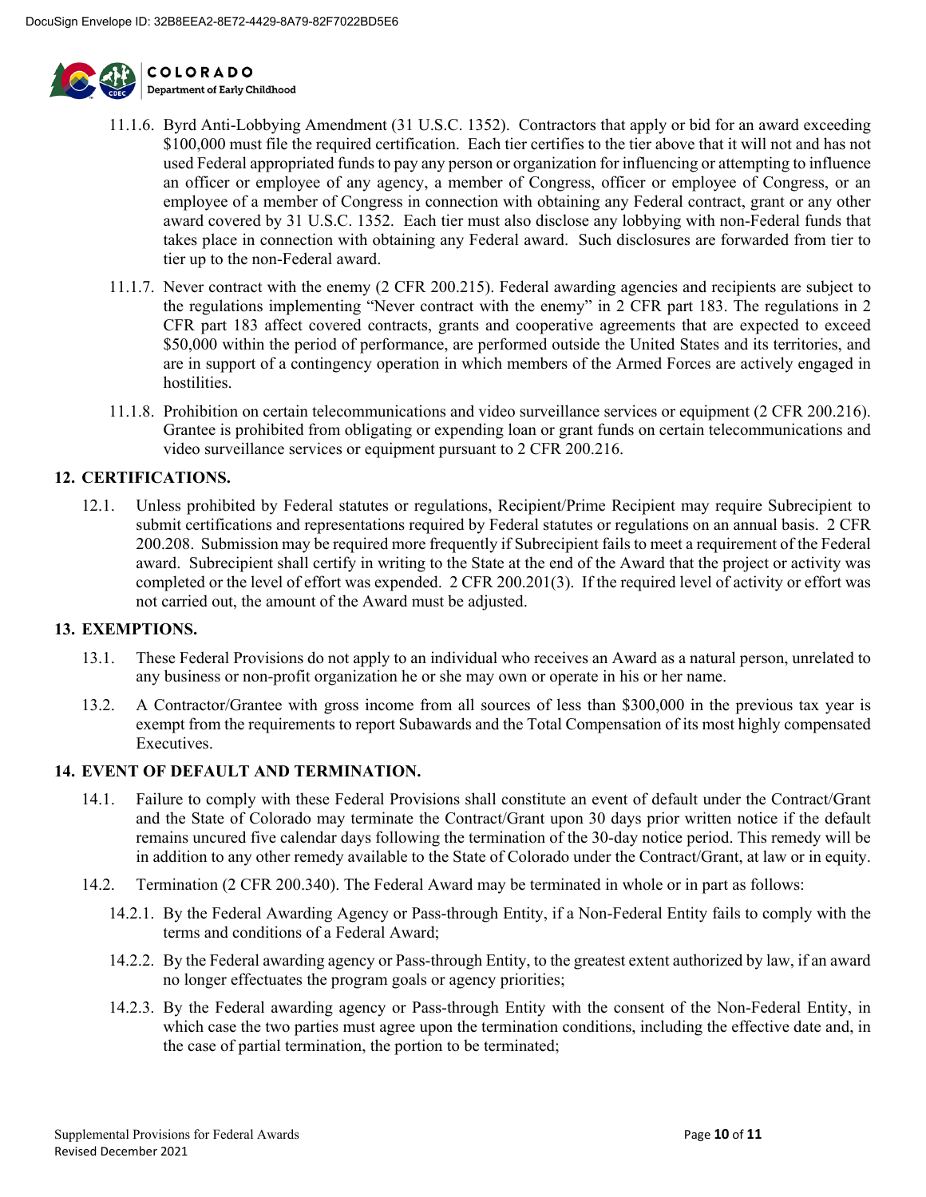11.1.6. Byrd Anti-Lobbying Amendment (31 U.S.C. 1352). Contractors that apply or bid for an award exceeding \$100,000 must file the required certification. Each tier certifies to the tier above that it will not and has not used Federal appropriated funds to pay any person or organization for influencing or attempting to influence an officer or employee of any agency, a member of Congress, officer or employee of Congress, or an employee of a member of Congress in connection with obtaining any Federal contract, grant or any other award covered by 31 U.S.C. 1352. Each tier must also disclose any lobbying with non-Federal funds that takes place in connection with obtaining any Federal award. Such disclosures are forwarded from tier to tier up to the non-Federal award.

11.1.7. Never contract with the enemy (2 CFR 200.215). Federal awarding agencies and recipients are subject to the regulations implementing "Never contract with the enemy" in 2 CFR part 183. The regulations in 2 CFR part 183 affect covered contracts, grants and cooperative agreements that are expected to exceed \$50,000 within the period of performance, are performed outside the United States and its territories, and are in support of a contingency operation in which members of the Armed Forces are actively engaged in hostilities.

11.1.8. Prohibition on certain telecommunications and video surveillance services or equipment (2 CFR 200.216). Grantee is prohibited from obligating or expending loan or grant funds on certain telecommunications and video surveillance services or equipment pursuant to 2 CFR 200.216.

## 12. CERTIFICATIONS.

12.1. Unless prohibited by Federal statutes or regulations, Recipient/Prime Recipient may require Subrecipient to submit certifications and representations required by Federal statutes or regulations on an annual basis. 2 CFR 200.208. Submission may be required more frequently if Subrecipient fails to meet a requirement of the Federal award. Subrecipient shall certify in writing to the State at the end of the Award that the project or activity was completed or the level of effort was expended. 2 CFR 200.201(3). If the required level of activity or effort was not carried out, the amount of the Award must be adjusted.

## 13. EXEMPTIONS.

13.1. These Federal Provisions do not apply to an individual who receives an Award as a natural person, unrelated to any business or non-profit organization he or she may own or operate in his or her name.

13.2. A Contractor/Grantee with gross income from all sources of less than \$300,000 in the previous tax year is exempt from the requirements to report Subawards and the Total Compensation of its most highly compensated Executives.

## 14. EVENT OF DEFAULT AND TERMINATION.

14.1. Failure to comply with these Federal Provisions shall constitute an event of default under the Contract/Grant and the State of Colorado may terminate the Contract/Grant upon 30 days prior written notice if the default remains uncured five calendar days following the termination of the 30-day notice period. This remedy will be in addition to any other remedy available to the State of Colorado under the Contract/Grant, at law or in equity.

14.2. Termination (2 CFR 200.340). The Federal Award may be terminated in whole or in part as follows:

14.2.1. By the Federal Awarding Agency or Pass-through Entity, if a Non-Federal Entity fails to comply with the terms and conditions of a Federal Award;

14.2.2. By the Federal awarding agency or Pass-through Entity, to the greatest extent authorized by law, if an award no longer effectuates the program goals or agency priorities;

14.2.3. By the Federal awarding agency or Pass-through Entity with the consent of the Non-Federal Entity, in which case the two parties must agree upon the termination conditions, including the effective date and, in the case of partial termination, the portion to be terminated;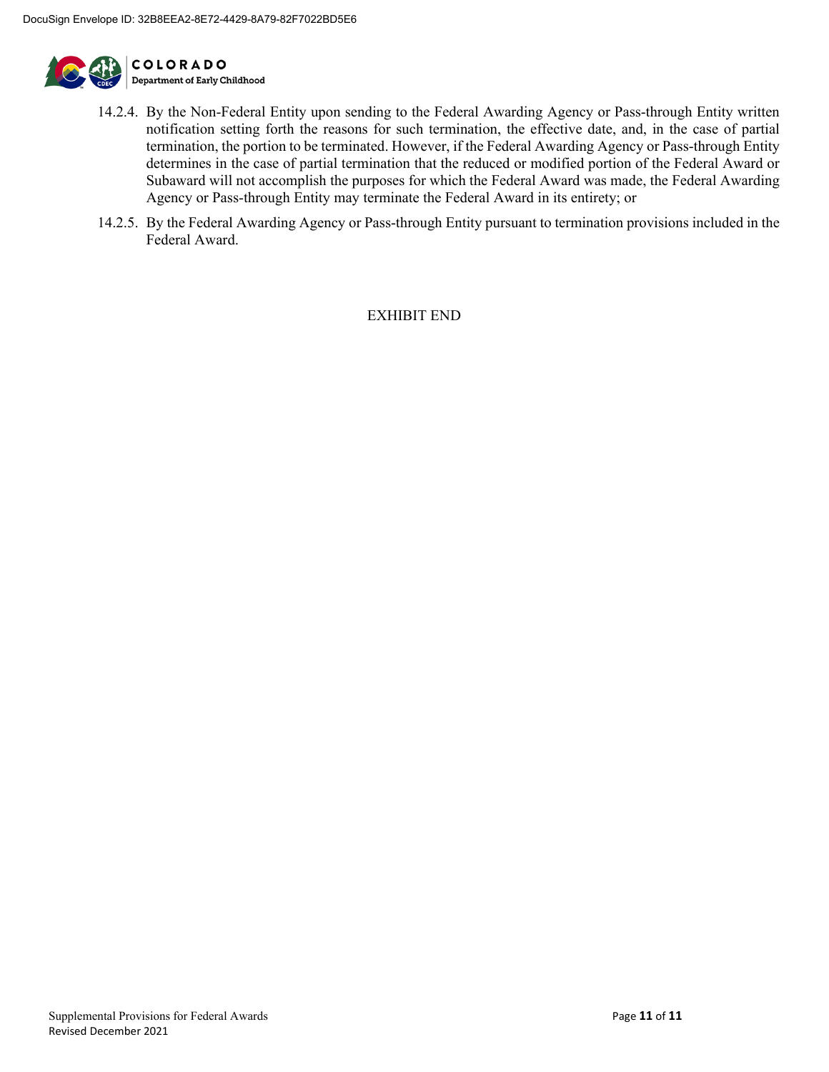14.2.4. By the Non-Federal Entity upon sending to the Federal Awarding Agency or Pass-through Entity written notification setting forth the reasons for such termination, the effective date, and, in the case of partial termination, the portion to be terminated. However, if the Federal Awarding Agency or Pass-through Entity determines in the case of partial termination that the reduced or modified portion of the Federal Award or Subaward will not accomplish the purposes for which the Federal Award was made, the Federal Awarding Agency or Pass-through Entity may terminate the Federal Award in its entirety; or

14.2.5. By the Federal Awarding Agency or Pass-through Entity pursuant to termination provisions included in the Federal Award.

EXHIBIT END